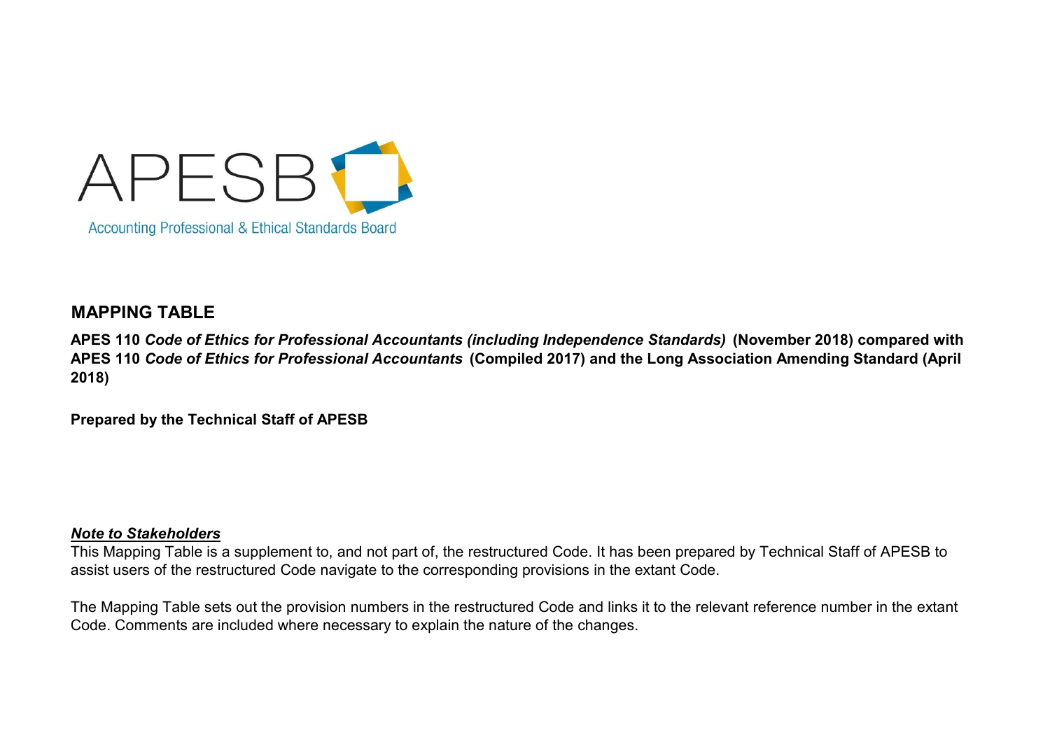APESB

Accounting Professional & Ethical Standards Board

## MAPPING TABLE

**APES 110 *Code of Ethics for Professional Accountants (including Independence Standards)* (November 2018) compared with APES 110 *Code of Ethics for Professional Accountants* (Compiled 2017) and the Long Association Amending Standard (April 2018)**

**Prepared by the Technical Staff of APESB**

***Note to Stakeholders***

This Mapping Table is a supplement to, and not part of, the restructured Code. It has been prepared by Technical Staff of APESB to assist users of the restructured Code navigate to the corresponding provisions in the extant Code.

The Mapping Table sets out the provision numbers in the restructured Code and links it to the relevant reference number in the extant Code. Comments are included where necessary to explain the nature of the changes.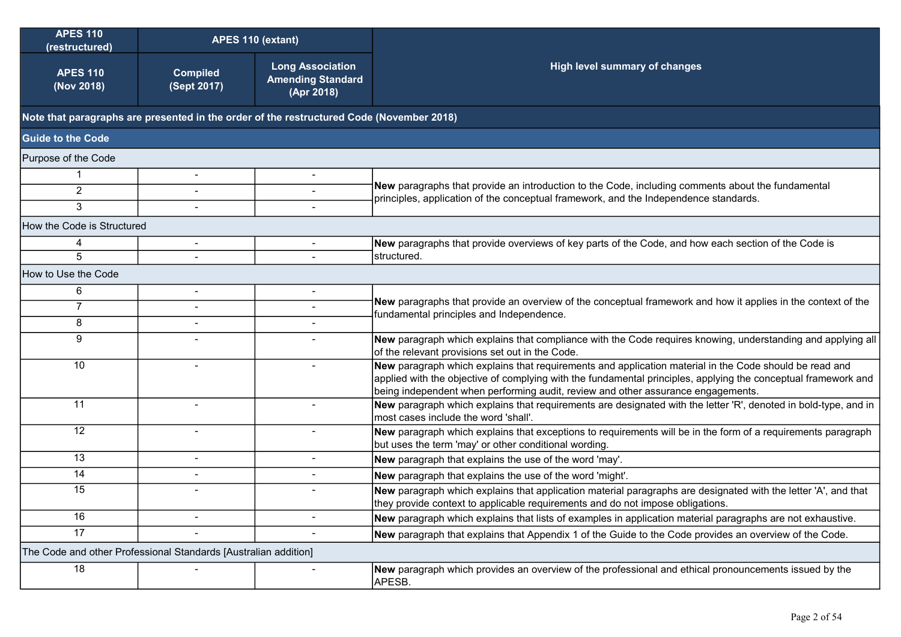| APES 110 (restructured) | APES 110 (extant) | | |
|---|---|---|---|
| APES 110 (Nov 2018) | Compiled (Sept 2017) | Long Association Amending Standard (Apr 2018) | High level summary of changes |
| Note that paragraphs are presented in the order of the restructured Code (November 2018) | | | |
| **Guide to the Code** | | | |
| Purpose of the Code | | | |
| 1 | - | - | **New** paragraphs that provide an introduction to the Code, including comments about the fundamental principles, application of the conceptual framework, and the Independence standards. |
| 2 | - | - | |
| 3 | - | - | |
| How the Code is Structured | | | |
| 4 | - | - | **New** paragraphs that provide overviews of key parts of the Code, and how each section of the Code is structured. |
| 5 | - | - | |
| How to Use the Code | | | |
| 6 | - | - | **New** paragraphs that provide an overview of the conceptual framework and how it applies in the context of the fundamental principles and Independence. |
| 7 | - | - | |
| 8 | - | - | |
| 9 | - | - | **New** paragraph which explains that compliance with the Code requires knowing, understanding and applying all of the relevant provisions set out in the Code. |
| 10 | - | - | **New** paragraph which explains that requirements and application material in the Code should be read and applied with the objective of complying with the fundamental principles, applying the conceptual framework and being independent when performing audit, review and other assurance engagements. |
| 11 | - | - | **New** paragraph which explains that requirements are designated with the letter 'R', denoted in bold-type, and in most cases include the word 'shall'. |
| 12 | - | - | **New** paragraph which explains that exceptions to requirements will be in the form of a requirements paragraph but uses the term 'may' or other conditional wording. |
| 13 | - | - | **New** paragraph that explains the use of the word 'may'. |
| 14 | - | - | **New** paragraph that explains the use of the word 'might'. |
| 15 | - | - | **New** paragraph which explains that application material paragraphs are designated with the letter 'A', and that they provide context to applicable requirements and do not impose obligations. |
| 16 | - | - | **New** paragraph which explains that lists of examples in application material paragraphs are not exhaustive. |
| 17 | - | - | **New** paragraph that explains that Appendix 1 of the Guide to the Code provides an overview of the Code. |
| The Code and other Professional Standards [Australian addition] | | | |
| 18 | - | - | **New** paragraph which provides an overview of the professional and ethical pronouncements issued by the APESB. |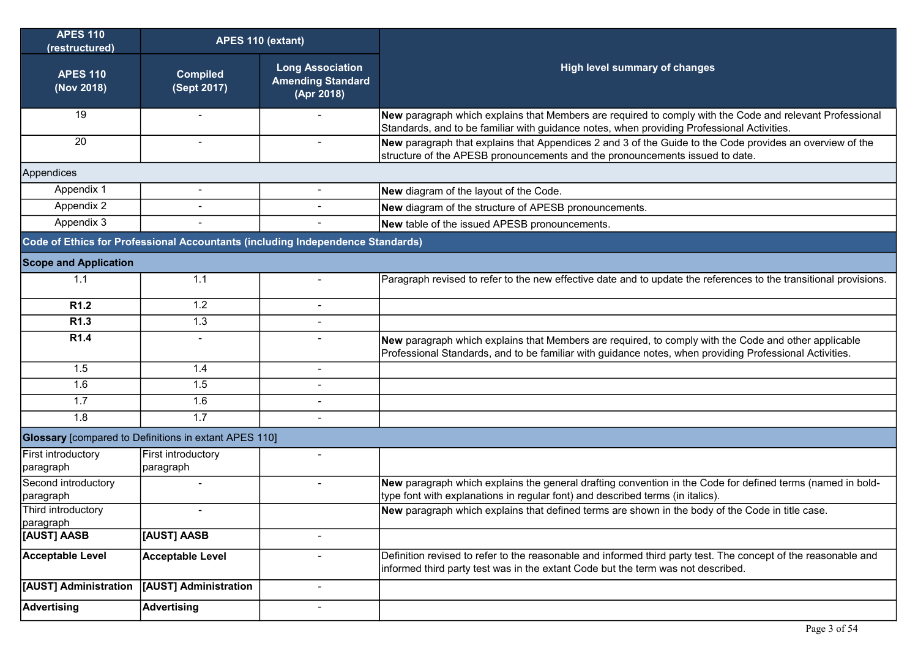| APES 110 (restructured) | APES 110 (extant) | | High level summary of changes |
|---|---|---|---|
| APES 110 (Nov 2018) | Compiled (Sept 2017) | Long Association Amending Standard (Apr 2018) | |
| 19 | - | - | **New** paragraph which explains that Members are required to comply with the Code and relevant Professional Standards, and to be familiar with guidance notes, when providing Professional Activities. |
| 20 | - | - | **New** paragraph that explains that Appendices 2 and 3 of the Guide to the Code provides an overview of the structure of the APESB pronouncements and the pronouncements issued to date. |
| Appendices | | | |
| Appendix 1 | - | - | **New** diagram of the layout of the Code. |
| Appendix 2 | - | - | **New** diagram of the structure of APESB pronouncements. |
| Appendix 3 | - | - | **New** table of the issued APESB pronouncements. |
| **Code of Ethics for Professional Accountants (including Independence Standards)** | | | |
| **Scope and Application** | | | |
| 1.1 | 1.1 | - | Paragraph revised to refer to the new effective date and to update the references to the transitional provisions. |
| **R1.2** | 1.2 | - | |
| **R1.3** | 1.3 | - | |
| **R1.4** | - | - | **New** paragraph which explains that Members are required, to comply with the Code and other applicable Professional Standards, and to be familiar with guidance notes, when providing Professional Activities. |
| 1.5 | 1.4 | - | |
| 1.6 | 1.5 | - | |
| 1.7 | 1.6 | - | |
| 1.8 | 1.7 | - | |
| **Glossary** [compared to Definitions in extant APES 110] | | | |
| First introductory paragraph | First introductory paragraph | - | |
| Second introductory paragraph | - | - | **New** paragraph which explains the general drafting convention in the Code for defined terms (named in bold-type font with explanations in regular font) and described terms (in italics). |
| Third introductory paragraph | - | | **New** paragraph which explains that defined terms are shown in the body of the Code in title case. |
| **[AUST] AASB** | **[AUST] AASB** | - | |
| **Acceptable Level** | **Acceptable Level** | - | Definition revised to refer to the reasonable and informed third party test. The concept of the reasonable and informed third party test was in the extant Code but the term was not described. |
| **[AUST] Administration** | **[AUST] Administration** | - | |
| **Advertising** | **Advertising** | - | |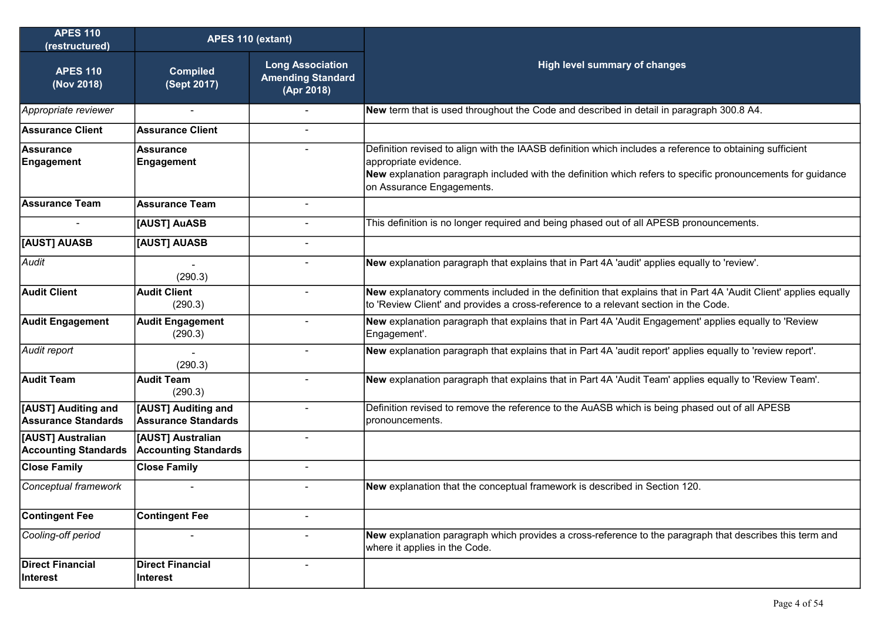| APES 110 (restructured) | APES 110 (extant) | | High level summary of changes |
|---|---|---|---|
| APES 110 (Nov 2018) | Compiled (Sept 2017) | Long Association Amending Standard (Apr 2018) | |
| *Appropriate reviewer* | - | - | **New** term that is used throughout the Code and described in detail in paragraph 300.8 A4. |
| **Assurance Client** | **Assurance Client** | - | |
| **Assurance Engagement** | **Assurance Engagement** | - | Definition revised to align with the IAASB definition which includes a reference to obtaining sufficient appropriate evidence.<br>**New** explanation paragraph included with the definition which refers to specific pronouncements for guidance on Assurance Engagements. |
| **Assurance Team** | **Assurance Team** | - | |
| - | **[AUST] AuASB** | - | This definition is no longer required and being phased out of all APESB pronouncements. |
| **[AUST] AUASB** | **[AUST] AUASB** | - | |
| *Audit* | - (290.3) | - | **New** explanation paragraph that explains that in Part 4A 'audit' applies equally to 'review'. |
| **Audit Client** | **Audit Client** (290.3) | - | **New** explanatory comments included in the definition that explains that in Part 4A 'Audit Client' applies equally to 'Review Client' and provides a cross-reference to a relevant section in the Code. |
| **Audit Engagement** | **Audit Engagement** (290.3) | - | **New** explanation paragraph that explains that in Part 4A 'Audit Engagement' applies equally to 'Review Engagement'. |
| *Audit report* | - (290.3) | - | **New** explanation paragraph that explains that in Part 4A 'audit report' applies equally to 'review report'. |
| **Audit Team** | **Audit Team** (290.3) | - | **New** explanation paragraph that explains that in Part 4A 'Audit Team' applies equally to 'Review Team'. |
| **[AUST] Auditing and Assurance Standards** | **[AUST] Auditing and Assurance Standards** | - | Definition revised to remove the reference to the AuASB which is being phased out of all APESB pronouncements. |
| **[AUST] Australian Accounting Standards** | **[AUST] Australian Accounting Standards** | - | |
| **Close Family** | **Close Family** | - | |
| *Conceptual framework* | - | - | **New** explanation that the conceptual framework is described in Section 120. |
| **Contingent Fee** | **Contingent Fee** | - | |
| *Cooling-off period* | - | - | **New** explanation paragraph which provides a cross-reference to the paragraph that describes this term and where it applies in the Code. |
| **Direct Financial Interest** | **Direct Financial Interest** | - | |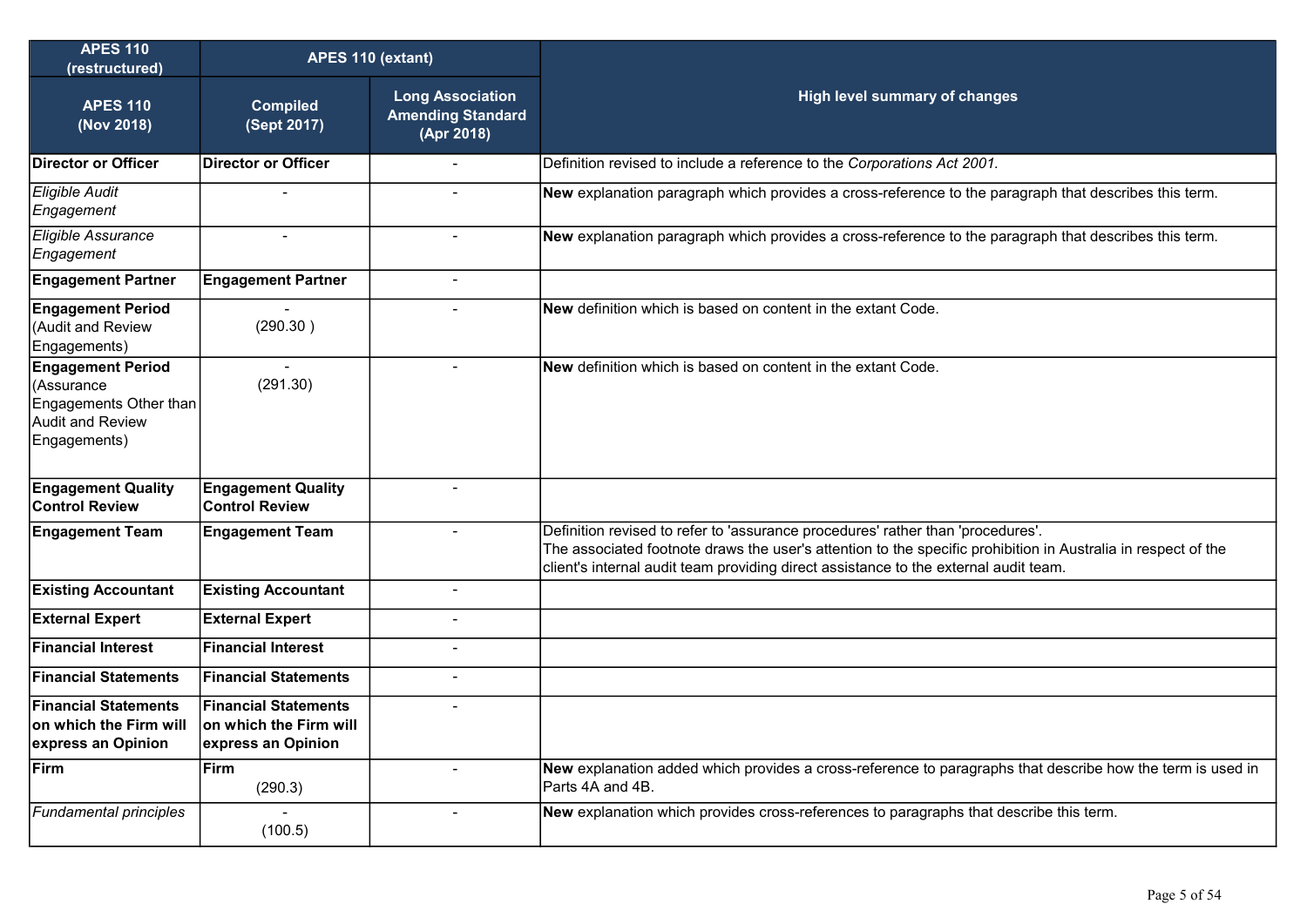| APES 110 (restructured) | APES 110 (extant) | | High level summary of changes |
|---|---|---|---|
| **APES 110 (Nov 2018)** | **Compiled (Sept 2017)** | **Long Association Amending Standard (Apr 2018)** | |
| **Director or Officer** | **Director or Officer** | - | Definition revised to include a reference to the *Corporations Act 2001.* |
| *Eligible Audit Engagement* | - | - | **New** explanation paragraph which provides a cross-reference to the paragraph that describes this term. |
| *Eligible Assurance Engagement* | - | - | **New** explanation paragraph which provides a cross-reference to the paragraph that describes this term. |
| **Engagement Partner** | **Engagement Partner** | - | |
| **Engagement Period** (Audit and Review Engagements) | - (290.30 ) | - | **New** definition which is based on content in the extant Code. |
| **Engagement Period** (Assurance Engagements Other than Audit and Review Engagements) | - (291.30) | - | **New** definition which is based on content in the extant Code. |
| **Engagement Quality Control Review** | **Engagement Quality Control Review** | - | |
| **Engagement Team** | **Engagement Team** | - | Definition revised to refer to 'assurance procedures' rather than 'procedures'.<br>The associated footnote draws the user's attention to the specific prohibition in Australia in respect of the client's internal audit team providing direct assistance to the external audit team. |
| **Existing Accountant** | **Existing Accountant** | - | |
| **External Expert** | **External Expert** | - | |
| **Financial Interest** | **Financial Interest** | - | |
| **Financial Statements** | **Financial Statements** | - | |
| **Financial Statements on which the Firm will express an Opinion** | **Financial Statements on which the Firm will express an Opinion** | - | |
| **Firm** | **Firm** (290.3) | - | **New** explanation added which provides a cross-reference to paragraphs that describe how the term is used in Parts 4A and 4B. |
| *Fundamental principles* | - (100.5) | - | **New** explanation which provides cross-references to paragraphs that describe this term. |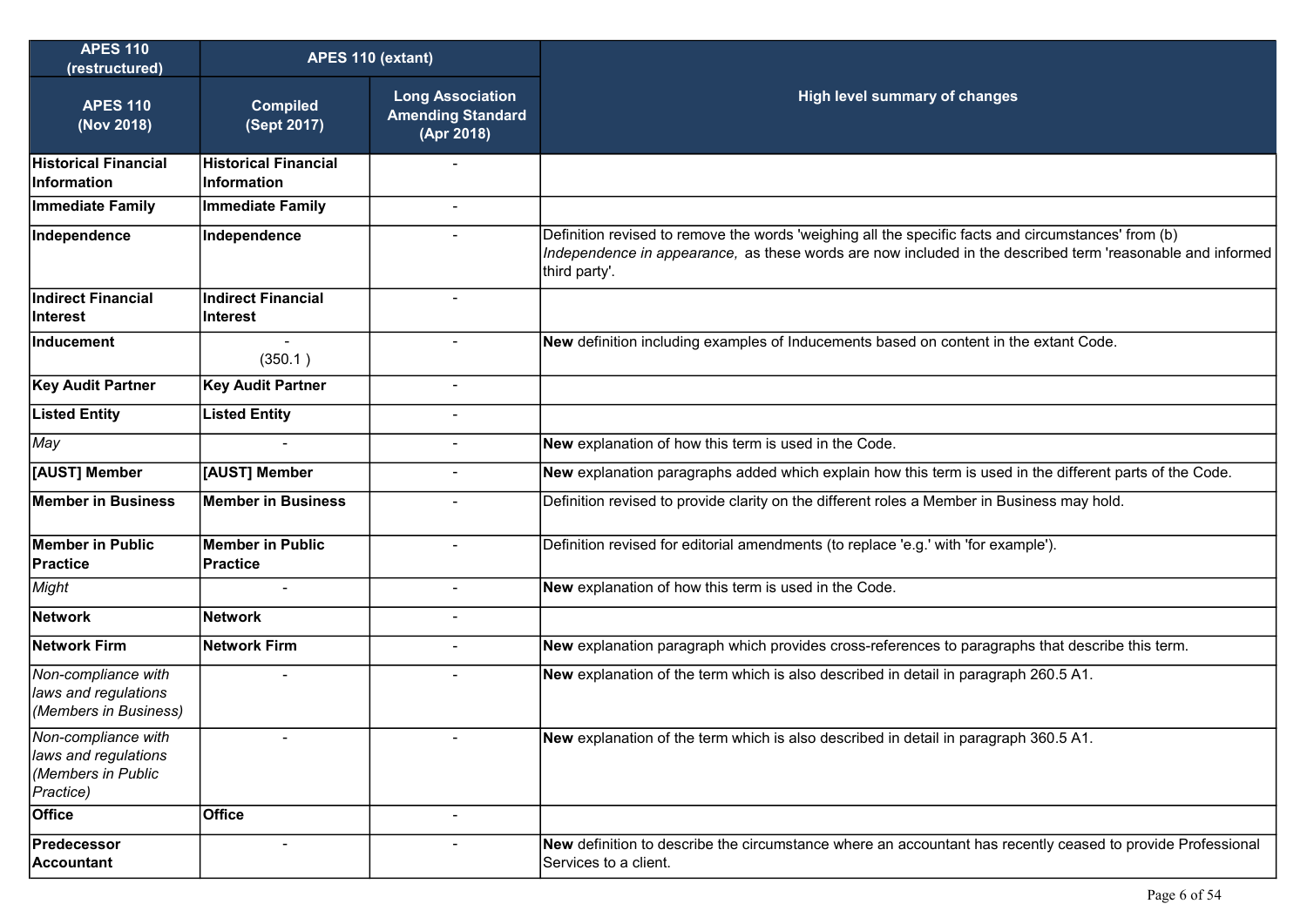| APES 110 (restructured) | APES 110 (extant) | | High level summary of changes |
|---|---|---|---|
| **APES 110 (Nov 2018)** | **Compiled (Sept 2017)** | **Long Association Amending Standard (Apr 2018)** | |
| **Historical Financial Information** | **Historical Financial Information** | - | |
| **Immediate Family** | **Immediate Family** | - | |
| **Independence** | **Independence** | - | Definition revised to remove the words 'weighing all the specific facts and circumstances' from (b) *Independence in appearance,* as these words are now included in the described term 'reasonable and informed third party'. |
| **Indirect Financial Interest** | **Indirect Financial Interest** | - | |
| **Inducement** | - (350.1 ) | - | **New** definition including examples of Inducements based on content in the extant Code. |
| **Key Audit Partner** | **Key Audit Partner** | - | |
| **Listed Entity** | **Listed Entity** | - | |
| *May* | - | - | **New** explanation of how this term is used in the Code. |
| **[AUST] Member** | **[AUST] Member** | - | **New** explanation paragraphs added which explain how this term is used in the different parts of the Code. |
| **Member in Business** | **Member in Business** | - | Definition revised to provide clarity on the different roles a Member in Business may hold. |
| **Member in Public Practice** | **Member in Public Practice** | - | Definition revised for editorial amendments (to replace 'e.g.' with 'for example'). |
| *Might* | - | - | **New** explanation of how this term is used in the Code. |
| **Network** | **Network** | - | |
| **Network Firm** | **Network Firm** | - | **New** explanation paragraph which provides cross-references to paragraphs that describe this term. |
| *Non-compliance with laws and regulations (Members in Business)* | - | - | **New** explanation of the term which is also described in detail in paragraph 260.5 A1. |
| *Non-compliance with laws and regulations (Members in Public Practice)* | - | - | **New** explanation of the term which is also described in detail in paragraph 360.5 A1. |
| **Office** | **Office** | - | |
| **Predecessor Accountant** | - | - | **New** definition to describe the circumstance where an accountant has recently ceased to provide Professional Services to a client. |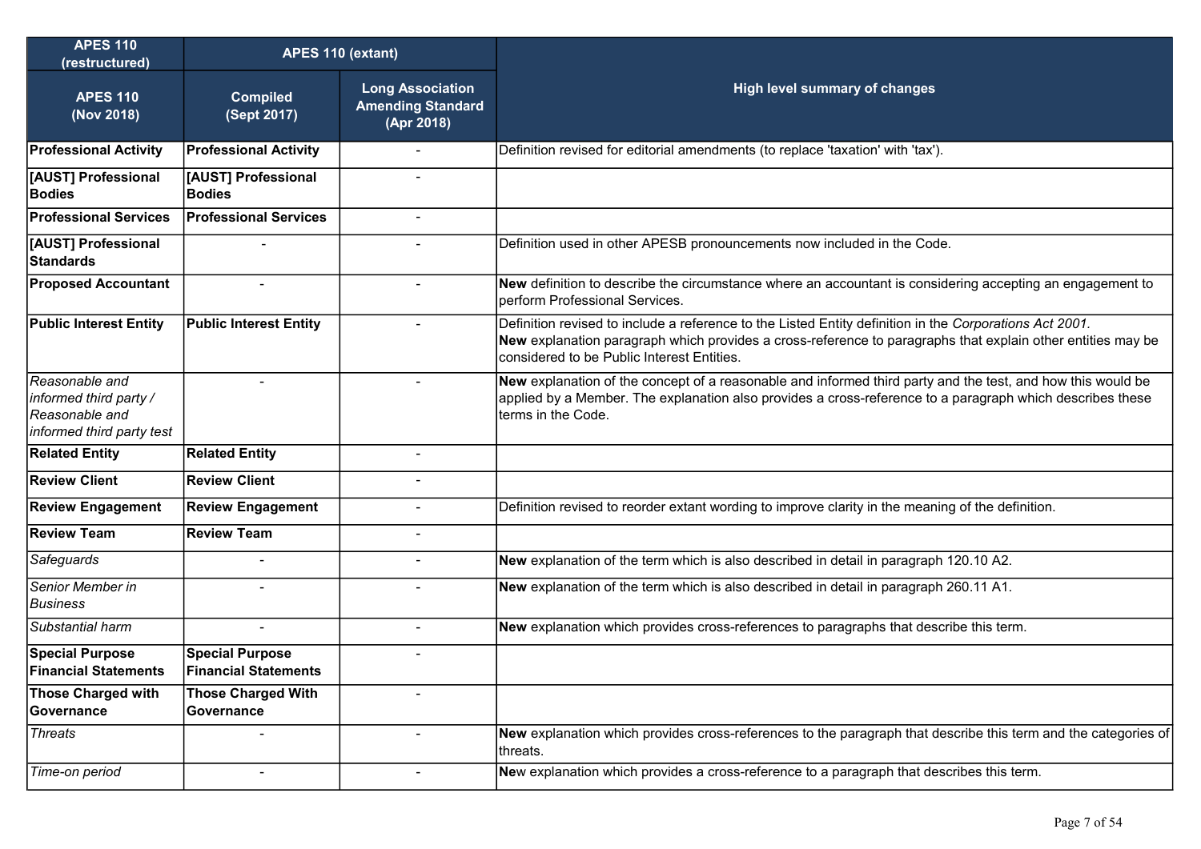| APES 110 (restructured) | APES 110 (extant) | | High level summary of changes |
|---|---|---|---|
| **APES 110 (Nov 2018)** | **Compiled (Sept 2017)** | **Long Association Amending Standard (Apr 2018)** | |
| **Professional Activity** | **Professional Activity** | - | Definition revised for editorial amendments (to replace 'taxation' with 'tax'). |
| **[AUST] Professional Bodies** | **[AUST] Professional Bodies** | - | |
| **Professional Services** | **Professional Services** | - | |
| **[AUST] Professional Standards** | - | - | Definition used in other APESB pronouncements now included in the Code. |
| **Proposed Accountant** | - | - | **New** definition to describe the circumstance where an accountant is considering accepting an engagement to perform Professional Services. |
| **Public Interest Entity** | **Public Interest Entity** | - | Definition revised to include a reference to the Listed Entity definition in the *Corporations Act 2001.*<br>**New** explanation paragraph which provides a cross-reference to paragraphs that explain other entities may be considered to be Public Interest Entities. |
| *Reasonable and informed third party / Reasonable and informed third party test* | - | - | **New** explanation of the concept of a reasonable and informed third party and the test, and how this would be applied by a Member. The explanation also provides a cross-reference to a paragraph which describes these terms in the Code. |
| **Related Entity** | **Related Entity** | - | |
| **Review Client** | **Review Client** | - | |
| **Review Engagement** | **Review Engagement** | - | Definition revised to reorder extant wording to improve clarity in the meaning of the definition. |
| **Review Team** | **Review Team** | - | |
| *Safeguards* | - | - | **New** explanation of the term which is also described in detail in paragraph 120.10 A2. |
| *Senior Member in Business* | - | - | **New** explanation of the term which is also described in detail in paragraph 260.11 A1. |
| *Substantial harm* | - | - | **New** explanation which provides cross-references to paragraphs that describe this term. |
| **Special Purpose Financial Statements** | **Special Purpose Financial Statements** | - | |
| **Those Charged with Governance** | **Those Charged With Governance** | - | |
| *Threats* | - | - | **New** explanation which provides cross-references to the paragraph that describe this term and the categories of threats. |
| *Time-on period* | - | - | **Ne**w explanation which provides a cross-reference to a paragraph that describes this term. |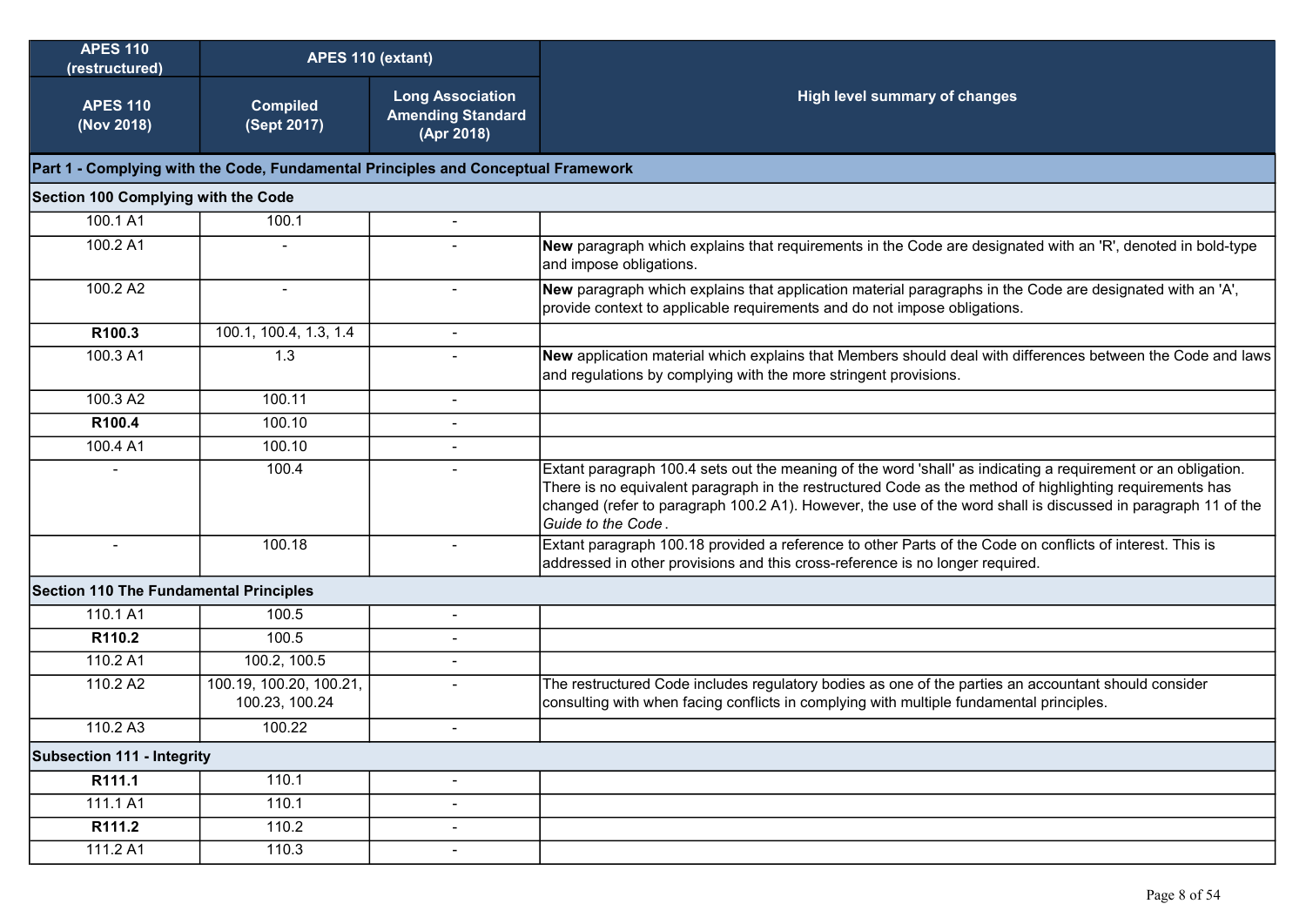| APES 110 (restructured) | APES 110 (extant) | | High level summary of changes |
|---|---|---|---|
| APES 110 (Nov 2018) | Compiled (Sept 2017) | Long Association Amending Standard (Apr 2018) | |
| **Part 1 - Complying with the Code, Fundamental Principles and Conceptual Framework** | | | |
| **Section 100 Complying with the Code** | | | |
| 100.1 A1 | 100.1 | - | |
| 100.2 A1 | - | - | **New** paragraph which explains that requirements in the Code are designated with an 'R', denoted in bold-type and impose obligations. |
| 100.2 A2 | - | - | **New** paragraph which explains that application material paragraphs in the Code are designated with an 'A', provide context to applicable requirements and do not impose obligations. |
| **R100.3** | 100.1, 100.4, 1.3, 1.4 | - | |
| 100.3 A1 | 1.3 | - | **New** application material which explains that Members should deal with differences between the Code and laws and regulations by complying with the more stringent provisions. |
| 100.3 A2 | 100.11 | - | |
| **R100.4** | 100.10 | - | |
| 100.4 A1 | 100.10 | - | |
| - | 100.4 | - | Extant paragraph 100.4 sets out the meaning of the word 'shall' as indicating a requirement or an obligation. There is no equivalent paragraph in the restructured Code as the method of highlighting requirements has changed (refer to paragraph 100.2 A1). However, the use of the word shall is discussed in paragraph 11 of the *Guide to the Code*. |
| - | 100.18 | - | Extant paragraph 100.18 provided a reference to other Parts of the Code on conflicts of interest. This is addressed in other provisions and this cross-reference is no longer required. |
| **Section 110 The Fundamental Principles** | | | |
| 110.1 A1 | 100.5 | - | |
| **R110.2** | 100.5 | - | |
| 110.2 A1 | 100.2, 100.5 | - | |
| 110.2 A2 | 100.19, 100.20, 100.21, 100.23, 100.24 | - | The restructured Code includes regulatory bodies as one of the parties an accountant should consider consulting with when facing conflicts in complying with multiple fundamental principles. |
| 110.2 A3 | 100.22 | - | |
| **Subsection 111 - Integrity** | | | |
| **R111.1** | 110.1 | - | |
| 111.1 A1 | 110.1 | - | |
| **R111.2** | 110.2 | - | |
| 111.2 A1 | 110.3 | - | |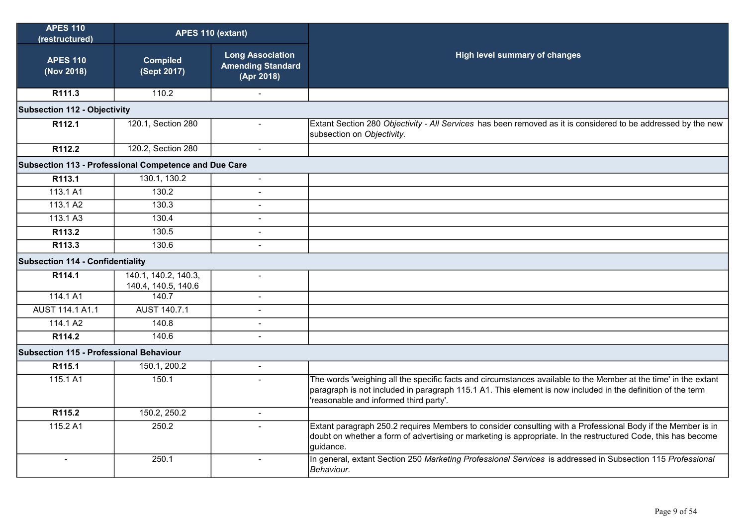| APES 110 (restructured) | APES 110 (extant) | | High level summary of changes |
|---|---|---|---|
| **APES 110 (Nov 2018)** | **Compiled (Sept 2017)** | **Long Association Amending Standard (Apr 2018)** | |
| **R111.3** | 110.2 | - | |
| **Subsection 112 - Objectivity** | | | |
| **R112.1** | 120.1, Section 280 | - | Extant Section 280 *Objectivity - All Services* has been removed as it is considered to be addressed by the new subsection on *Objectivity.* |
| **R112.2** | 120.2, Section 280 | - | |
| **Subsection 113 - Professional Competence and Due Care** | | | |
| **R113.1** | 130.1, 130.2 | - | |
| 113.1 A1 | 130.2 | - | |
| 113.1 A2 | 130.3 | - | |
| 113.1 A3 | 130.4 | - | |
| **R113.2** | 130.5 | - | |
| **R113.3** | 130.6 | - | |
| **Subsection 114 - Confidentiality** | | | |
| **R114.1** | 140.1, 140.2, 140.3, 140.4, 140.5, 140.6 | - | |
| 114.1 A1 | 140.7 | - | |
| AUST 114.1 A1.1 | AUST 140.7.1 | - | |
| 114.1 A2 | 140.8 | - | |
| **R114.2** | 140.6 | - | |
| **Subsection 115 - Professional Behaviour** | | | |
| **R115.1** | 150.1, 200.2 | - | |
| 115.1 A1 | 150.1 | - | The words 'weighing all the specific facts and circumstances available to the Member at the time' in the extant paragraph is not included in paragraph 115.1 A1. This element is now included in the definition of the term 'reasonable and informed third party'. |
| **R115.2** | 150.2, 250.2 | - | |
| 115.2 A1 | 250.2 | - | Extant paragraph 250.2 requires Members to consider consulting with a Professional Body if the Member is in doubt on whether a form of advertising or marketing is appropriate. In the restructured Code, this has become guidance. |
| - | 250.1 | - | In general, extant Section 250 *Marketing Professional Services* is addressed in Subsection 115 *Professional Behaviour.* |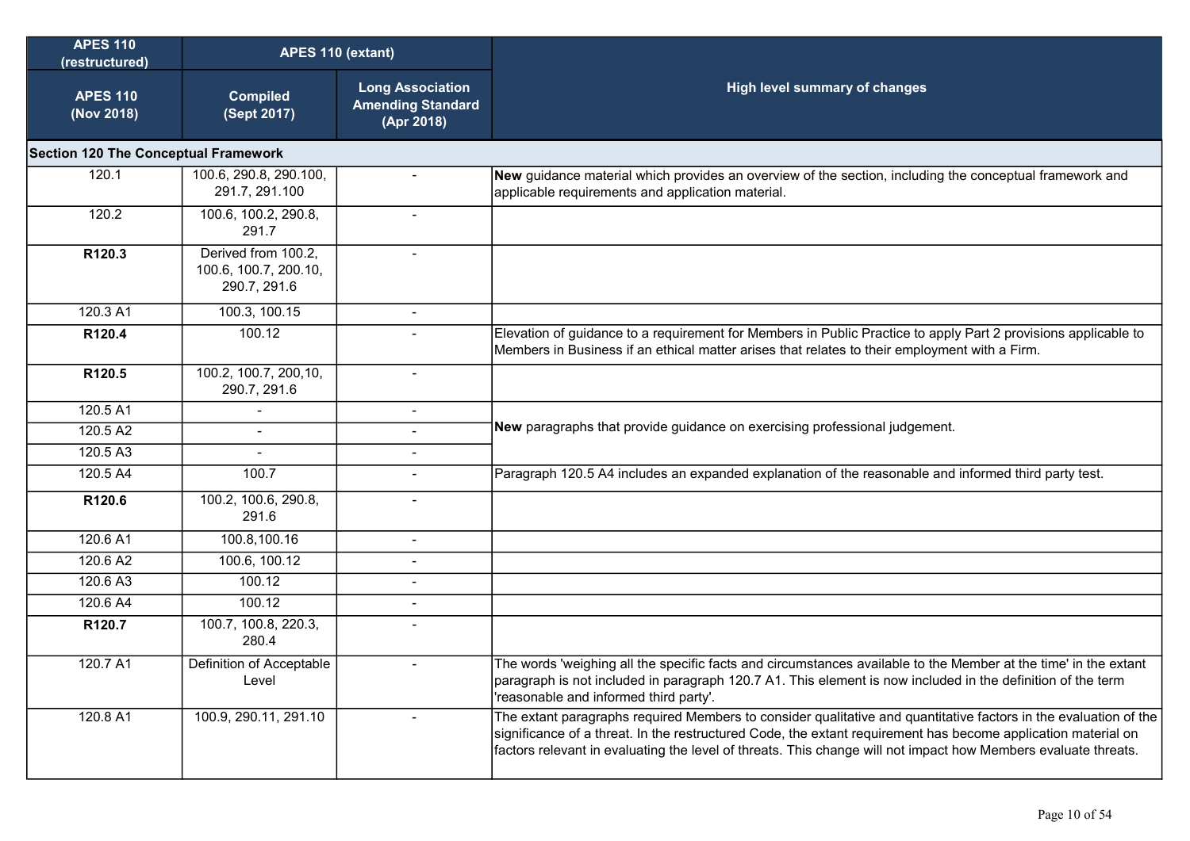| APES 110 (restructured) | APES 110 (extant) | | High level summary of changes |
|---|---|---|---|
| **APES 110 (Nov 2018)** | **Compiled (Sept 2017)** | **Long Association Amending Standard (Apr 2018)** | |
| **Section 120 The Conceptual Framework** | | | |
| 120.1 | 100.6, 290.8, 290.100, 291.7, 291.100 | - | **New** guidance material which provides an overview of the section, including the conceptual framework and applicable requirements and application material. |
| 120.2 | 100.6, 100.2, 290.8, 291.7 | - | |
| **R120.3** | Derived from 100.2, 100.6, 100.7, 200.10, 290.7, 291.6 | - | |
| 120.3 A1 | 100.3, 100.15 | - | |
| **R120.4** | 100.12 | - | Elevation of guidance to a requirement for Members in Public Practice to apply Part 2 provisions applicable to Members in Business if an ethical matter arises that relates to their employment with a Firm. |
| **R120.5** | 100.2, 100.7, 200,10, 290.7, 291.6 | - | |
| 120.5 A1 | - | - | **New** paragraphs that provide guidance on exercising professional judgement. |
| 120.5 A2 | - | - | |
| 120.5 A3 | - | - | |
| 120.5 A4 | 100.7 | - | Paragraph 120.5 A4 includes an expanded explanation of the reasonable and informed third party test. |
| **R120.6** | 100.2, 100.6, 290.8, 291.6 | - | |
| 120.6 A1 | 100.8,100.16 | - | |
| 120.6 A2 | 100.6, 100.12 | - | |
| 120.6 A3 | 100.12 | - | |
| 120.6 A4 | 100.12 | - | |
| **R120.7** | 100.7, 100.8, 220.3, 280.4 | - | |
| 120.7 A1 | Definition of Acceptable Level | - | The words 'weighing all the specific facts and circumstances available to the Member at the time' in the extant paragraph is not included in paragraph 120.7 A1. This element is now included in the definition of the term 'reasonable and informed third party'. |
| 120.8 A1 | 100.9, 290.11, 291.10 | - | The extant paragraphs required Members to consider qualitative and quantitative factors in the evaluation of the significance of a threat. In the restructured Code, the extant requirement has become application material on factors relevant in evaluating the level of threats. This change will not impact how Members evaluate threats. |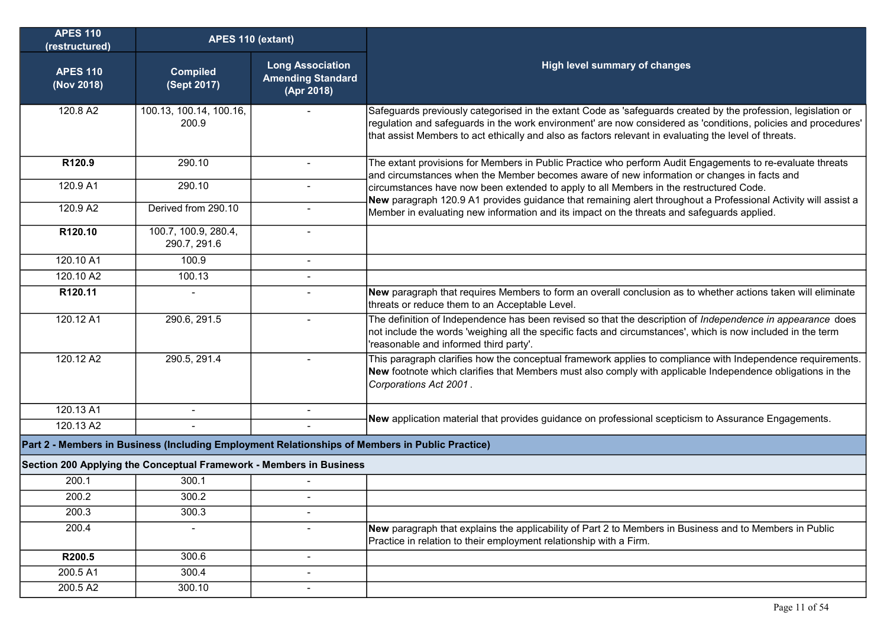| APES 110 (restructured) | APES 110 (extant) | | High level summary of changes |
|---|---|---|---|
| APES 110 (Nov 2018) | Compiled (Sept 2017) | Long Association Amending Standard (Apr 2018) | |
| 120.8 A2 | 100.13, 100.14, 100.16, 200.9 | - | Safeguards previously categorised in the extant Code as 'safeguards created by the profession, legislation or regulation and safeguards in the work environment' are now considered as 'conditions, policies and procedures' that assist Members to act ethically and also as factors relevant in evaluating the level of threats. |
| **R120.9** | 290.10 | - | The extant provisions for Members in Public Practice who perform Audit Engagements to re-evaluate threats and circumstances when the Member becomes aware of new information or changes in facts and circumstances have now been extended to apply to all Members in the restructured Code. **New** paragraph 120.9 A1 provides guidance that remaining alert throughout a Professional Activity will assist a Member in evaluating new information and its impact on the threats and safeguards applied. |
| 120.9 A1 | 290.10 | - | |
| 120.9 A2 | Derived from 290.10 | - | |
| **R120.10** | 100.7, 100.9, 280.4, 290.7, 291.6 | - | |
| 120.10 A1 | 100.9 | - | |
| 120.10 A2 | 100.13 | - | |
| **R120.11** | - | - | **New** paragraph that requires Members to form an overall conclusion as to whether actions taken will eliminate threats or reduce them to an Acceptable Level. |
| 120.12 A1 | 290.6, 291.5 | - | The definition of Independence has been revised so that the description of *Independence in appearance* does not include the words 'weighing all the specific facts and circumstances', which is now included in the term 'reasonable and informed third party'. |
| 120.12 A2 | 290.5, 291.4 | - | This paragraph clarifies how the conceptual framework applies to compliance with Independence requirements. **New** footnote which clarifies that Members must also comply with applicable Independence obligations in the *Corporations Act 2001*. |
| 120.13 A1 | - | - | **New** application material that provides guidance on professional scepticism to Assurance Engagements. |
| 120.13 A2 | - | - | |
| **Part 2 - Members in Business (Including Employment Relationships of Members in Public Practice)** | | | |
| **Section 200 Applying the Conceptual Framework - Members in Business** | | | |
| 200.1 | 300.1 | - | |
| 200.2 | 300.2 | - | |
| 200.3 | 300.3 | - | |
| 200.4 | - | - | **New** paragraph that explains the applicability of Part 2 to Members in Business and to Members in Public Practice in relation to their employment relationship with a Firm. |
| **R200.5** | 300.6 | - | |
| 200.5 A1 | 300.4 | - | |
| 200.5 A2 | 300.10 | - | |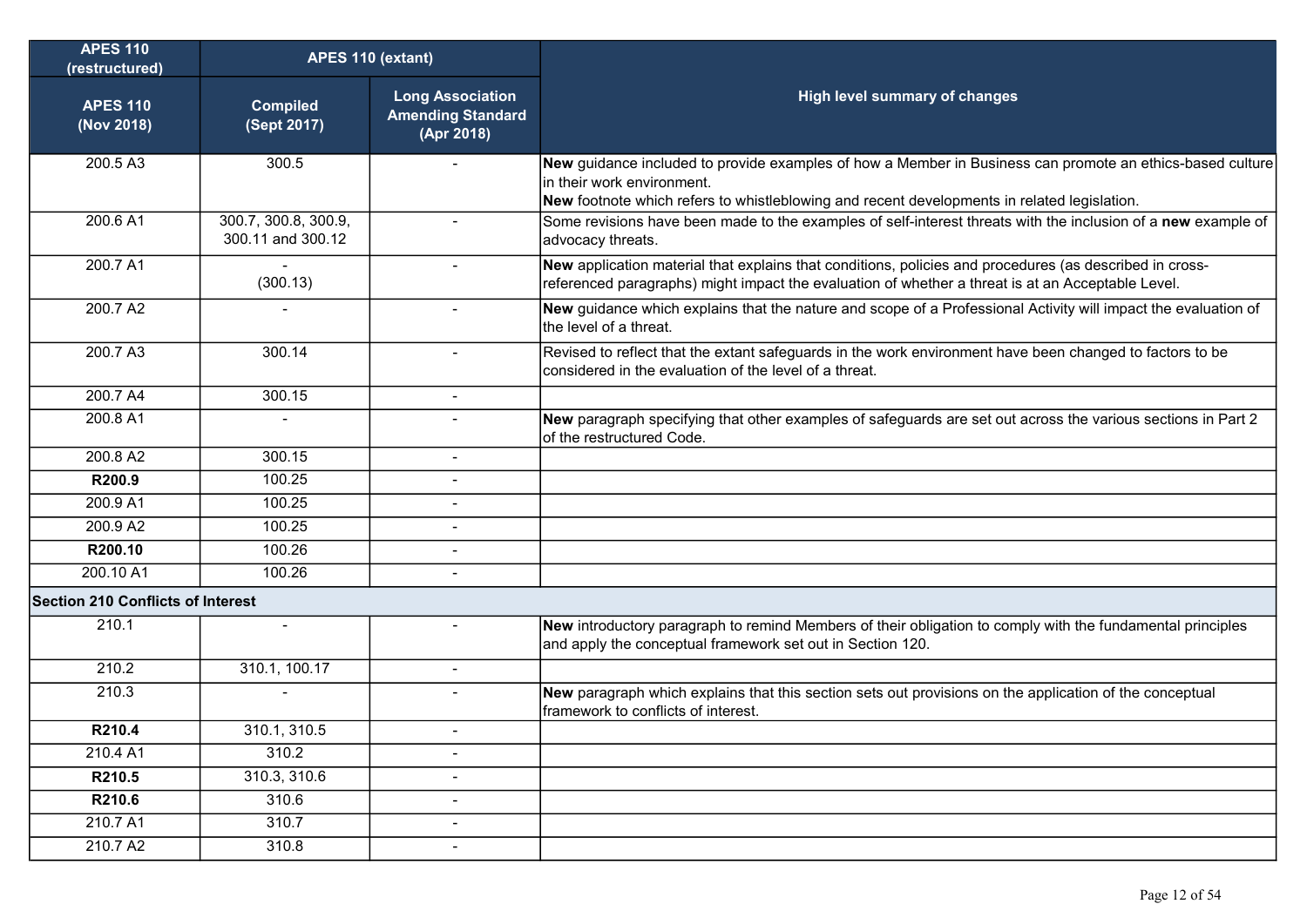| APES 110 (restructured) | APES 110 (extant) | | High level summary of changes |
|---|---|---|---|
| APES 110 (Nov 2018) | Compiled (Sept 2017) | Long Association Amending Standard (Apr 2018) | |
| 200.5 A3 | 300.5 | - | **New** guidance included to provide examples of how a Member in Business can promote an ethics-based culture in their work environment.<br>**New** footnote which refers to whistleblowing and recent developments in related legislation. |
| 200.6 A1 | 300.7, 300.8, 300.9, 300.11 and 300.12 | - | Some revisions have been made to the examples of self-interest threats with the inclusion of a **new** example of advocacy threats. |
| 200.7 A1 | - (300.13) | - | **New** application material that explains that conditions, policies and procedures (as described in cross-referenced paragraphs) might impact the evaluation of whether a threat is at an Acceptable Level. |
| 200.7 A2 | - | - | **New** guidance which explains that the nature and scope of a Professional Activity will impact the evaluation of the level of a threat. |
| 200.7 A3 | 300.14 | - | Revised to reflect that the extant safeguards in the work environment have been changed to factors to be considered in the evaluation of the level of a threat. |
| 200.7 A4 | 300.15 | - | |
| 200.8 A1 | - | - | **New** paragraph specifying that other examples of safeguards are set out across the various sections in Part 2 of the restructured Code. |
| 200.8 A2 | 300.15 | - | |
| **R200.9** | 100.25 | - | |
| 200.9 A1 | 100.25 | - | |
| 200.9 A2 | 100.25 | - | |
| **R200.10** | 100.26 | - | |
| 200.10 A1 | 100.26 | - | |
| **Section 210 Conflicts of Interest** | | | |
| 210.1 | - | - | **New** introductory paragraph to remind Members of their obligation to comply with the fundamental principles and apply the conceptual framework set out in Section 120. |
| 210.2 | 310.1, 100.17 | - | |
| 210.3 | - | - | **New** paragraph which explains that this section sets out provisions on the application of the conceptual framework to conflicts of interest. |
| **R210.4** | 310.1, 310.5 | - | |
| 210.4 A1 | 310.2 | - | |
| **R210.5** | 310.3, 310.6 | - | |
| **R210.6** | 310.6 | - | |
| 210.7 A1 | 310.7 | - | |
| 210.7 A2 | 310.8 | - | |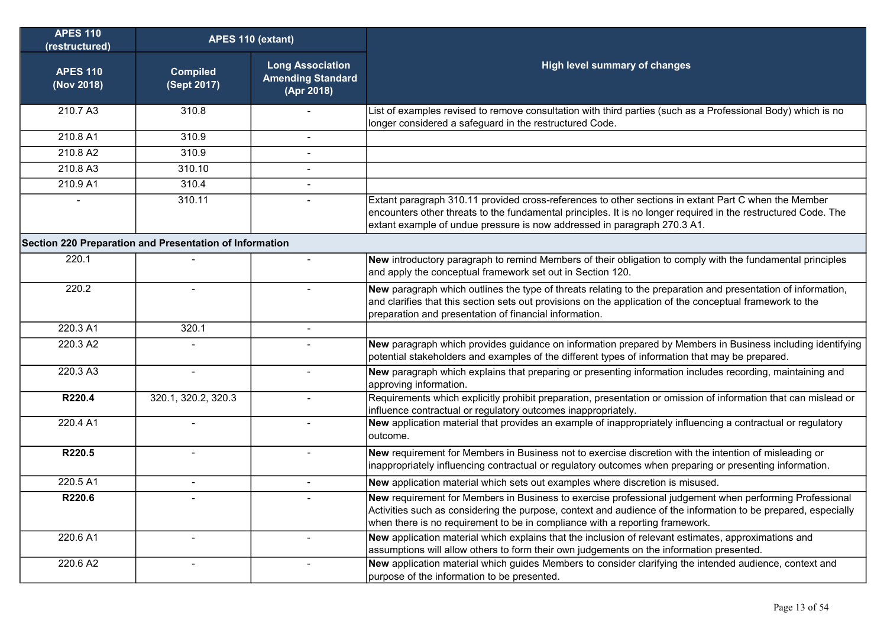| APES 110 (restructured) | APES 110 (extant) | | High level summary of changes |
|---|---|---|---|
| APES 110 (Nov 2018) | Compiled (Sept 2017) | Long Association Amending Standard (Apr 2018) | |
| 210.7 A3 | 310.8 | - | List of examples revised to remove consultation with third parties (such as a Professional Body) which is no longer considered a safeguard in the restructured Code. |
| 210.8 A1 | 310.9 | - | |
| 210.8 A2 | 310.9 | - | |
| 210.8 A3 | 310.10 | - | |
| 210.9 A1 | 310.4 | - | |
| - | 310.11 | - | Extant paragraph 310.11 provided cross-references to other sections in extant Part C when the Member encounters other threats to the fundamental principles. It is no longer required in the restructured Code. The extant example of undue pressure is now addressed in paragraph 270.3 A1. |
| **Section 220 Preparation and Presentation of Information** | | | |
| 220.1 | - | - | **New** introductory paragraph to remind Members of their obligation to comply with the fundamental principles and apply the conceptual framework set out in Section 120. |
| 220.2 | - | - | **New** paragraph which outlines the type of threats relating to the preparation and presentation of information, and clarifies that this section sets out provisions on the application of the conceptual framework to the preparation and presentation of financial information. |
| 220.3 A1 | 320.1 | - | |
| 220.3 A2 | - | - | **New** paragraph which provides guidance on information prepared by Members in Business including identifying potential stakeholders and examples of the different types of information that may be prepared. |
| 220.3 A3 | - | - | **New** paragraph which explains that preparing or presenting information includes recording, maintaining and approving information. |
| **R220.4** | 320.1, 320.2, 320.3 | - | Requirements which explicitly prohibit preparation, presentation or omission of information that can mislead or influence contractual or regulatory outcomes inappropriately. |
| 220.4 A1 | - | - | **New** application material that provides an example of inappropriately influencing a contractual or regulatory outcome. |
| **R220.5** | - | - | **New** requirement for Members in Business not to exercise discretion with the intention of misleading or inappropriately influencing contractual or regulatory outcomes when preparing or presenting information. |
| 220.5 A1 | - | - | **New** application material which sets out examples where discretion is misused. |
| **R220.6** | - | - | **New** requirement for Members in Business to exercise professional judgement when performing Professional Activities such as considering the purpose, context and audience of the information to be prepared, especially when there is no requirement to be in compliance with a reporting framework. |
| 220.6 A1 | - | - | **New** application material which explains that the inclusion of relevant estimates, approximations and assumptions will allow others to form their own judgements on the information presented. |
| 220.6 A2 | - | - | **New** application material which guides Members to consider clarifying the intended audience, context and purpose of the information to be presented. |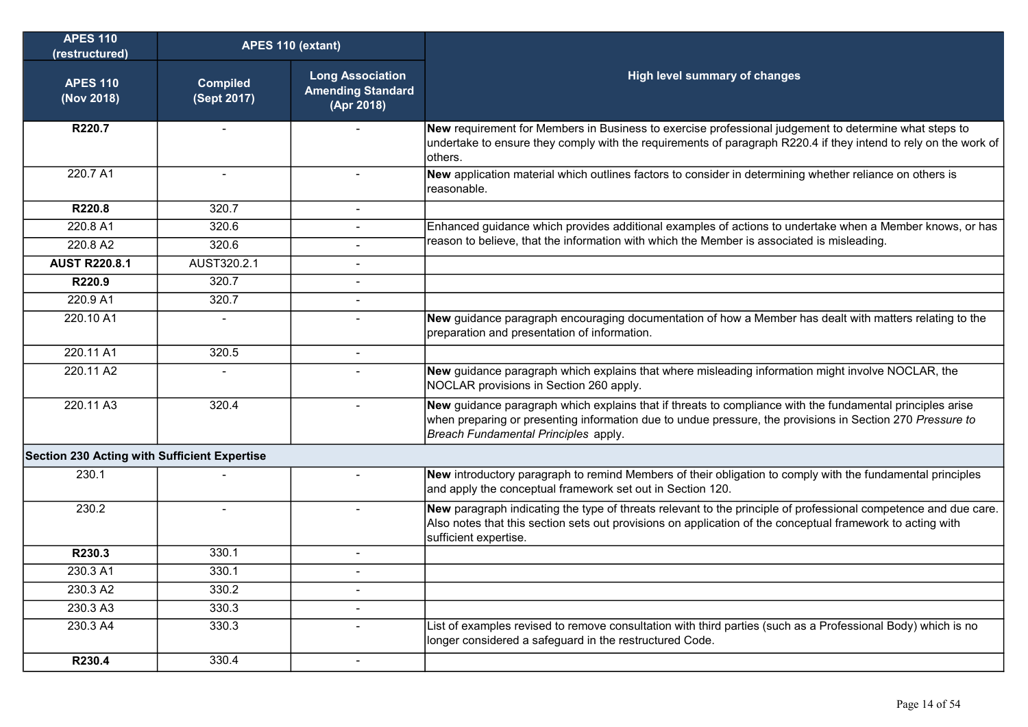| APES 110 (restructured) | APES 110 (extant) | | High level summary of changes |
|---|---|---|---|
| **APES 110 (Nov 2018)** | **Compiled (Sept 2017)** | **Long Association Amending Standard (Apr 2018)** | |
| **R220.7** | - | - | **New** requirement for Members in Business to exercise professional judgement to determine what steps to undertake to ensure they comply with the requirements of paragraph R220.4 if they intend to rely on the work of others. |
| 220.7 A1 | - | - | **New** application material which outlines factors to consider in determining whether reliance on others is reasonable. |
| **R220.8** | 320.7 | - | |
| 220.8 A1 | 320.6 | - | Enhanced guidance which provides additional examples of actions to undertake when a Member knows, or has reason to believe, that the information with which the Member is associated is misleading. |
| 220.8 A2 | 320.6 | - | |
| **AUST R220.8.1** | AUST320.2.1 | - | |
| **R220.9** | 320.7 | - | |
| 220.9 A1 | 320.7 | - | |
| 220.10 A1 | - | - | **New** guidance paragraph encouraging documentation of how a Member has dealt with matters relating to the preparation and presentation of information. |
| 220.11 A1 | 320.5 | - | |
| 220.11 A2 | - | - | **New** guidance paragraph which explains that where misleading information might involve NOCLAR, the NOCLAR provisions in Section 260 apply. |
| 220.11 A3 | 320.4 | - | **New** guidance paragraph which explains that if threats to compliance with the fundamental principles arise when preparing or presenting information due to undue pressure, the provisions in Section 270 *Pressure to Breach Fundamental Principles* apply. |
| **Section 230 Acting with Sufficient Expertise** | | | |
| 230.1 | - | - | **New** introductory paragraph to remind Members of their obligation to comply with the fundamental principles and apply the conceptual framework set out in Section 120. |
| 230.2 | - | - | **New** paragraph indicating the type of threats relevant to the principle of professional competence and due care. Also notes that this section sets out provisions on application of the conceptual framework to acting with sufficient expertise. |
| **R230.3** | 330.1 | - | |
| 230.3 A1 | 330.1 | - | |
| 230.3 A2 | 330.2 | - | |
| 230.3 A3 | 330.3 | - | |
| 230.3 A4 | 330.3 | - | List of examples revised to remove consultation with third parties (such as a Professional Body) which is no longer considered a safeguard in the restructured Code. |
| **R230.4** | 330.4 | - | |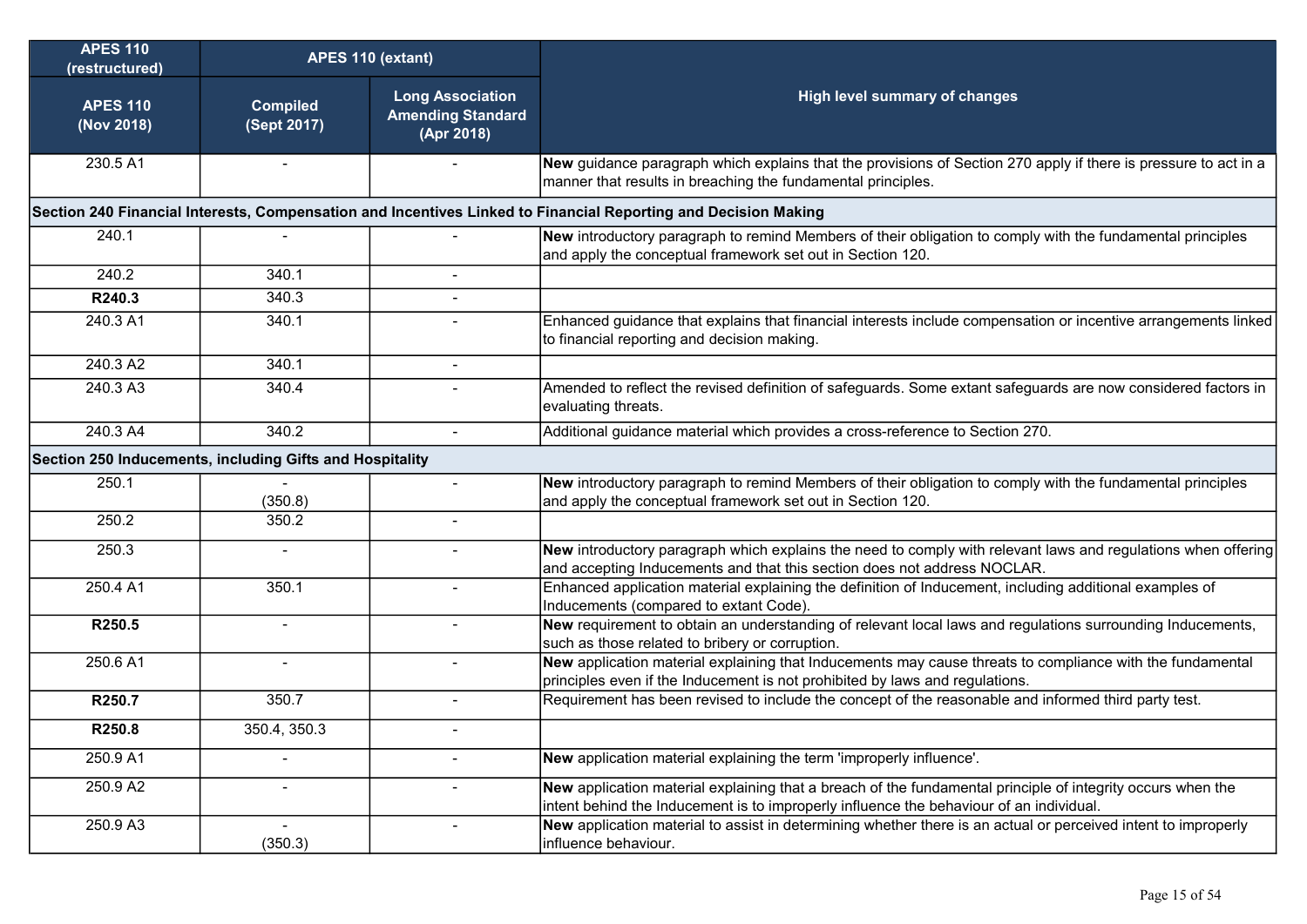| APES 110 (restructured) | APES 110 (extant) | | High level summary of changes |
|---|---|---|---|
| APES 110 (Nov 2018) | Compiled (Sept 2017) | Long Association Amending Standard (Apr 2018) | |
| 230.5 A1 | - | - | **New** guidance paragraph which explains that the provisions of Section 270 apply if there is pressure to act in a manner that results in breaching the fundamental principles. |
| **Section 240 Financial Interests, Compensation and Incentives Linked to Financial Reporting and Decision Making** | | | |
| 240.1 | - | - | **New** introductory paragraph to remind Members of their obligation to comply with the fundamental principles and apply the conceptual framework set out in Section 120. |
| 240.2 | 340.1 | - | |
| **R240.3** | 340.3 | - | |
| 240.3 A1 | 340.1 | - | Enhanced guidance that explains that financial interests include compensation or incentive arrangements linked to financial reporting and decision making. |
| 240.3 A2 | 340.1 | - | |
| 240.3 A3 | 340.4 | - | Amended to reflect the revised definition of safeguards. Some extant safeguards are now considered factors in evaluating threats. |
| 240.3 A4 | 340.2 | - | Additional guidance material which provides a cross-reference to Section 270. |
| **Section 250 Inducements, including Gifts and Hospitality** | | | |
| 250.1 | - (350.8) | - | **New** introductory paragraph to remind Members of their obligation to comply with the fundamental principles and apply the conceptual framework set out in Section 120. |
| 250.2 | 350.2 | - | |
| 250.3 | - | - | **New** introductory paragraph which explains the need to comply with relevant laws and regulations when offering and accepting Inducements and that this section does not address NOCLAR. |
| 250.4 A1 | 350.1 | - | Enhanced application material explaining the definition of Inducement, including additional examples of Inducements (compared to extant Code). |
| **R250.5** | - | - | **New** requirement to obtain an understanding of relevant local laws and regulations surrounding Inducements, such as those related to bribery or corruption. |
| 250.6 A1 | - | - | **New** application material explaining that Inducements may cause threats to compliance with the fundamental principles even if the Inducement is not prohibited by laws and regulations. |
| **R250.7** | 350.7 | - | Requirement has been revised to include the concept of the reasonable and informed third party test. |
| **R250.8** | 350.4, 350.3 | - | |
| 250.9 A1 | - | - | **New** application material explaining the term 'improperly influence'. |
| 250.9 A2 | - | - | **New** application material explaining that a breach of the fundamental principle of integrity occurs when the intent behind the Inducement is to improperly influence the behaviour of an individual. |
| 250.9 A3 | - (350.3) | - | **New** application material to assist in determining whether there is an actual or perceived intent to improperly influence behaviour. |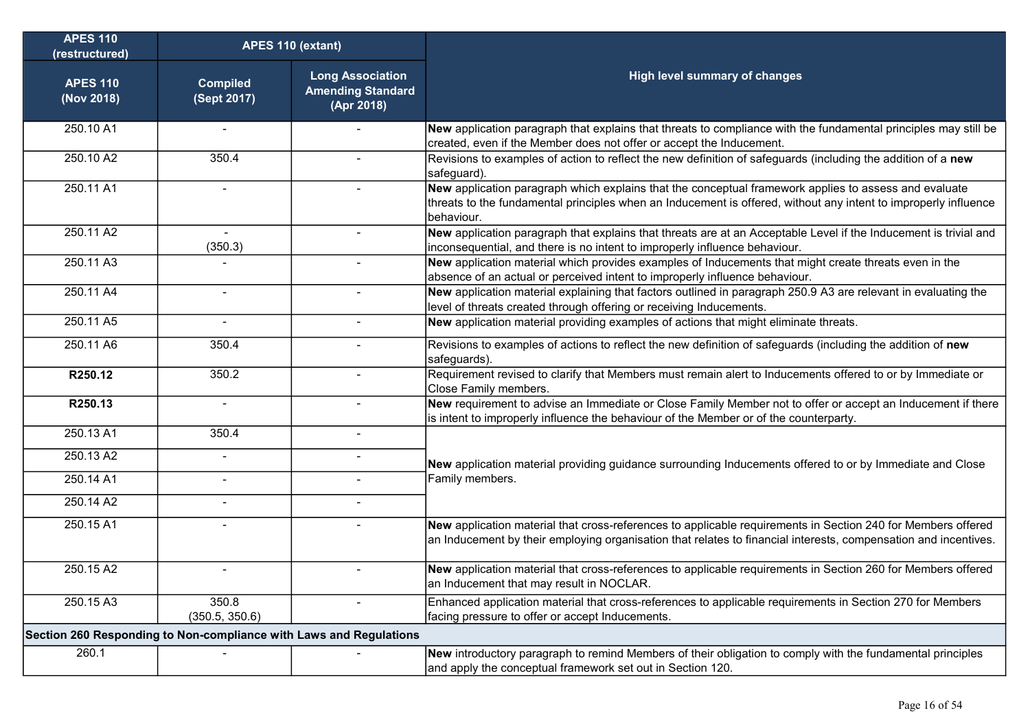| APES 110 (restructured) | APES 110 (extant) | | High level summary of changes |
|---|---|---|---|
| APES 110 (Nov 2018) | Compiled (Sept 2017) | Long Association Amending Standard (Apr 2018) | |
| 250.10 A1 | - | - | **New** application paragraph that explains that threats to compliance with the fundamental principles may still be created, even if the Member does not offer or accept the Inducement. |
| 250.10 A2 | 350.4 | - | Revisions to examples of action to reflect the new definition of safeguards (including the addition of a **new** safeguard). |
| 250.11 A1 | - | - | **New** application paragraph which explains that the conceptual framework applies to assess and evaluate threats to the fundamental principles when an Inducement is offered, without any intent to improperly influence behaviour. |
| 250.11 A2 | - (350.3) | - | **New** application paragraph that explains that threats are at an Acceptable Level if the Inducement is trivial and inconsequential, and there is no intent to improperly influence behaviour. |
| 250.11 A3 | - | - | **New** application material which provides examples of Inducements that might create threats even in the absence of an actual or perceived intent to improperly influence behaviour. |
| 250.11 A4 | - | - | **New** application material explaining that factors outlined in paragraph 250.9 A3 are relevant in evaluating the level of threats created through offering or receiving Inducements. |
| 250.11 A5 | - | - | **New** application material providing examples of actions that might eliminate threats. |
| 250.11 A6 | 350.4 | - | Revisions to examples of actions to reflect the new definition of safeguards (including the addition of **new** safeguards). |
| **R250.12** | 350.2 | - | Requirement revised to clarify that Members must remain alert to Inducements offered to or by Immediate or Close Family members. |
| **R250.13** | - | - | **New** requirement to advise an Immediate or Close Family Member not to offer or accept an Inducement if there is intent to improperly influence the behaviour of the Member or of the counterparty. |
| 250.13 A1 | 350.4 | - | **New** application material providing guidance surrounding Inducements offered to or by Immediate and Close Family members. |
| 250.13 A2 | - | - | |
| 250.14 A1 | - | - | |
| 250.14 A2 | - | - | |
| 250.15 A1 | - | - | **New** application material that cross-references to applicable requirements in Section 240 for Members offered an Inducement by their employing organisation that relates to financial interests, compensation and incentives. |
| 250.15 A2 | - | - | **New** application material that cross-references to applicable requirements in Section 260 for Members offered an Inducement that may result in NOCLAR. |
| 250.15 A3 | 350.8 (350.5, 350.6) | - | Enhanced application material that cross-references to applicable requirements in Section 270 for Members facing pressure to offer or accept Inducements. |
| **Section 260 Responding to Non-compliance with Laws and Regulations** | | | |
| 260.1 | - | - | **New** introductory paragraph to remind Members of their obligation to comply with the fundamental principles and apply the conceptual framework set out in Section 120. |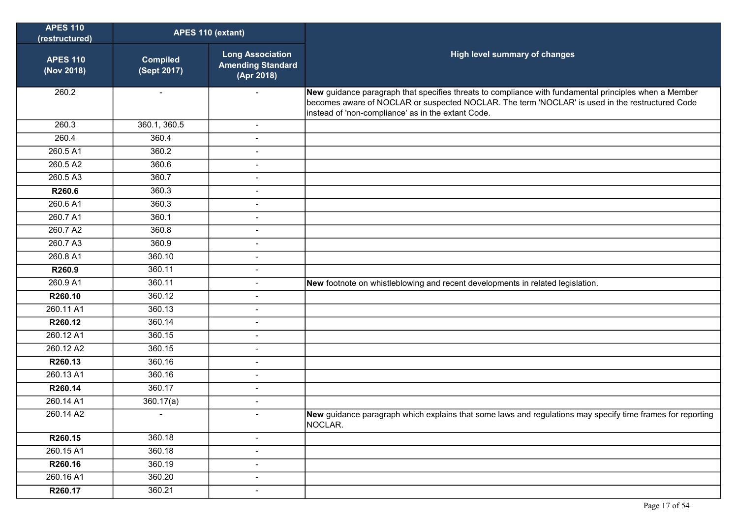| APES 110 (restructured) | APES 110 (extant) | | High level summary of changes |
|---|---|---|---|
| APES 110 (Nov 2018) | Compiled (Sept 2017) | Long Association Amending Standard (Apr 2018) | |
| 260.2 | - | - | **New** guidance paragraph that specifies threats to compliance with fundamental principles when a Member becomes aware of NOCLAR or suspected NOCLAR. The term 'NOCLAR' is used in the restructured Code instead of 'non-compliance' as in the extant Code. |
| 260.3 | 360.1, 360.5 | - | |
| 260.4 | 360.4 | - | |
| 260.5 A1 | 360.2 | - | |
| 260.5 A2 | 360.6 | - | |
| 260.5 A3 | 360.7 | - | |
| **R260.6** | 360.3 | - | |
| 260.6 A1 | 360.3 | - | |
| 260.7 A1 | 360.1 | - | |
| 260.7 A2 | 360.8 | - | |
| 260.7 A3 | 360.9 | - | |
| 260.8 A1 | 360.10 | - | |
| **R260.9** | 360.11 | - | |
| 260.9 A1 | 360.11 | - | **New** footnote on whistleblowing and recent developments in related legislation. |
| **R260.10** | 360.12 | - | |
| 260.11 A1 | 360.13 | - | |
| **R260.12** | 360.14 | - | |
| 260.12 A1 | 360.15 | - | |
| 260.12 A2 | 360.15 | - | |
| **R260.13** | 360.16 | - | |
| 260.13 A1 | 360.16 | - | |
| **R260.14** | 360.17 | - | |
| 260.14 A1 | 360.17(a) | - | |
| 260.14 A2 | - | - | **New** guidance paragraph which explains that some laws and regulations may specify time frames for reporting NOCLAR. |
| **R260.15** | 360.18 | - | |
| 260.15 A1 | 360.18 | - | |
| **R260.16** | 360.19 | - | |
| 260.16 A1 | 360.20 | - | |
| **R260.17** | 360.21 | - | |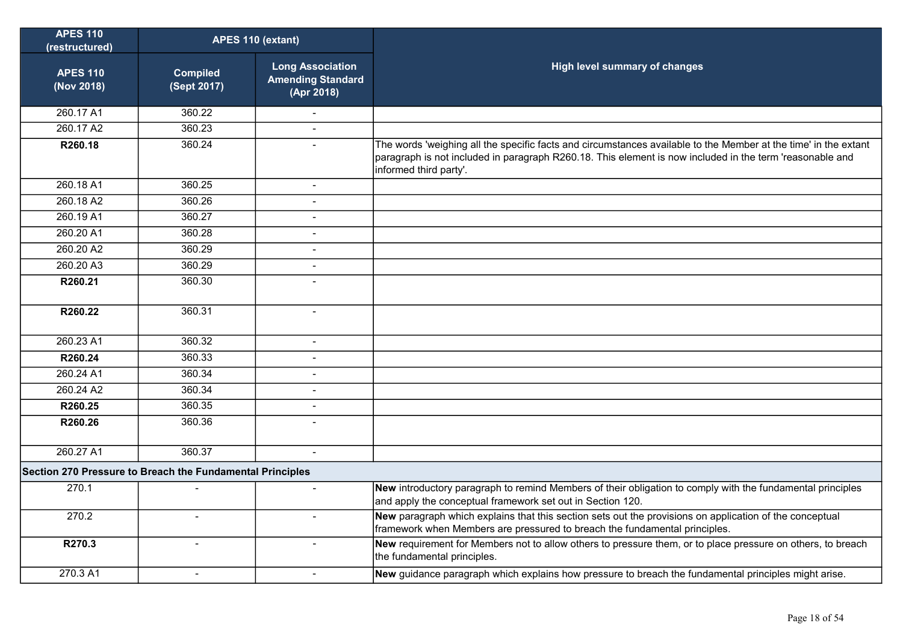| APES 110 (restructured) | APES 110 (extant) | | High level summary of changes |
|---|---|---|---|
| **APES 110 (Nov 2018)** | **Compiled (Sept 2017)** | **Long Association Amending Standard (Apr 2018)** | |
| 260.17 A1 | 360.22 | - | |
| 260.17 A2 | 360.23 | - | |
| **R260.18** | 360.24 | - | The words 'weighing all the specific facts and circumstances available to the Member at the time' in the extant paragraph is not included in paragraph R260.18. This element is now included in the term 'reasonable and informed third party'. |
| 260.18 A1 | 360.25 | - | |
| 260.18 A2 | 360.26 | - | |
| 260.19 A1 | 360.27 | - | |
| 260.20 A1 | 360.28 | - | |
| 260.20 A2 | 360.29 | - | |
| 260.20 A3 | 360.29 | - | |
| **R260.21** | 360.30 | - | |
| **R260.22** | 360.31 | - | |
| 260.23 A1 | 360.32 | - | |
| **R260.24** | 360.33 | - | |
| 260.24 A1 | 360.34 | - | |
| 260.24 A2 | 360.34 | - | |
| **R260.25** | 360.35 | - | |
| **R260.26** | 360.36 | - | |
| 260.27 A1 | 360.37 | - | |
| **Section 270 Pressure to Breach the Fundamental Principles** | | | |
| 270.1 | - | - | **New** introductory paragraph to remind Members of their obligation to comply with the fundamental principles and apply the conceptual framework set out in Section 120. |
| 270.2 | - | - | **New** paragraph which explains that this section sets out the provisions on application of the conceptual framework when Members are pressured to breach the fundamental principles. |
| **R270.3** | - | - | **New** requirement for Members not to allow others to pressure them, or to place pressure on others, to breach the fundamental principles. |
| 270.3 A1 | - | - | **New** guidance paragraph which explains how pressure to breach the fundamental principles might arise. |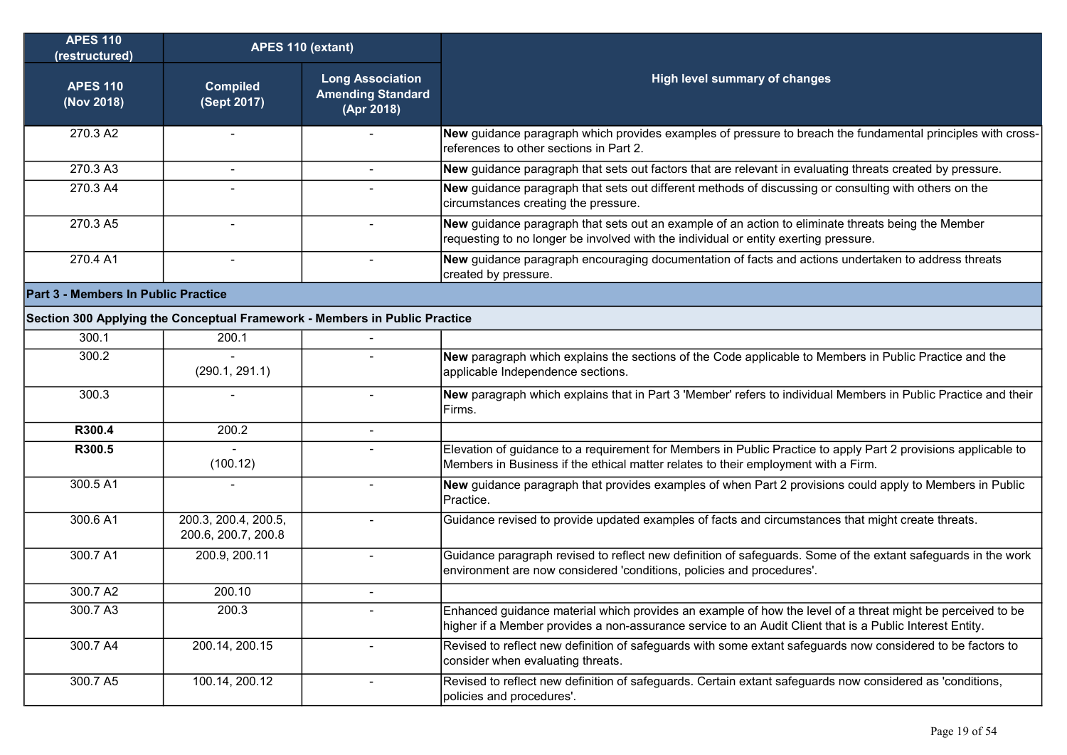| APES 110 (restructured) | APES 110 (extant) | | High level summary of changes |
|---|---|---|---|
| APES 110 (Nov 2018) | Compiled (Sept 2017) | Long Association Amending Standard (Apr 2018) | |
| 270.3 A2 | - | - | **New** guidance paragraph which provides examples of pressure to breach the fundamental principles with cross-references to other sections in Part 2. |
| 270.3 A3 | - | - | **New** guidance paragraph that sets out factors that are relevant in evaluating threats created by pressure. |
| 270.3 A4 | - | - | **New** guidance paragraph that sets out different methods of discussing or consulting with others on the circumstances creating the pressure. |
| 270.3 A5 | - | - | **New** guidance paragraph that sets out an example of an action to eliminate threats being the Member requesting to no longer be involved with the individual or entity exerting pressure. |
| 270.4 A1 | - | - | **New** guidance paragraph encouraging documentation of facts and actions undertaken to address threats created by pressure. |
| **Part 3 - Members In Public Practice** | | | |
| **Section 300 Applying the Conceptual Framework - Members in Public Practice** | | | |
| 300.1 | 200.1 | - | |
| 300.2 | - (290.1, 291.1) | - | **New** paragraph which explains the sections of the Code applicable to Members in Public Practice and the applicable Independence sections. |
| 300.3 | - | - | **New** paragraph which explains that in Part 3 'Member' refers to individual Members in Public Practice and their Firms. |
| **R300.4** | 200.2 | - | |
| **R300.5** | - (100.12) | - | Elevation of guidance to a requirement for Members in Public Practice to apply Part 2 provisions applicable to Members in Business if the ethical matter relates to their employment with a Firm. |
| 300.5 A1 | - | - | **New** guidance paragraph that provides examples of when Part 2 provisions could apply to Members in Public Practice. |
| 300.6 A1 | 200.3, 200.4, 200.5, 200.6, 200.7, 200.8 | - | Guidance revised to provide updated examples of facts and circumstances that might create threats. |
| 300.7 A1 | 200.9, 200.11 | - | Guidance paragraph revised to reflect new definition of safeguards. Some of the extant safeguards in the work environment are now considered 'conditions, policies and procedures'. |
| 300.7 A2 | 200.10 | - | |
| 300.7 A3 | 200.3 | - | Enhanced guidance material which provides an example of how the level of a threat might be perceived to be higher if a Member provides a non-assurance service to an Audit Client that is a Public Interest Entity. |
| 300.7 A4 | 200.14, 200.15 | - | Revised to reflect new definition of safeguards with some extant safeguards now considered to be factors to consider when evaluating threats. |
| 300.7 A5 | 100.14, 200.12 | - | Revised to reflect new definition of safeguards. Certain extant safeguards now considered as 'conditions, policies and procedures'. |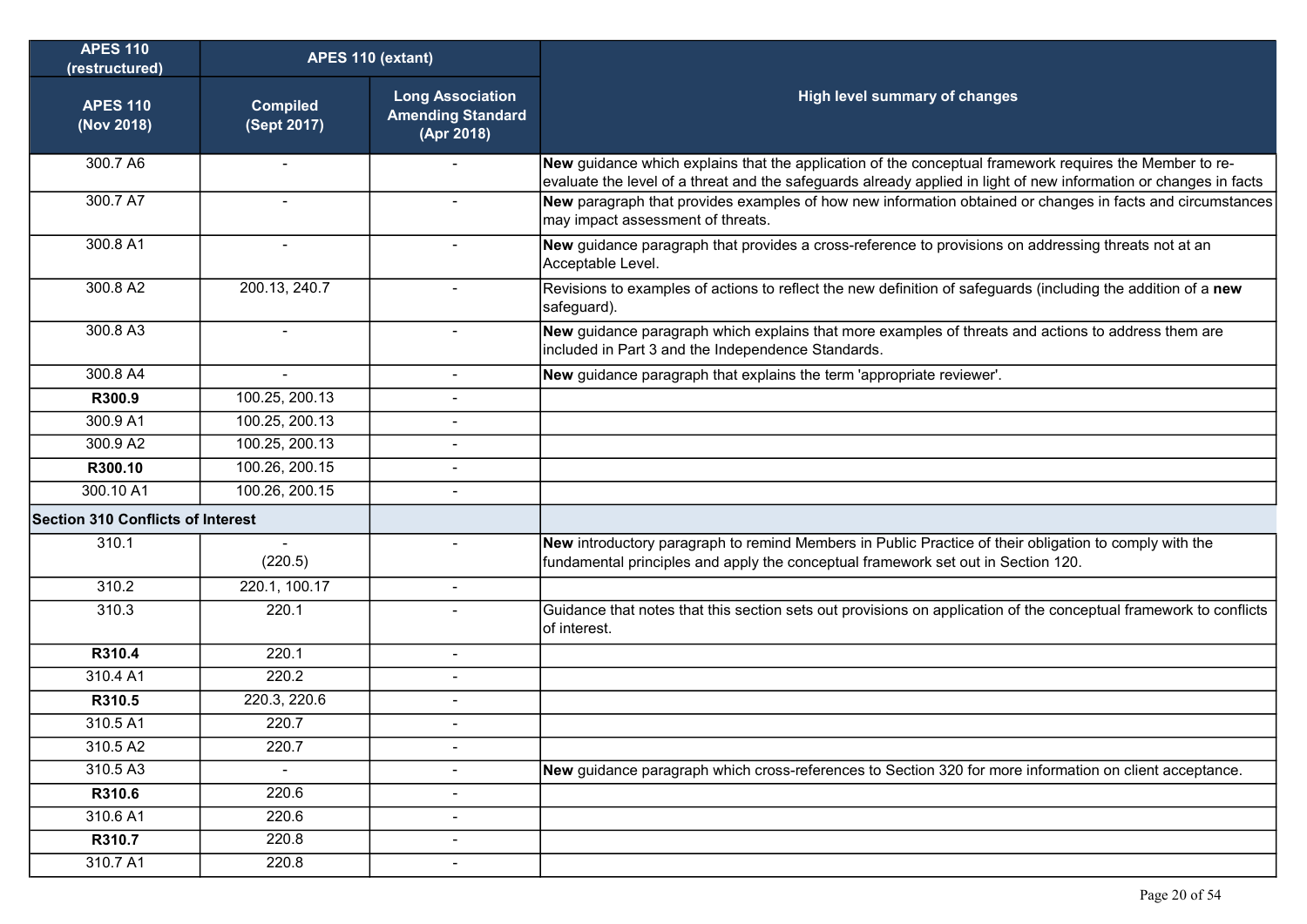| APES 110 (restructured) | APES 110 (extant) | | High level summary of changes |
|---|---|---|---|
| APES 110 (Nov 2018) | Compiled (Sept 2017) | Long Association Amending Standard (Apr 2018) | |
| 300.7 A6 | - | - | **New** guidance which explains that the application of the conceptual framework requires the Member to re-evaluate the level of a threat and the safeguards already applied in light of new information or changes in facts |
| 300.7 A7 | - | - | **New** paragraph that provides examples of how new information obtained or changes in facts and circumstances may impact assessment of threats. |
| 300.8 A1 | - | - | **New** guidance paragraph that provides a cross-reference to provisions on addressing threats not at an Acceptable Level. |
| 300.8 A2 | 200.13, 240.7 | - | Revisions to examples of actions to reflect the new definition of safeguards (including the addition of a **new** safeguard). |
| 300.8 A3 | - | - | **New** guidance paragraph which explains that more examples of threats and actions to address them are included in Part 3 and the Independence Standards. |
| 300.8 A4 | - | - | **New** guidance paragraph that explains the term 'appropriate reviewer'. |
| **R300.9** | 100.25, 200.13 | - | |
| 300.9 A1 | 100.25, 200.13 | - | |
| 300.9 A2 | 100.25, 200.13 | - | |
| **R300.10** | 100.26, 200.15 | - | |
| 300.10 A1 | 100.26, 200.15 | - | |
| **Section 310 Conflicts of Interest** | | | |
| 310.1 | - (220.5) | - | **New** introductory paragraph to remind Members in Public Practice of their obligation to comply with the fundamental principles and apply the conceptual framework set out in Section 120. |
| 310.2 | 220.1, 100.17 | - | |
| 310.3 | 220.1 | - | Guidance that notes that this section sets out provisions on application of the conceptual framework to conflicts of interest. |
| **R310.4** | 220.1 | - | |
| 310.4 A1 | 220.2 | - | |
| **R310.5** | 220.3, 220.6 | - | |
| 310.5 A1 | 220.7 | - | |
| 310.5 A2 | 220.7 | - | |
| 310.5 A3 | - | - | **New** guidance paragraph which cross-references to Section 320 for more information on client acceptance. |
| **R310.6** | 220.6 | - | |
| 310.6 A1 | 220.6 | - | |
| **R310.7** | 220.8 | - | |
| 310.7 A1 | 220.8 | - | |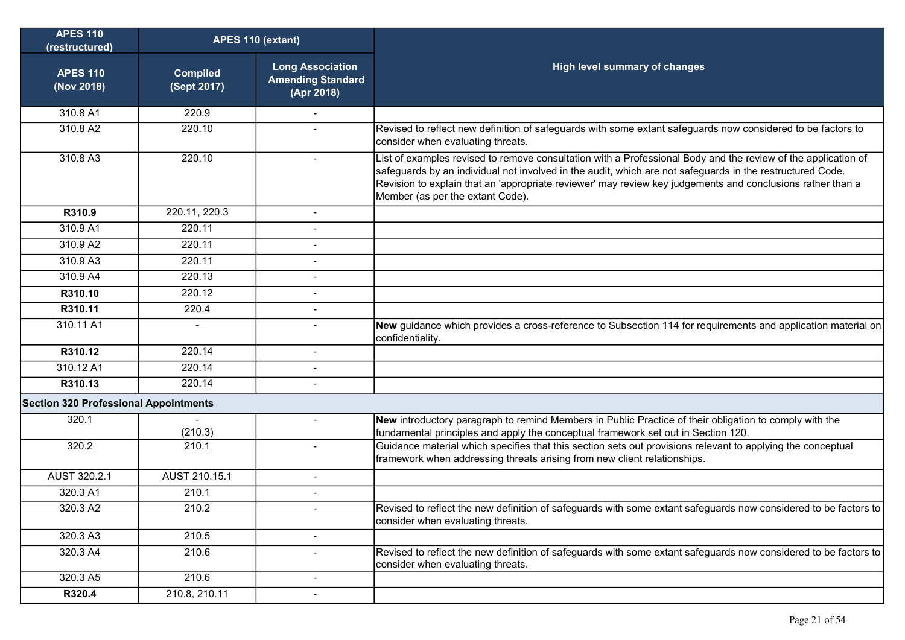| APES 110 (restructured) | APES 110 (extant) | | High level summary of changes |
|---|---|---|---|
| **APES 110 (Nov 2018)** | **Compiled (Sept 2017)** | **Long Association Amending Standard (Apr 2018)** | |
| 310.8 A1 | 220.9 | - | |
| 310.8 A2 | 220.10 | - | Revised to reflect new definition of safeguards with some extant safeguards now considered to be factors to consider when evaluating threats. |
| 310.8 A3 | 220.10 | - | List of examples revised to remove consultation with a Professional Body and the review of the application of safeguards by an individual not involved in the audit, which are not safeguards in the restructured Code. Revision to explain that an 'appropriate reviewer' may review key judgements and conclusions rather than a Member (as per the extant Code). |
| **R310.9** | 220.11, 220.3 | - | |
| 310.9 A1 | 220.11 | - | |
| 310.9 A2 | 220.11 | - | |
| 310.9 A3 | 220.11 | - | |
| 310.9 A4 | 220.13 | - | |
| **R310.10** | 220.12 | - | |
| **R310.11** | 220.4 | - | |
| 310.11 A1 | - | - | **New** guidance which provides a cross-reference to Subsection 114 for requirements and application material on confidentiality. |
| **R310.12** | 220.14 | - | |
| 310.12 A1 | 220.14 | - | |
| **R310.13** | 220.14 | - | |
| **Section 320 Professional Appointments** | | | |
| 320.1 | - (210.3) | - | **New** introductory paragraph to remind Members in Public Practice of their obligation to comply with the fundamental principles and apply the conceptual framework set out in Section 120. |
| 320.2 | 210.1 | - | Guidance material which specifies that this section sets out provisions relevant to applying the conceptual framework when addressing threats arising from new client relationships. |
| AUST 320.2.1 | AUST 210.15.1 | - | |
| 320.3 A1 | 210.1 | - | |
| 320.3 A2 | 210.2 | - | Revised to reflect the new definition of safeguards with some extant safeguards now considered to be factors to consider when evaluating threats. |
| 320.3 A3 | 210.5 | - | |
| 320.3 A4 | 210.6 | - | Revised to reflect the new definition of safeguards with some extant safeguards now considered to be factors to consider when evaluating threats. |
| 320.3 A5 | 210.6 | - | |
| **R320.4** | 210.8, 210.11 | - | |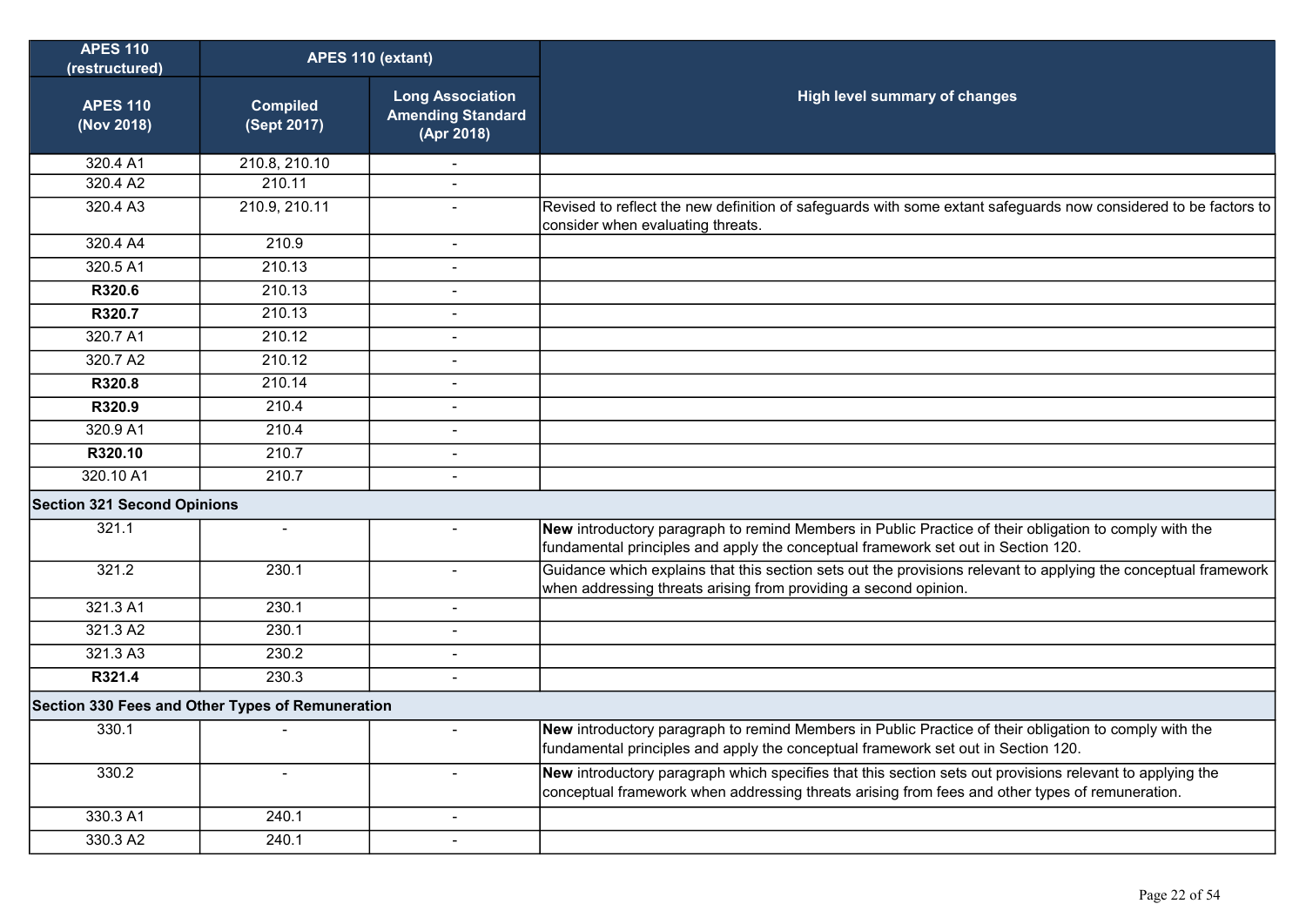| APES 110 (restructured) | APES 110 (extant) | | High level summary of changes |
|---|---|---|---|
| APES 110 (Nov 2018) | Compiled (Sept 2017) | Long Association Amending Standard (Apr 2018) | |
| 320.4 A1 | 210.8, 210.10 | - | |
| 320.4 A2 | 210.11 | - | |
| 320.4 A3 | 210.9, 210.11 | - | Revised to reflect the new definition of safeguards with some extant safeguards now considered to be factors to consider when evaluating threats. |
| 320.4 A4 | 210.9 | - | |
| 320.5 A1 | 210.13 | - | |
| **R320.6** | 210.13 | - | |
| **R320.7** | 210.13 | - | |
| 320.7 A1 | 210.12 | - | |
| 320.7 A2 | 210.12 | - | |
| **R320.8** | 210.14 | - | |
| **R320.9** | 210.4 | - | |
| 320.9 A1 | 210.4 | - | |
| **R320.10** | 210.7 | - | |
| 320.10 A1 | 210.7 | - | |
| **Section 321 Second Opinions** | | | |
| 321.1 | - | - | **New** introductory paragraph to remind Members in Public Practice of their obligation to comply with the fundamental principles and apply the conceptual framework set out in Section 120. |
| 321.2 | 230.1 | - | Guidance which explains that this section sets out the provisions relevant to applying the conceptual framework when addressing threats arising from providing a second opinion. |
| 321.3 A1 | 230.1 | - | |
| 321.3 A2 | 230.1 | - | |
| 321.3 A3 | 230.2 | - | |
| **R321.4** | 230.3 | - | |
| **Section 330 Fees and Other Types of Remuneration** | | | |
| 330.1 | - | - | **New** introductory paragraph to remind Members in Public Practice of their obligation to comply with the fundamental principles and apply the conceptual framework set out in Section 120. |
| 330.2 | - | - | **New** introductory paragraph which specifies that this section sets out provisions relevant to applying the conceptual framework when addressing threats arising from fees and other types of remuneration. |
| 330.3 A1 | 240.1 | - | |
| 330.3 A2 | 240.1 | - | |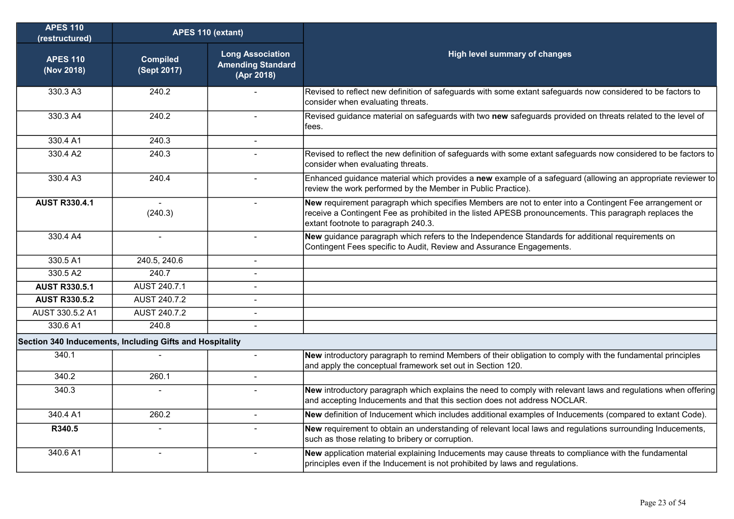| APES 110 (restructured) | APES 110 (extant) | | High level summary of changes |
|---|---|---|---|
| **APES 110 (Nov 2018)** | **Compiled (Sept 2017)** | **Long Association Amending Standard (Apr 2018)** | |
| 330.3 A3 | 240.2 | - | Revised to reflect new definition of safeguards with some extant safeguards now considered to be factors to consider when evaluating threats. |
| 330.3 A4 | 240.2 | - | Revised guidance material on safeguards with two **new** safeguards provided on threats related to the level of fees. |
| 330.4 A1 | 240.3 | - | |
| 330.4 A2 | 240.3 | - | Revised to reflect the new definition of safeguards with some extant safeguards now considered to be factors to consider when evaluating threats. |
| 330.4 A3 | 240.4 | - | Enhanced guidance material which provides a **new** example of a safeguard (allowing an appropriate reviewer to review the work performed by the Member in Public Practice). |
| **AUST R330.4.1** | - (240.3) | - | **New** requirement paragraph which specifies Members are not to enter into a Contingent Fee arrangement or receive a Contingent Fee as prohibited in the listed APESB pronouncements. This paragraph replaces the extant footnote to paragraph 240.3. |
| 330.4 A4 | - | - | **New** guidance paragraph which refers to the Independence Standards for additional requirements on Contingent Fees specific to Audit, Review and Assurance Engagements. |
| 330.5 A1 | 240.5, 240.6 | - | |
| 330.5 A2 | 240.7 | - | |
| **AUST R330.5.1** | AUST 240.7.1 | - | |
| **AUST R330.5.2** | AUST 240.7.2 | - | |
| AUST 330.5.2 A1 | AUST 240.7.2 | - | |
| 330.6 A1 | 240.8 | - | |
| **Section 340 Inducements, Including Gifts and Hospitality** | | | |
| 340.1 | - | - | **New** introductory paragraph to remind Members of their obligation to comply with the fundamental principles and apply the conceptual framework set out in Section 120. |
| 340.2 | 260.1 | - | |
| 340.3 | - | - | **New** introductory paragraph which explains the need to comply with relevant laws and regulations when offering and accepting Inducements and that this section does not address NOCLAR. |
| 340.4 A1 | 260.2 | - | **New** definition of Inducement which includes additional examples of Inducements (compared to extant Code). |
| **R340.5** | - | - | **New** requirement to obtain an understanding of relevant local laws and regulations surrounding Inducements, such as those relating to bribery or corruption. |
| 340.6 A1 | - | - | **New** application material explaining Inducements may cause threats to compliance with the fundamental principles even if the Inducement is not prohibited by laws and regulations. |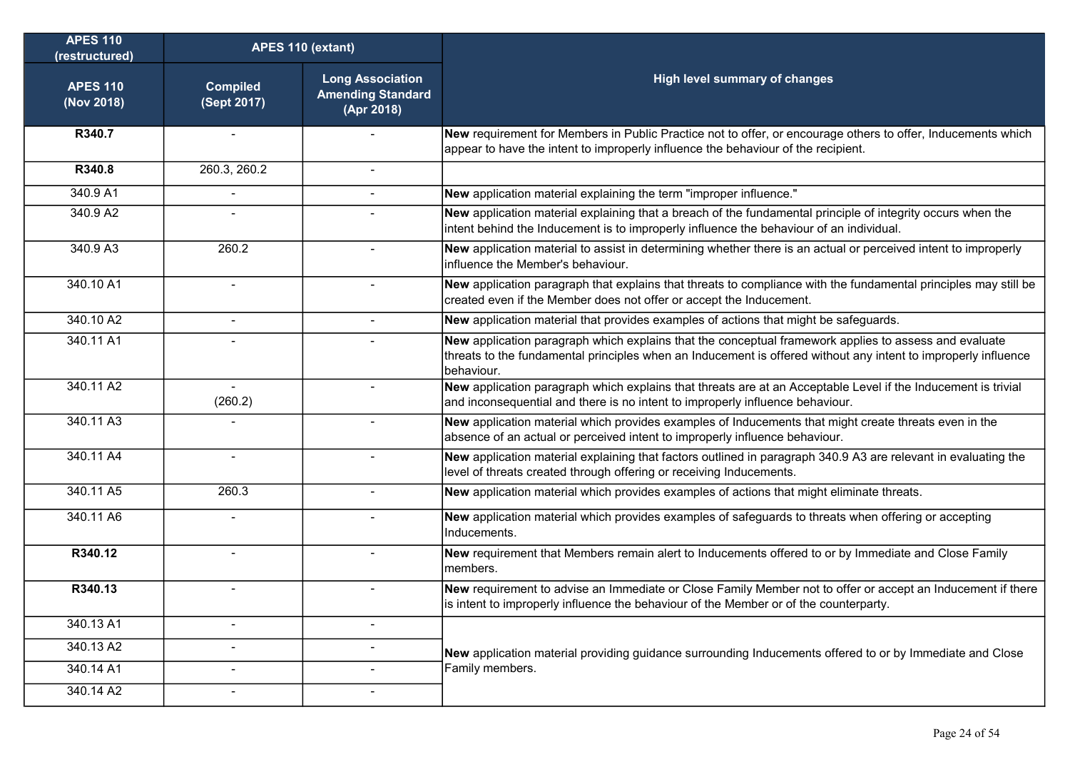| APES 110 (restructured) | APES 110 (extant) | | High level summary of changes |
|---|---|---|---|
| **APES 110 (Nov 2018)** | **Compiled (Sept 2017)** | **Long Association Amending Standard (Apr 2018)** | |
| **R340.7** | - | - | **New** requirement for Members in Public Practice not to offer, or encourage others to offer, Inducements which appear to have the intent to improperly influence the behaviour of the recipient. |
| **R340.8** | 260.3, 260.2 | - | |
| 340.9 A1 | - | - | **New** application material explaining the term "improper influence." |
| 340.9 A2 | - | - | **New** application material explaining that a breach of the fundamental principle of integrity occurs when the intent behind the Inducement is to improperly influence the behaviour of an individual. |
| 340.9 A3 | 260.2 | - | **New** application material to assist in determining whether there is an actual or perceived intent to improperly influence the Member's behaviour. |
| 340.10 A1 | - | - | **New** application paragraph that explains that threats to compliance with the fundamental principles may still be created even if the Member does not offer or accept the Inducement. |
| 340.10 A2 | - | - | **New** application material that provides examples of actions that might be safeguards. |
| 340.11 A1 | - | - | **New** application paragraph which explains that the conceptual framework applies to assess and evaluate threats to the fundamental principles when an Inducement is offered without any intent to improperly influence behaviour. |
| 340.11 A2 | - (260.2) | - | **New** application paragraph which explains that threats are at an Acceptable Level if the Inducement is trivial and inconsequential and there is no intent to improperly influence behaviour. |
| 340.11 A3 | - | - | **New** application material which provides examples of Inducements that might create threats even in the absence of an actual or perceived intent to improperly influence behaviour. |
| 340.11 A4 | - | - | **New** application material explaining that factors outlined in paragraph 340.9 A3 are relevant in evaluating the level of threats created through offering or receiving Inducements. |
| 340.11 A5 | 260.3 | - | **New** application material which provides examples of actions that might eliminate threats. |
| 340.11 A6 | - | - | **New** application material which provides examples of safeguards to threats when offering or accepting Inducements. |
| **R340.12** | - | - | **New** requirement that Members remain alert to Inducements offered to or by Immediate and Close Family members. |
| **R340.13** | - | - | **New** requirement to advise an Immediate or Close Family Member not to offer or accept an Inducement if there is intent to improperly influence the behaviour of the Member or of the counterparty. |
| 340.13 A1 | - | - | **New** application material providing guidance surrounding Inducements offered to or by Immediate and Close Family members. |
| 340.13 A2 | - | - | |
| 340.14 A1 | - | - | |
| 340.14 A2 | - | - | |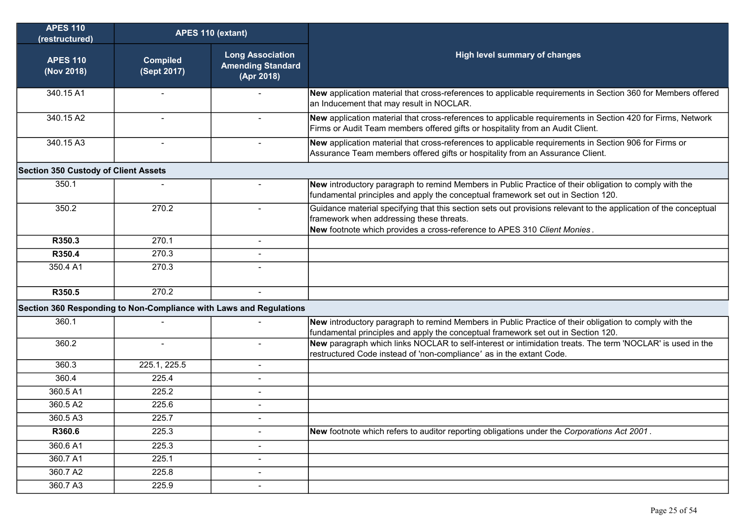| APES 110 (restructured) | APES 110 (extant) | | High level summary of changes |
|---|---|---|---|
| **APES 110 (Nov 2018)** | **Compiled (Sept 2017)** | **Long Association Amending Standard (Apr 2018)** | |
| 340.15 A1 | - | - | **New** application material that cross-references to applicable requirements in Section 360 for Members offered an Inducement that may result in NOCLAR. |
| 340.15 A2 | - | - | **New** application material that cross-references to applicable requirements in Section 420 for Firms, Network Firms or Audit Team members offered gifts or hospitality from an Audit Client. |
| 340.15 A3 | - | - | **New** application material that cross-references to applicable requirements in Section 906 for Firms or Assurance Team members offered gifts or hospitality from an Assurance Client. |
| **Section 350 Custody of Client Assets** | | | |
| 350.1 | - | - | **New** introductory paragraph to remind Members in Public Practice of their obligation to comply with the fundamental principles and apply the conceptual framework set out in Section 120. |
| 350.2 | 270.2 | - | Guidance material specifying that this section sets out provisions relevant to the application of the conceptual framework when addressing these threats.<br>**New** footnote which provides a cross-reference to APES 310 *Client Monies*. |
| **R350.3** | 270.1 | - | |
| **R350.4** | 270.3 | - | |
| 350.4 A1 | 270.3 | - | |
| **R350.5** | 270.2 | - | |
| **Section 360 Responding to Non-Compliance with Laws and Regulations** | | | |
| 360.1 | - | - | **New** introductory paragraph to remind Members in Public Practice of their obligation to comply with the fundamental principles and apply the conceptual framework set out in Section 120. |
| 360.2 | - | - | **New** paragraph which links NOCLAR to self-interest or intimidation treats. The term 'NOCLAR' is used in the restructured Code instead of 'non-compliance' as in the extant Code. |
| 360.3 | 225.1, 225.5 | - | |
| 360.4 | 225.4 | - | |
| 360.5 A1 | 225.2 | - | |
| 360.5 A2 | 225.6 | - | |
| 360.5 A3 | 225.7 | - | |
| **R360.6** | 225.3 | - | **New** footnote which refers to auditor reporting obligations under the *Corporations Act 2001*. |
| 360.6 A1 | 225.3 | - | |
| 360.7 A1 | 225.1 | - | |
| 360.7 A2 | 225.8 | - | |
| 360.7 A3 | 225.9 | - | |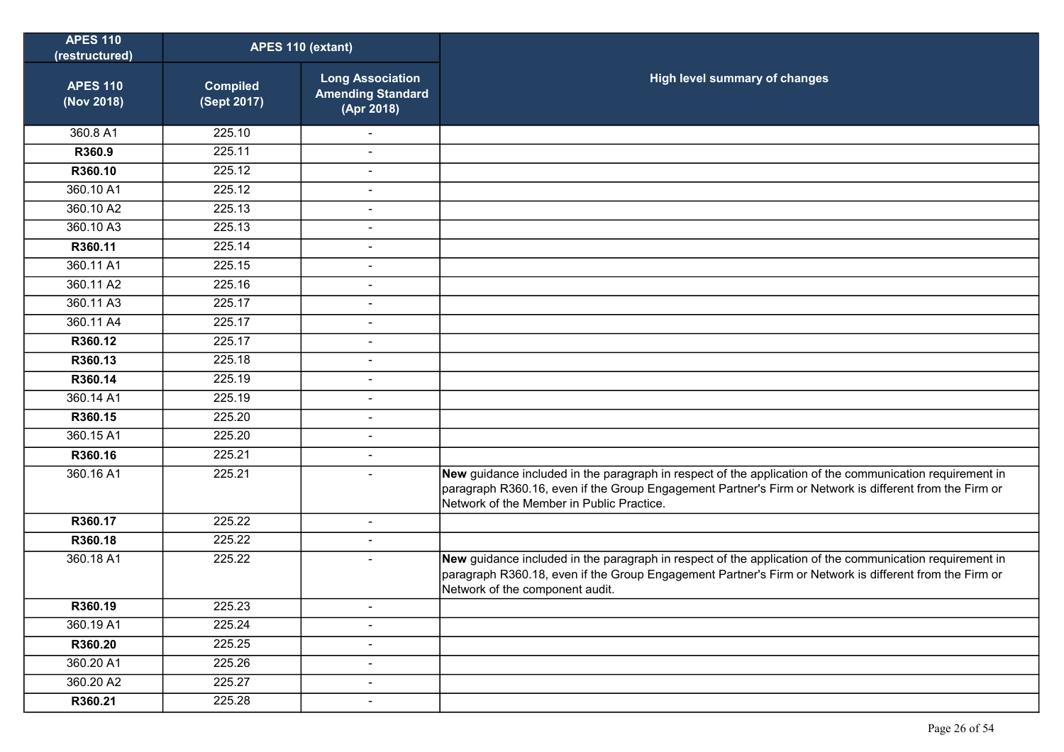| APES 110 (restructured) | APES 110 (extant) | | High level summary of changes |
|---|---|---|---|
| **APES 110 (Nov 2018)** | **Compiled (Sept 2017)** | **Long Association Amending Standard (Apr 2018)** | |
| 360.8 A1 | 225.10 | - | |
| **R360.9** | 225.11 | - | |
| **R360.10** | 225.12 | - | |
| 360.10 A1 | 225.12 | - | |
| 360.10 A2 | 225.13 | - | |
| 360.10 A3 | 225.13 | - | |
| **R360.11** | 225.14 | - | |
| 360.11 A1 | 225.15 | - | |
| 360.11 A2 | 225.16 | - | |
| 360.11 A3 | 225.17 | - | |
| 360.11 A4 | 225.17 | - | |
| **R360.12** | 225.17 | - | |
| **R360.13** | 225.18 | - | |
| **R360.14** | 225.19 | - | |
| 360.14 A1 | 225.19 | - | |
| **R360.15** | 225.20 | - | |
| 360.15 A1 | 225.20 | - | |
| **R360.16** | 225.21 | - | |
| 360.16 A1 | 225.21 | - | **New** guidance included in the paragraph in respect of the application of the communication requirement in paragraph R360.16, even if the Group Engagement Partner's Firm or Network is different from the Firm or Network of the Member in Public Practice. |
| **R360.17** | 225.22 | - | |
| **R360.18** | 225.22 | - | |
| 360.18 A1 | 225.22 | - | **New** guidance included in the paragraph in respect of the application of the communication requirement in paragraph R360.18, even if the Group Engagement Partner's Firm or Network is different from the Firm or Network of the component audit. |
| **R360.19** | 225.23 | - | |
| 360.19 A1 | 225.24 | - | |
| **R360.20** | 225.25 | - | |
| 360.20 A1 | 225.26 | - | |
| 360.20 A2 | 225.27 | - | |
| **R360.21** | 225.28 | - | |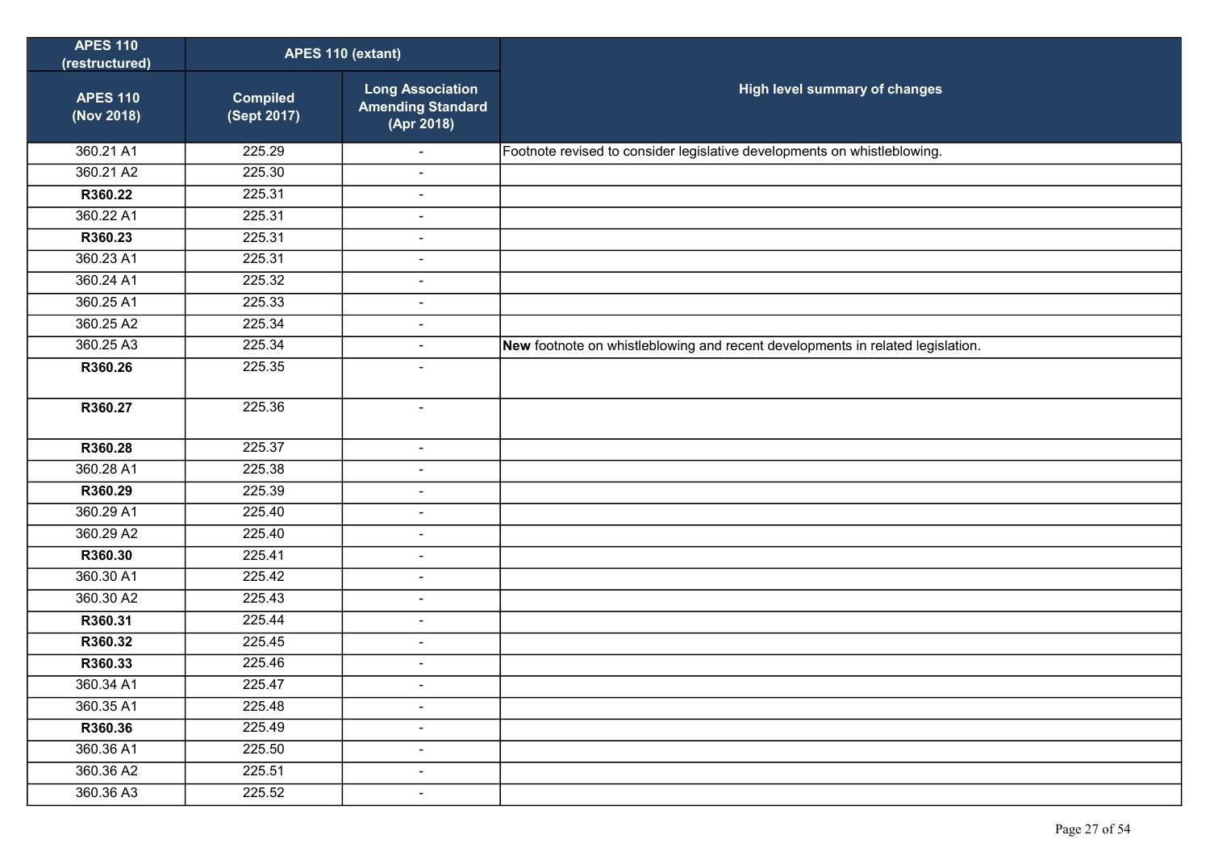| APES 110 (restructured) | APES 110 (extant) | | High level summary of changes |
|---|---|---|---|
| APES 110 (Nov 2018) | Compiled (Sept 2017) | Long Association Amending Standard (Apr 2018) | |
| 360.21 A1 | 225.29 | - | Footnote revised to consider legislative developments on whistleblowing. |
| 360.21 A2 | 225.30 | - | |
| **R360.22** | 225.31 | - | |
| 360.22 A1 | 225.31 | - | |
| **R360.23** | 225.31 | - | |
| 360.23 A1 | 225.31 | - | |
| 360.24 A1 | 225.32 | - | |
| 360.25 A1 | 225.33 | - | |
| 360.25 A2 | 225.34 | - | |
| 360.25 A3 | 225.34 | - | **New** footnote on whistleblowing and recent developments in related legislation. |
| **R360.26** | 225.35 | - | |
| **R360.27** | 225.36 | - | |
| **R360.28** | 225.37 | - | |
| 360.28 A1 | 225.38 | - | |
| **R360.29** | 225.39 | - | |
| 360.29 A1 | 225.40 | - | |
| 360.29 A2 | 225.40 | - | |
| **R360.30** | 225.41 | - | |
| 360.30 A1 | 225.42 | - | |
| 360.30 A2 | 225.43 | - | |
| **R360.31** | 225.44 | - | |
| **R360.32** | 225.45 | - | |
| **R360.33** | 225.46 | - | |
| 360.34 A1 | 225.47 | - | |
| 360.35 A1 | 225.48 | - | |
| **R360.36** | 225.49 | - | |
| 360.36 A1 | 225.50 | - | |
| 360.36 A2 | 225.51 | - | |
| 360.36 A3 | 225.52 | - | |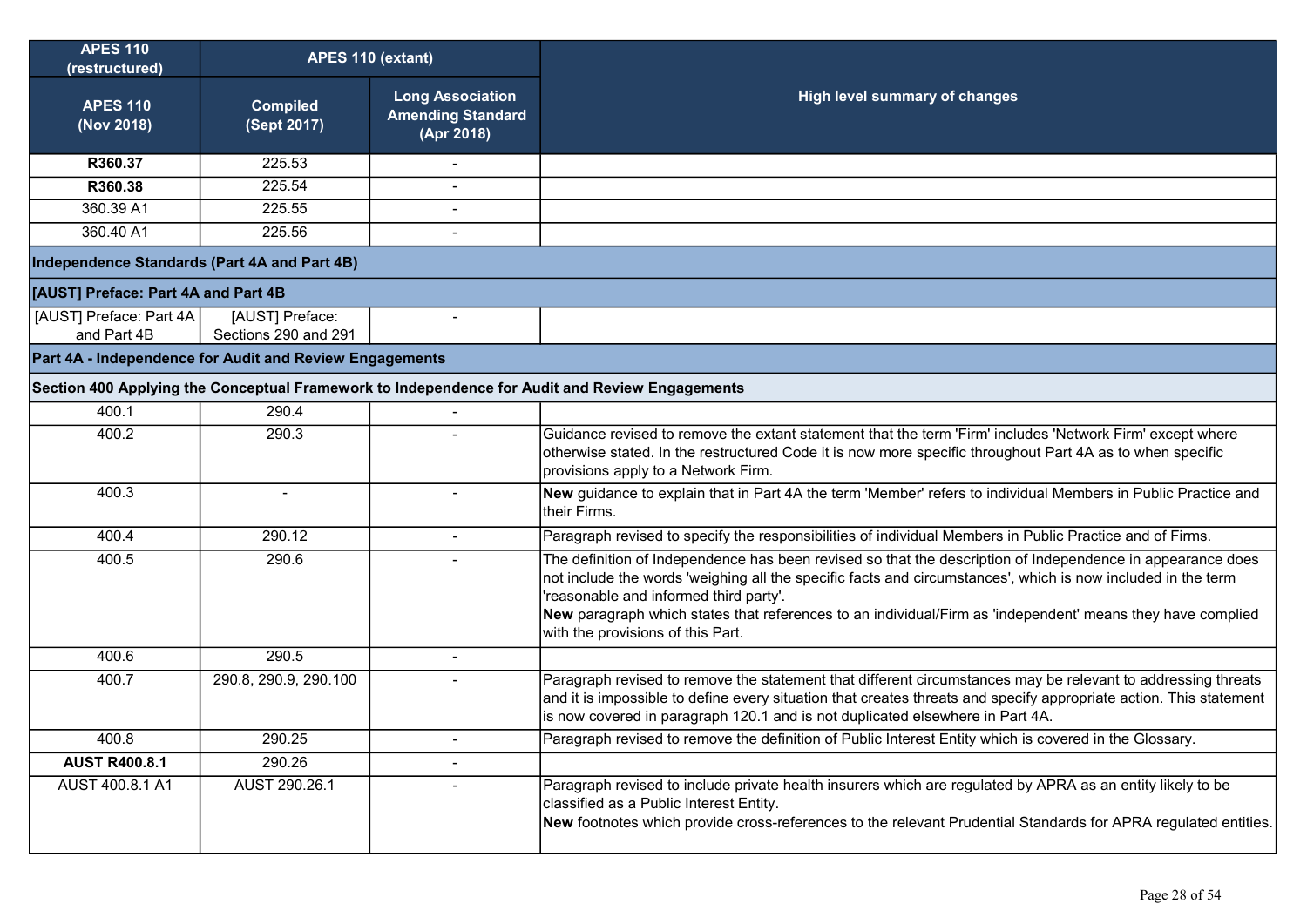| APES 110 (restructured) | APES 110 (extant) | | High level summary of changes |
|---|---|---|---|
| APES 110 (Nov 2018) | Compiled (Sept 2017) | Long Association Amending Standard (Apr 2018) | |
| **R360.37** | 225.53 | - | |
| **R360.38** | 225.54 | - | |
| 360.39 A1 | 225.55 | - | |
| 360.40 A1 | 225.56 | - | |
| **Independence Standards (Part 4A and Part 4B)** | | | |
| **[AUST] Preface: Part 4A and Part 4B** | | | |
| [AUST] Preface: Part 4A and Part 4B | [AUST] Preface: Sections 290 and 291 | - | |
| **Part 4A - Independence for Audit and Review Engagements** | | | |
| **Section 400 Applying the Conceptual Framework to Independence for Audit and Review Engagements** | | | |
| 400.1 | 290.4 | - | |
| 400.2 | 290.3 | - | Guidance revised to remove the extant statement that the term 'Firm' includes 'Network Firm' except where otherwise stated. In the restructured Code it is now more specific throughout Part 4A as to when specific provisions apply to a Network Firm. |
| 400.3 | - | - | **New** guidance to explain that in Part 4A the term 'Member' refers to individual Members in Public Practice and their Firms. |
| 400.4 | 290.12 | - | Paragraph revised to specify the responsibilities of individual Members in Public Practice and of Firms. |
| 400.5 | 290.6 | - | The definition of Independence has been revised so that the description of Independence in appearance does not include the words 'weighing all the specific facts and circumstances', which is now included in the term 'reasonable and informed third party'.<br>**New** paragraph which states that references to an individual/Firm as 'independent' means they have complied with the provisions of this Part. |
| 400.6 | 290.5 | - | |
| 400.7 | 290.8, 290.9, 290.100 | - | Paragraph revised to remove the statement that different circumstances may be relevant to addressing threats and it is impossible to define every situation that creates threats and specify appropriate action. This statement is now covered in paragraph 120.1 and is not duplicated elsewhere in Part 4A. |
| 400.8 | 290.25 | - | Paragraph revised to remove the definition of Public Interest Entity which is covered in the Glossary. |
| **AUST R400.8.1** | 290.26 | - | |
| AUST 400.8.1 A1 | AUST 290.26.1 | - | Paragraph revised to include private health insurers which are regulated by APRA as an entity likely to be classified as a Public Interest Entity.<br>**New** footnotes which provide cross-references to the relevant Prudential Standards for APRA regulated entities. |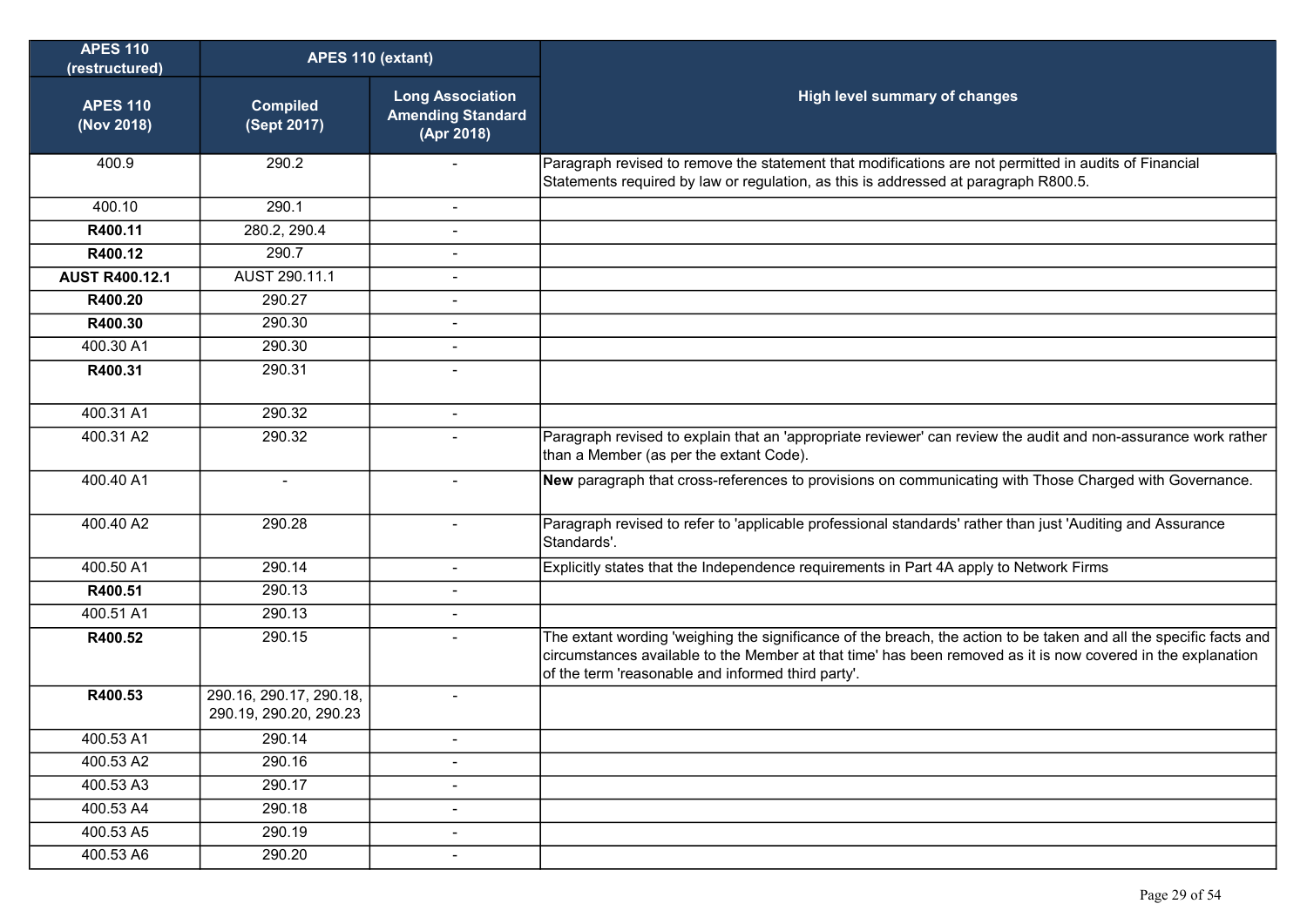| APES 110 (restructured) | APES 110 (extant) | | High level summary of changes |
|---|---|---|---|
| APES 110 (Nov 2018) | Compiled (Sept 2017) | Long Association Amending Standard (Apr 2018) | |
| 400.9 | 290.2 | - | Paragraph revised to remove the statement that modifications are not permitted in audits of Financial Statements required by law or regulation, as this is addressed at paragraph R800.5. |
| 400.10 | 290.1 | - | |
| **R400.11** | 280.2, 290.4 | - | |
| **R400.12** | 290.7 | - | |
| **AUST R400.12.1** | AUST 290.11.1 | - | |
| **R400.20** | 290.27 | - | |
| **R400.30** | 290.30 | - | |
| 400.30 A1 | 290.30 | - | |
| **R400.31** | 290.31 | - | |
| 400.31 A1 | 290.32 | - | |
| 400.31 A2 | 290.32 | - | Paragraph revised to explain that an 'appropriate reviewer' can review the audit and non-assurance work rather than a Member (as per the extant Code). |
| 400.40 A1 | - | - | **New** paragraph that cross-references to provisions on communicating with Those Charged with Governance. |
| 400.40 A2 | 290.28 | - | Paragraph revised to refer to 'applicable professional standards' rather than just 'Auditing and Assurance Standards'. |
| 400.50 A1 | 290.14 | - | Explicitly states that the Independence requirements in Part 4A apply to Network Firms |
| **R400.51** | 290.13 | - | |
| 400.51 A1 | 290.13 | - | |
| **R400.52** | 290.15 | - | The extant wording 'weighing the significance of the breach, the action to be taken and all the specific facts and circumstances available to the Member at that time' has been removed as it is now covered in the explanation of the term 'reasonable and informed third party'. |
| **R400.53** | 290.16, 290.17, 290.18, 290.19, 290.20, 290.23 | - | |
| 400.53 A1 | 290.14 | - | |
| 400.53 A2 | 290.16 | - | |
| 400.53 A3 | 290.17 | - | |
| 400.53 A4 | 290.18 | - | |
| 400.53 A5 | 290.19 | - | |
| 400.53 A6 | 290.20 | - | |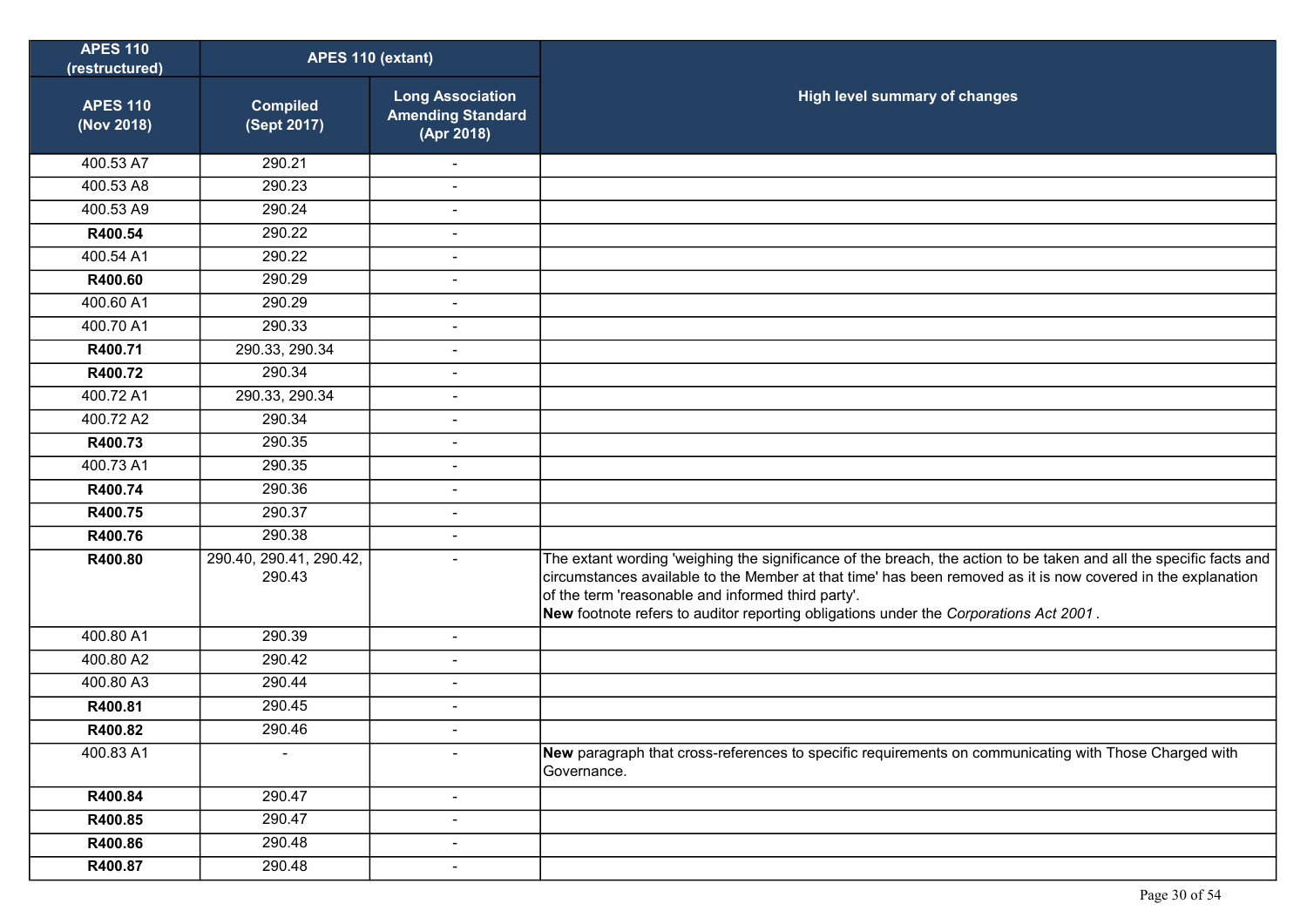| APES 110 (restructured) | APES 110 (extant) | | |
|---|---|---|---|
| **APES 110 (Nov 2018)** | **Compiled (Sept 2017)** | **Long Association Amending Standard (Apr 2018)** | **High level summary of changes** |
| 400.53 A7 | 290.21 | - | |
| 400.53 A8 | 290.23 | - | |
| 400.53 A9 | 290.24 | - | |
| **R400.54** | 290.22 | - | |
| 400.54 A1 | 290.22 | - | |
| **R400.60** | 290.29 | - | |
| 400.60 A1 | 290.29 | - | |
| 400.70 A1 | 290.33 | - | |
| **R400.71** | 290.33, 290.34 | - | |
| **R400.72** | 290.34 | - | |
| 400.72 A1 | 290.33, 290.34 | - | |
| 400.72 A2 | 290.34 | - | |
| **R400.73** | 290.35 | - | |
| 400.73 A1 | 290.35 | - | |
| **R400.74** | 290.36 | - | |
| **R400.75** | 290.37 | - | |
| **R400.76** | 290.38 | - | |
| **R400.80** | 290.40, 290.41, 290.42, 290.43 | - | The extant wording 'weighing the significance of the breach, the action to be taken and all the specific facts and circumstances available to the Member at that time' has been removed as it is now covered in the explanation of the term 'reasonable and informed third party'. **New** footnote refers to auditor reporting obligations under the *Corporations Act 2001*. |
| 400.80 A1 | 290.39 | - | |
| 400.80 A2 | 290.42 | - | |
| 400.80 A3 | 290.44 | - | |
| **R400.81** | 290.45 | - | |
| **R400.82** | 290.46 | - | |
| 400.83 A1 | - | - | **New** paragraph that cross-references to specific requirements on communicating with Those Charged with Governance. |
| **R400.84** | 290.47 | - | |
| **R400.85** | 290.47 | - | |
| **R400.86** | 290.48 | - | |
| **R400.87** | 290.48 | - | |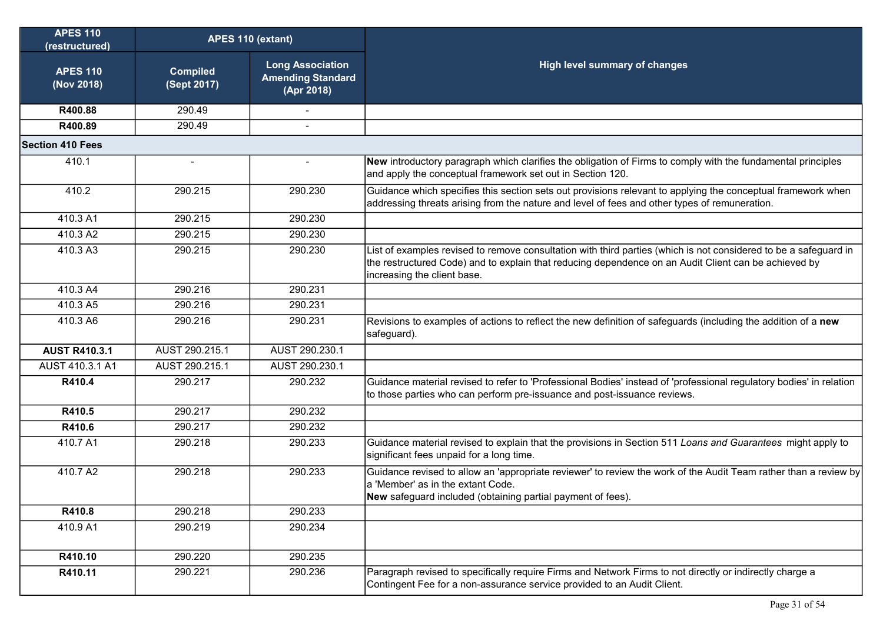| APES 110 (restructured) | APES 110 (extant) | | High level summary of changes |
|---|---|---|---|
| **APES 110 (Nov 2018)** | **Compiled (Sept 2017)** | **Long Association Amending Standard (Apr 2018)** | |
| **R400.88** | 290.49 | - | |
| **R400.89** | 290.49 | - | |
| **Section 410 Fees** | | | |
| 410.1 | - | - | **New** introductory paragraph which clarifies the obligation of Firms to comply with the fundamental principles and apply the conceptual framework set out in Section 120. |
| 410.2 | 290.215 | 290.230 | Guidance which specifies this section sets out provisions relevant to applying the conceptual framework when addressing threats arising from the nature and level of fees and other types of remuneration. |
| 410.3 A1 | 290.215 | 290.230 | |
| 410.3 A2 | 290.215 | 290.230 | |
| 410.3 A3 | 290.215 | 290.230 | List of examples revised to remove consultation with third parties (which is not considered to be a safeguard in the restructured Code) and to explain that reducing dependence on an Audit Client can be achieved by increasing the client base. |
| 410.3 A4 | 290.216 | 290.231 | |
| 410.3 A5 | 290.216 | 290.231 | |
| 410.3 A6 | 290.216 | 290.231 | Revisions to examples of actions to reflect the new definition of safeguards (including the addition of a **new** safeguard). |
| **AUST R410.3.1** | AUST 290.215.1 | AUST 290.230.1 | |
| AUST 410.3.1 A1 | AUST 290.215.1 | AUST 290.230.1 | |
| **R410.4** | 290.217 | 290.232 | Guidance material revised to refer to 'Professional Bodies' instead of 'professional regulatory bodies' in relation to those parties who can perform pre-issuance and post-issuance reviews. |
| **R410.5** | 290.217 | 290.232 | |
| **R410.6** | 290.217 | 290.232 | |
| 410.7 A1 | 290.218 | 290.233 | Guidance material revised to explain that the provisions in Section 511 *Loans and Guarantees* might apply to significant fees unpaid for a long time. |
| 410.7 A2 | 290.218 | 290.233 | Guidance revised to allow an 'appropriate reviewer' to review the work of the Audit Team rather than a review by a 'Member' as in the extant Code.<br>**New** safeguard included (obtaining partial payment of fees). |
| **R410.8** | 290.218 | 290.233 | |
| 410.9 A1 | 290.219 | 290.234 | |
| **R410.10** | 290.220 | 290.235 | |
| **R410.11** | 290.221 | 290.236 | Paragraph revised to specifically require Firms and Network Firms to not directly or indirectly charge a Contingent Fee for a non-assurance service provided to an Audit Client. |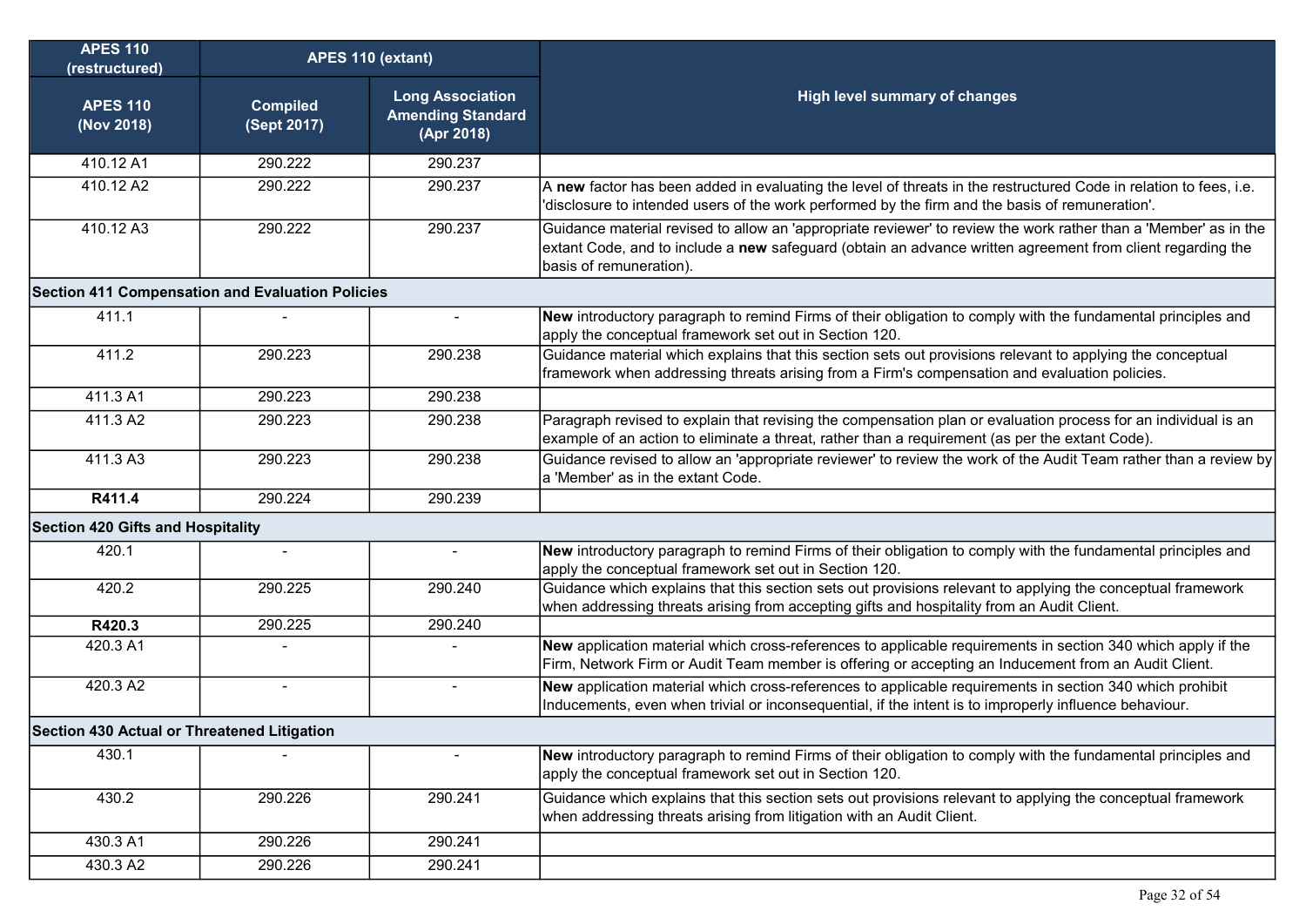| APES 110 (restructured) | APES 110 (extant) | | |
|---|---|---|---|
| **APES 110 (Nov 2018)** | **Compiled (Sept 2017)** | **Long Association Amending Standard (Apr 2018)** | **High level summary of changes** |
| 410.12 A1 | 290.222 | 290.237 | |
| 410.12 A2 | 290.222 | 290.237 | A **new** factor has been added in evaluating the level of threats in the restructured Code in relation to fees, i.e. 'disclosure to intended users of the work performed by the firm and the basis of remuneration'. |
| 410.12 A3 | 290.222 | 290.237 | Guidance material revised to allow an 'appropriate reviewer' to review the work rather than a 'Member' as in the extant Code, and to include a **new** safeguard (obtain an advance written agreement from client regarding the basis of remuneration). |
| **Section 411 Compensation and Evaluation Policies** | | | |
| 411.1 | - | - | **New** introductory paragraph to remind Firms of their obligation to comply with the fundamental principles and apply the conceptual framework set out in Section 120. |
| 411.2 | 290.223 | 290.238 | Guidance material which explains that this section sets out provisions relevant to applying the conceptual framework when addressing threats arising from a Firm's compensation and evaluation policies. |
| 411.3 A1 | 290.223 | 290.238 | |
| 411.3 A2 | 290.223 | 290.238 | Paragraph revised to explain that revising the compensation plan or evaluation process for an individual is an example of an action to eliminate a threat, rather than a requirement (as per the extant Code). |
| 411.3 A3 | 290.223 | 290.238 | Guidance revised to allow an 'appropriate reviewer' to review the work of the Audit Team rather than a review by a 'Member' as in the extant Code. |
| **R411.4** | 290.224 | 290.239 | |
| **Section 420 Gifts and Hospitality** | | | |
| 420.1 | - | - | **New** introductory paragraph to remind Firms of their obligation to comply with the fundamental principles and apply the conceptual framework set out in Section 120. |
| 420.2 | 290.225 | 290.240 | Guidance which explains that this section sets out provisions relevant to applying the conceptual framework when addressing threats arising from accepting gifts and hospitality from an Audit Client. |
| **R420.3** | 290.225 | 290.240 | |
| 420.3 A1 | - | - | **New** application material which cross-references to applicable requirements in section 340 which apply if the Firm, Network Firm or Audit Team member is offering or accepting an Inducement from an Audit Client. |
| 420.3 A2 | - | - | **New** application material which cross-references to applicable requirements in section 340 which prohibit Inducements, even when trivial or inconsequential, if the intent is to improperly influence behaviour. |
| **Section 430 Actual or Threatened Litigation** | | | |
| 430.1 | - | - | **New** introductory paragraph to remind Firms of their obligation to comply with the fundamental principles and apply the conceptual framework set out in Section 120. |
| 430.2 | 290.226 | 290.241 | Guidance which explains that this section sets out provisions relevant to applying the conceptual framework when addressing threats arising from litigation with an Audit Client. |
| 430.3 A1 | 290.226 | 290.241 | |
| 430.3 A2 | 290.226 | 290.241 | |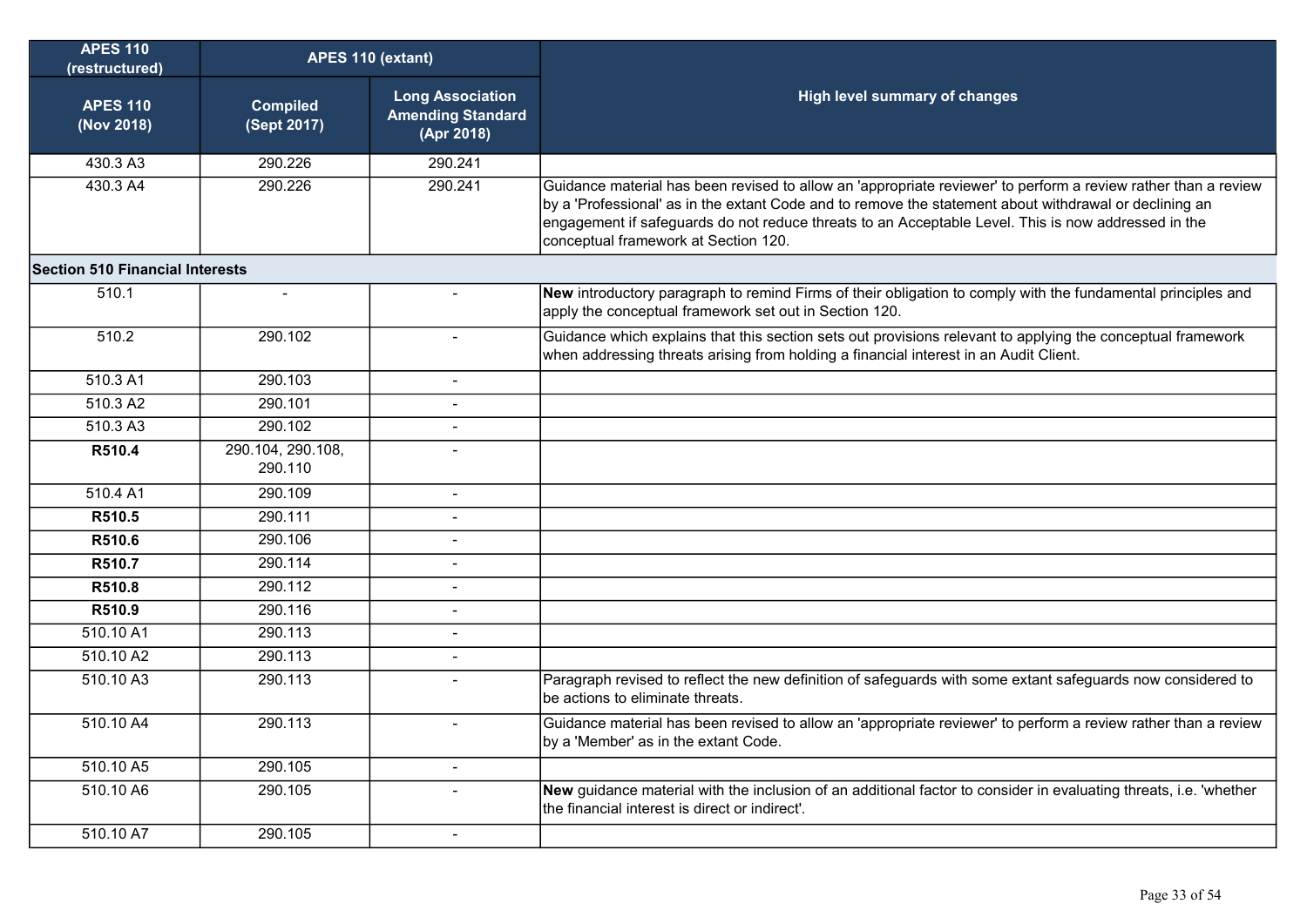| APES 110 (restructured) | APES 110 (extant) | | High level summary of changes |
|---|---|---|---|
| APES 110 (Nov 2018) | Compiled (Sept 2017) | Long Association Amending Standard (Apr 2018) | |
| 430.3 A3 | 290.226 | 290.241 | |
| 430.3 A4 | 290.226 | 290.241 | Guidance material has been revised to allow an 'appropriate reviewer' to perform a review rather than a review by a 'Professional' as in the extant Code and to remove the statement about withdrawal or declining an engagement if safeguards do not reduce threats to an Acceptable Level. This is now addressed in the conceptual framework at Section 120. |
| **Section 510 Financial Interests** | | | |
| 510.1 | - | - | **New** introductory paragraph to remind Firms of their obligation to comply with the fundamental principles and apply the conceptual framework set out in Section 120. |
| 510.2 | 290.102 | - | Guidance which explains that this section sets out provisions relevant to applying the conceptual framework when addressing threats arising from holding a financial interest in an Audit Client. |
| 510.3 A1 | 290.103 | - | |
| 510.3 A2 | 290.101 | - | |
| 510.3 A3 | 290.102 | - | |
| **R510.4** | 290.104, 290.108, 290.110 | - | |
| 510.4 A1 | 290.109 | - | |
| **R510.5** | 290.111 | - | |
| **R510.6** | 290.106 | - | |
| **R510.7** | 290.114 | - | |
| **R510.8** | 290.112 | - | |
| **R510.9** | 290.116 | - | |
| 510.10 A1 | 290.113 | - | |
| 510.10 A2 | 290.113 | - | |
| 510.10 A3 | 290.113 | - | Paragraph revised to reflect the new definition of safeguards with some extant safeguards now considered to be actions to eliminate threats. |
| 510.10 A4 | 290.113 | - | Guidance material has been revised to allow an 'appropriate reviewer' to perform a review rather than a review by a 'Member' as in the extant Code. |
| 510.10 A5 | 290.105 | - | |
| 510.10 A6 | 290.105 | - | **New** guidance material with the inclusion of an additional factor to consider in evaluating threats, i.e. 'whether the financial interest is direct or indirect'. |
| 510.10 A7 | 290.105 | - | |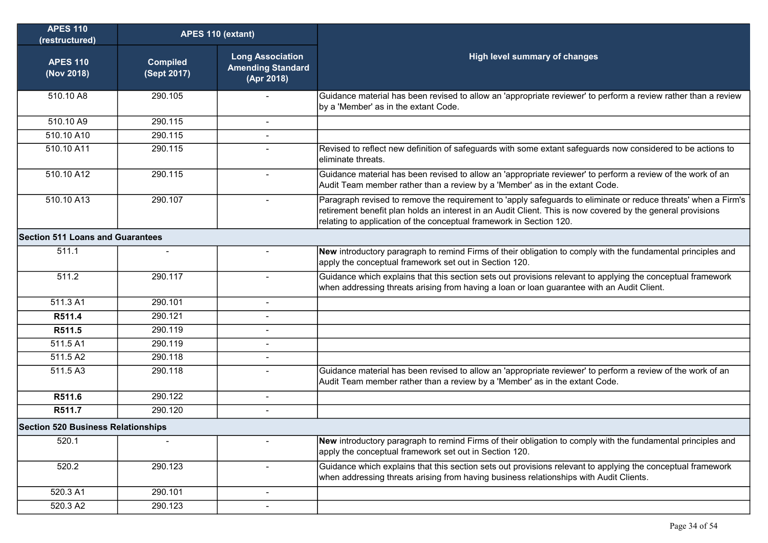| APES 110 (restructured) | APES 110 (extant) | | High level summary of changes |
|---|---|---|---|
| APES 110 (Nov 2018) | Compiled (Sept 2017) | Long Association Amending Standard (Apr 2018) | |
| 510.10 A8 | 290.105 | - | Guidance material has been revised to allow an 'appropriate reviewer' to perform a review rather than a review by a 'Member' as in the extant Code. |
| 510.10 A9 | 290.115 | - | |
| 510.10 A10 | 290.115 | - | |
| 510.10 A11 | 290.115 | - | Revised to reflect new definition of safeguards with some extant safeguards now considered to be actions to eliminate threats. |
| 510.10 A12 | 290.115 | - | Guidance material has been revised to allow an 'appropriate reviewer' to perform a review of the work of an Audit Team member rather than a review by a 'Member' as in the extant Code. |
| 510.10 A13 | 290.107 | - | Paragraph revised to remove the requirement to 'apply safeguards to eliminate or reduce threats' when a Firm's retirement benefit plan holds an interest in an Audit Client. This is now covered by the general provisions relating to application of the conceptual framework in Section 120. |
| **Section 511 Loans and Guarantees** | | | |
| 511.1 | - | - | **New** introductory paragraph to remind Firms of their obligation to comply with the fundamental principles and apply the conceptual framework set out in Section 120. |
| 511.2 | 290.117 | - | Guidance which explains that this section sets out provisions relevant to applying the conceptual framework when addressing threats arising from having a loan or loan guarantee with an Audit Client. |
| 511.3 A1 | 290.101 | - | |
| **R511.4** | 290.121 | - | |
| **R511.5** | 290.119 | - | |
| 511.5 A1 | 290.119 | - | |
| 511.5 A2 | 290.118 | - | |
| 511.5 A3 | 290.118 | - | Guidance material has been revised to allow an 'appropriate reviewer' to perform a review of the work of an Audit Team member rather than a review by a 'Member' as in the extant Code. |
| **R511.6** | 290.122 | - | |
| **R511.7** | 290.120 | - | |
| **Section 520 Business Relationships** | | | |
| 520.1 | - | - | **New** introductory paragraph to remind Firms of their obligation to comply with the fundamental principles and apply the conceptual framework set out in Section 120. |
| 520.2 | 290.123 | - | Guidance which explains that this section sets out provisions relevant to applying the conceptual framework when addressing threats arising from having business relationships with Audit Clients. |
| 520.3 A1 | 290.101 | - | |
| 520.3 A2 | 290.123 | - | |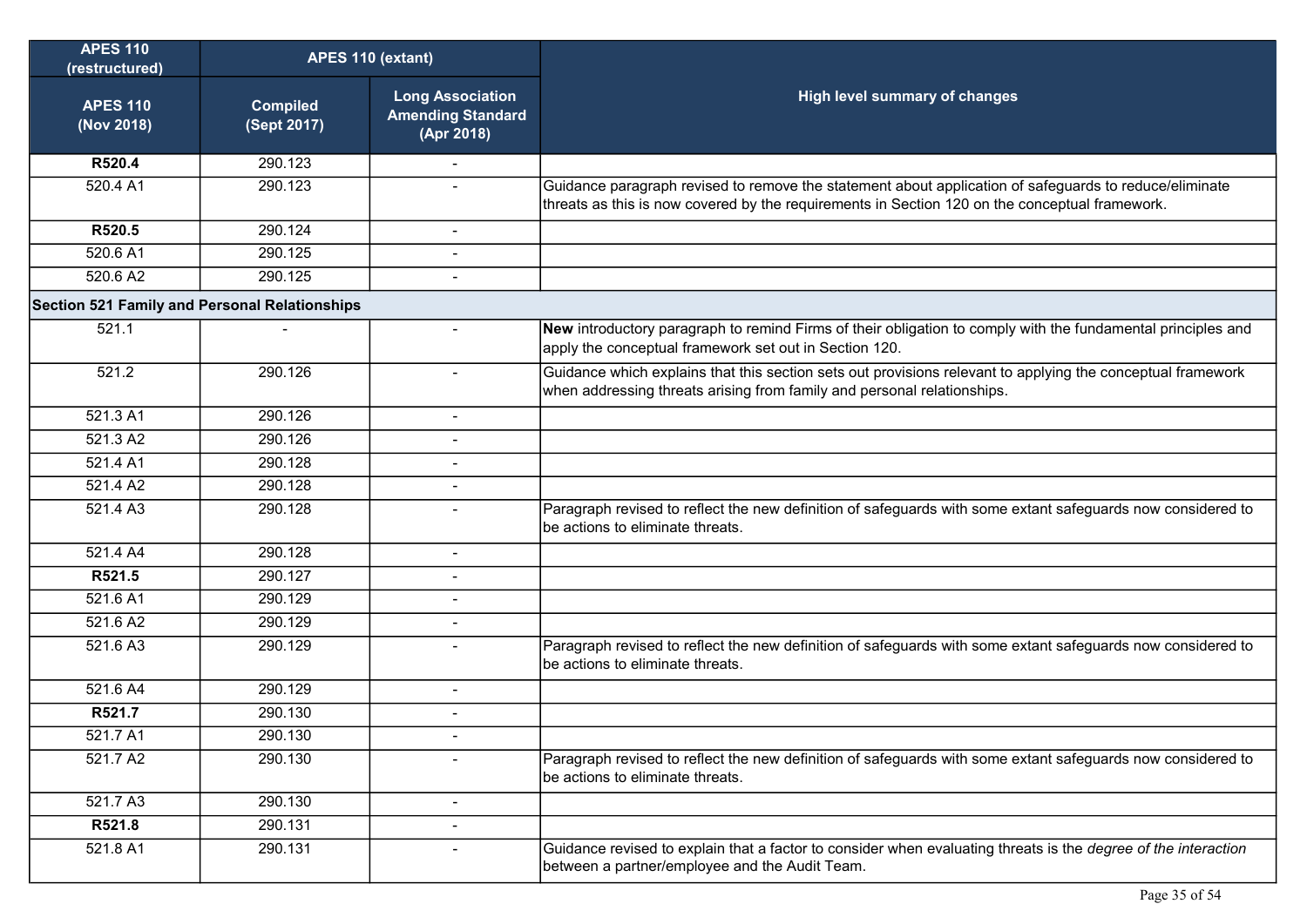| APES 110 (restructured) | APES 110 (extant) | | High level summary of changes |
|---|---|---|---|
| **APES 110 (Nov 2018)** | **Compiled (Sept 2017)** | **Long Association Amending Standard (Apr 2018)** | |
| **R520.4** | 290.123 | - | |
| 520.4 A1 | 290.123 | - | Guidance paragraph revised to remove the statement about application of safeguards to reduce/eliminate threats as this is now covered by the requirements in Section 120 on the conceptual framework. |
| **R520.5** | 290.124 | - | |
| 520.6 A1 | 290.125 | - | |
| 520.6 A2 | 290.125 | - | |
| **Section 521 Family and Personal Relationships** | | | |
| 521.1 | - | - | **New** introductory paragraph to remind Firms of their obligation to comply with the fundamental principles and apply the conceptual framework set out in Section 120. |
| 521.2 | 290.126 | - | Guidance which explains that this section sets out provisions relevant to applying the conceptual framework when addressing threats arising from family and personal relationships. |
| 521.3 A1 | 290.126 | - | |
| 521.3 A2 | 290.126 | - | |
| 521.4 A1 | 290.128 | - | |
| 521.4 A2 | 290.128 | - | |
| 521.4 A3 | 290.128 | - | Paragraph revised to reflect the new definition of safeguards with some extant safeguards now considered to be actions to eliminate threats. |
| 521.4 A4 | 290.128 | - | |
| **R521.5** | 290.127 | - | |
| 521.6 A1 | 290.129 | - | |
| 521.6 A2 | 290.129 | - | |
| 521.6 A3 | 290.129 | - | Paragraph revised to reflect the new definition of safeguards with some extant safeguards now considered to be actions to eliminate threats. |
| 521.6 A4 | 290.129 | - | |
| **R521.7** | 290.130 | - | |
| 521.7 A1 | 290.130 | - | |
| 521.7 A2 | 290.130 | - | Paragraph revised to reflect the new definition of safeguards with some extant safeguards now considered to be actions to eliminate threats. |
| 521.7 A3 | 290.130 | - | |
| **R521.8** | 290.131 | - | |
| 521.8 A1 | 290.131 | - | Guidance revised to explain that a factor to consider when evaluating threats is the *degree of the interaction* between a partner/employee and the Audit Team. |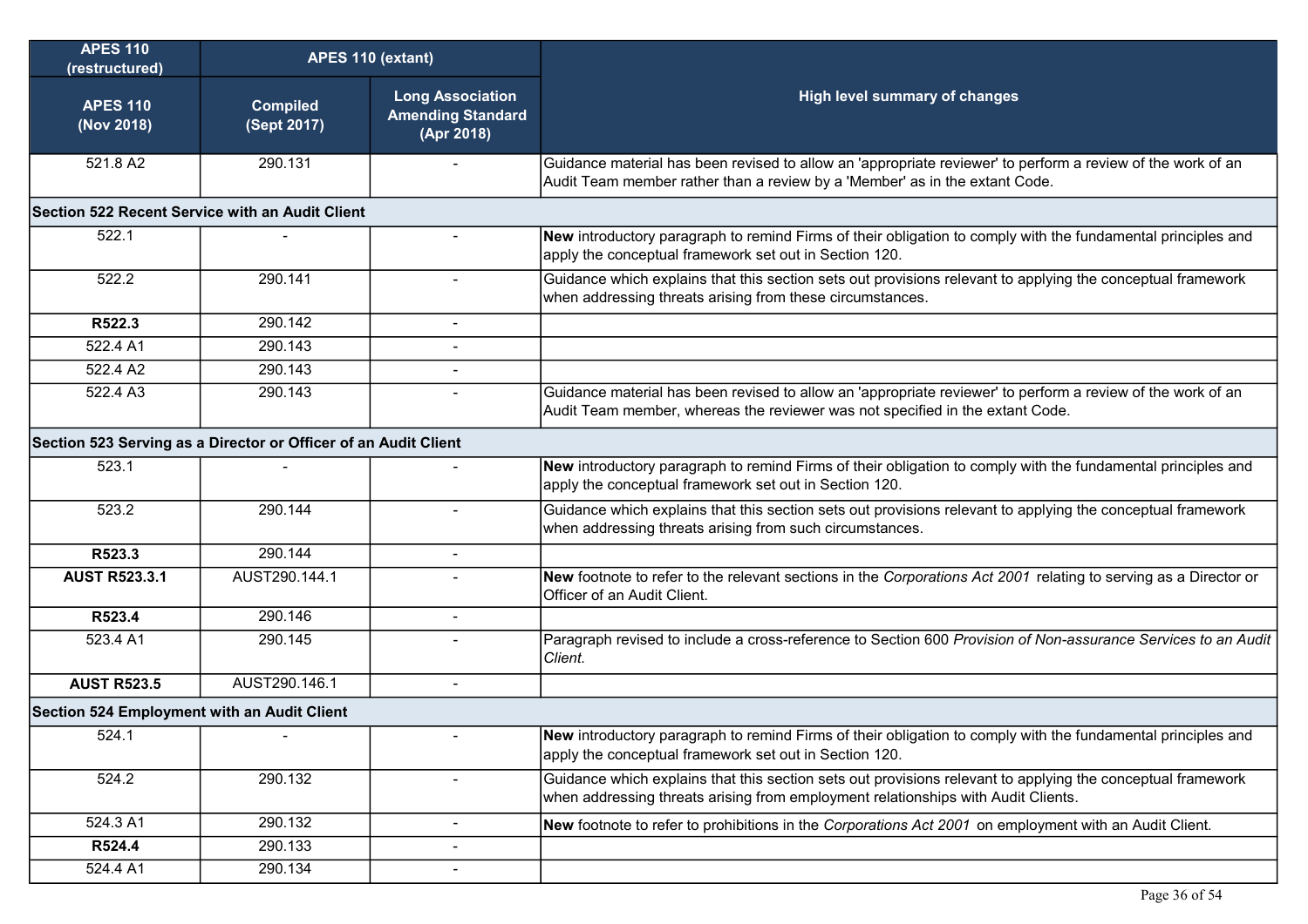| APES 110 (restructured) | APES 110 (extant) | | High level summary of changes |
|---|---|---|---|
| **APES 110 (Nov 2018)** | **Compiled (Sept 2017)** | **Long Association Amending Standard (Apr 2018)** | |
| 521.8 A2 | 290.131 | - | Guidance material has been revised to allow an 'appropriate reviewer' to perform a review of the work of an Audit Team member rather than a review by a 'Member' as in the extant Code. |
| **Section 522 Recent Service with an Audit Client** | | | |
| 522.1 | - | - | **New** introductory paragraph to remind Firms of their obligation to comply with the fundamental principles and apply the conceptual framework set out in Section 120. |
| 522.2 | 290.141 | - | Guidance which explains that this section sets out provisions relevant to applying the conceptual framework when addressing threats arising from these circumstances. |
| **R522.3** | 290.142 | - | |
| 522.4 A1 | 290.143 | - | |
| 522.4 A2 | 290.143 | - | |
| 522.4 A3 | 290.143 | - | Guidance material has been revised to allow an 'appropriate reviewer' to perform a review of the work of an Audit Team member, whereas the reviewer was not specified in the extant Code. |
| **Section 523 Serving as a Director or Officer of an Audit Client** | | | |
| 523.1 | - | - | **New** introductory paragraph to remind Firms of their obligation to comply with the fundamental principles and apply the conceptual framework set out in Section 120. |
| 523.2 | 290.144 | - | Guidance which explains that this section sets out provisions relevant to applying the conceptual framework when addressing threats arising from such circumstances. |
| **R523.3** | 290.144 | - | |
| **AUST R523.3.1** | AUST290.144.1 | - | **New** footnote to refer to the relevant sections in the *Corporations Act 2001* relating to serving as a Director or Officer of an Audit Client. |
| **R523.4** | 290.146 | - | |
| 523.4 A1 | 290.145 | - | Paragraph revised to include a cross-reference to Section 600 *Provision of Non-assurance Services to an Audit Client.* |
| **AUST R523.5** | AUST290.146.1 | - | |
| **Section 524 Employment with an Audit Client** | | | |
| 524.1 | - | - | **New** introductory paragraph to remind Firms of their obligation to comply with the fundamental principles and apply the conceptual framework set out in Section 120. |
| 524.2 | 290.132 | - | Guidance which explains that this section sets out provisions relevant to applying the conceptual framework when addressing threats arising from employment relationships with Audit Clients. |
| 524.3 A1 | 290.132 | - | **New** footnote to refer to prohibitions in the *Corporations Act 2001* on employment with an Audit Client. |
| **R524.4** | 290.133 | - | |
| 524.4 A1 | 290.134 | - | |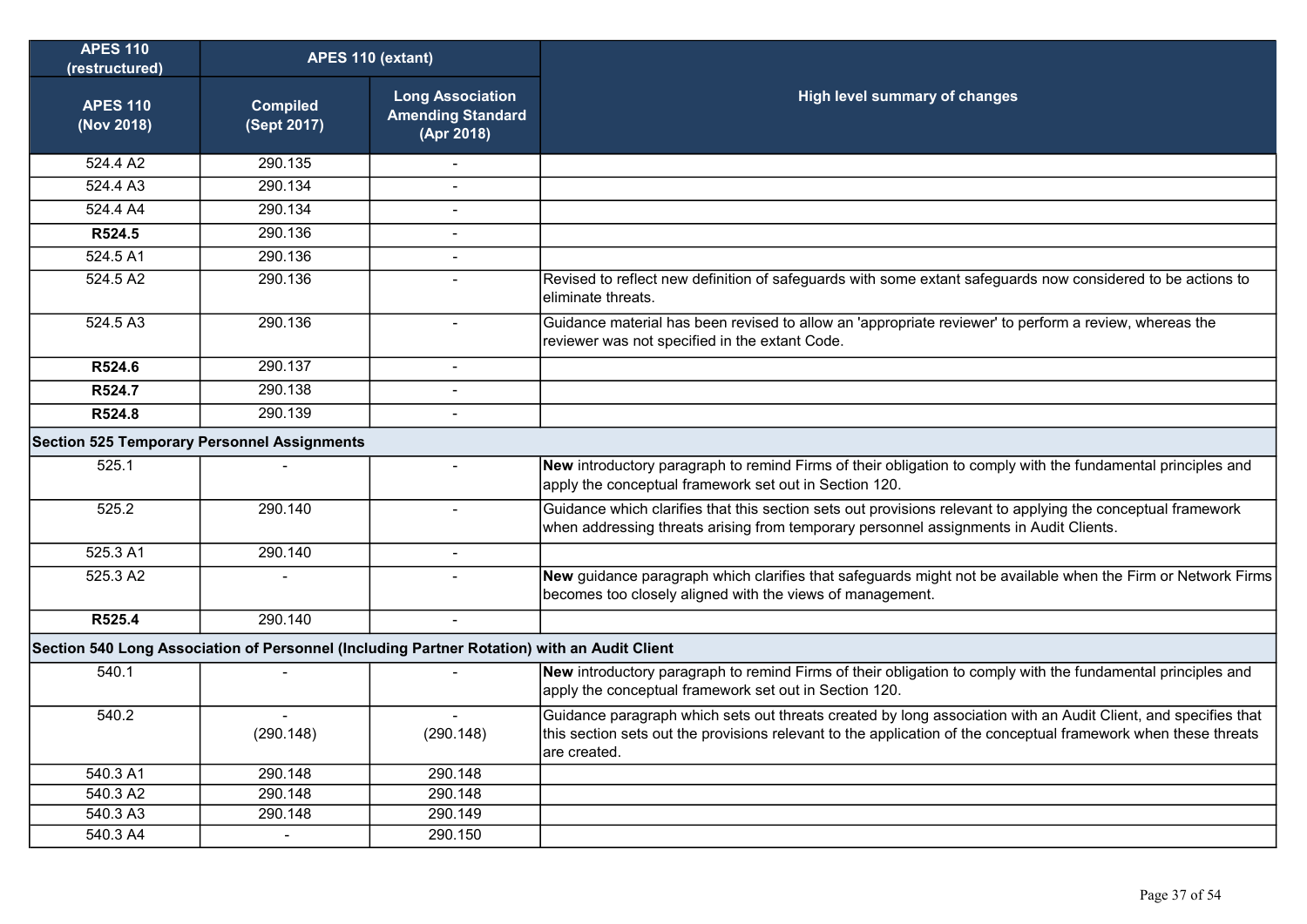| APES 110 (restructured) | APES 110 (extant) | | High level summary of changes |
|---|---|---|---|
| APES 110 (Nov 2018) | Compiled (Sept 2017) | Long Association Amending Standard (Apr 2018) | |
| 524.4 A2 | 290.135 | - | |
| 524.4 A3 | 290.134 | - | |
| 524.4 A4 | 290.134 | - | |
| **R524.5** | 290.136 | - | |
| 524.5 A1 | 290.136 | - | |
| 524.5 A2 | 290.136 | - | Revised to reflect new definition of safeguards with some extant safeguards now considered to be actions to eliminate threats. |
| 524.5 A3 | 290.136 | - | Guidance material has been revised to allow an 'appropriate reviewer' to perform a review, whereas the reviewer was not specified in the extant Code. |
| **R524.6** | 290.137 | - | |
| **R524.7** | 290.138 | - | |
| **R524.8** | 290.139 | - | |
| **Section 525 Temporary Personnel Assignments** | | | |
| 525.1 | - | - | **New** introductory paragraph to remind Firms of their obligation to comply with the fundamental principles and apply the conceptual framework set out in Section 120. |
| 525.2 | 290.140 | - | Guidance which clarifies that this section sets out provisions relevant to applying the conceptual framework when addressing threats arising from temporary personnel assignments in Audit Clients. |
| 525.3 A1 | 290.140 | - | |
| 525.3 A2 | - | - | **New** guidance paragraph which clarifies that safeguards might not be available when the Firm or Network Firms becomes too closely aligned with the views of management. |
| **R525.4** | 290.140 | - | |
| **Section 540 Long Association of Personnel (Including Partner Rotation) with an Audit Client** | | | |
| 540.1 | - | - | **New** introductory paragraph to remind Firms of their obligation to comply with the fundamental principles and apply the conceptual framework set out in Section 120. |
| 540.2 | - (290.148) | - (290.148) | Guidance paragraph which sets out threats created by long association with an Audit Client, and specifies that this section sets out the provisions relevant to the application of the conceptual framework when these threats are created. |
| 540.3 A1 | 290.148 | 290.148 | |
| 540.3 A2 | 290.148 | 290.148 | |
| 540.3 A3 | 290.148 | 290.149 | |
| 540.3 A4 | - | 290.150 | |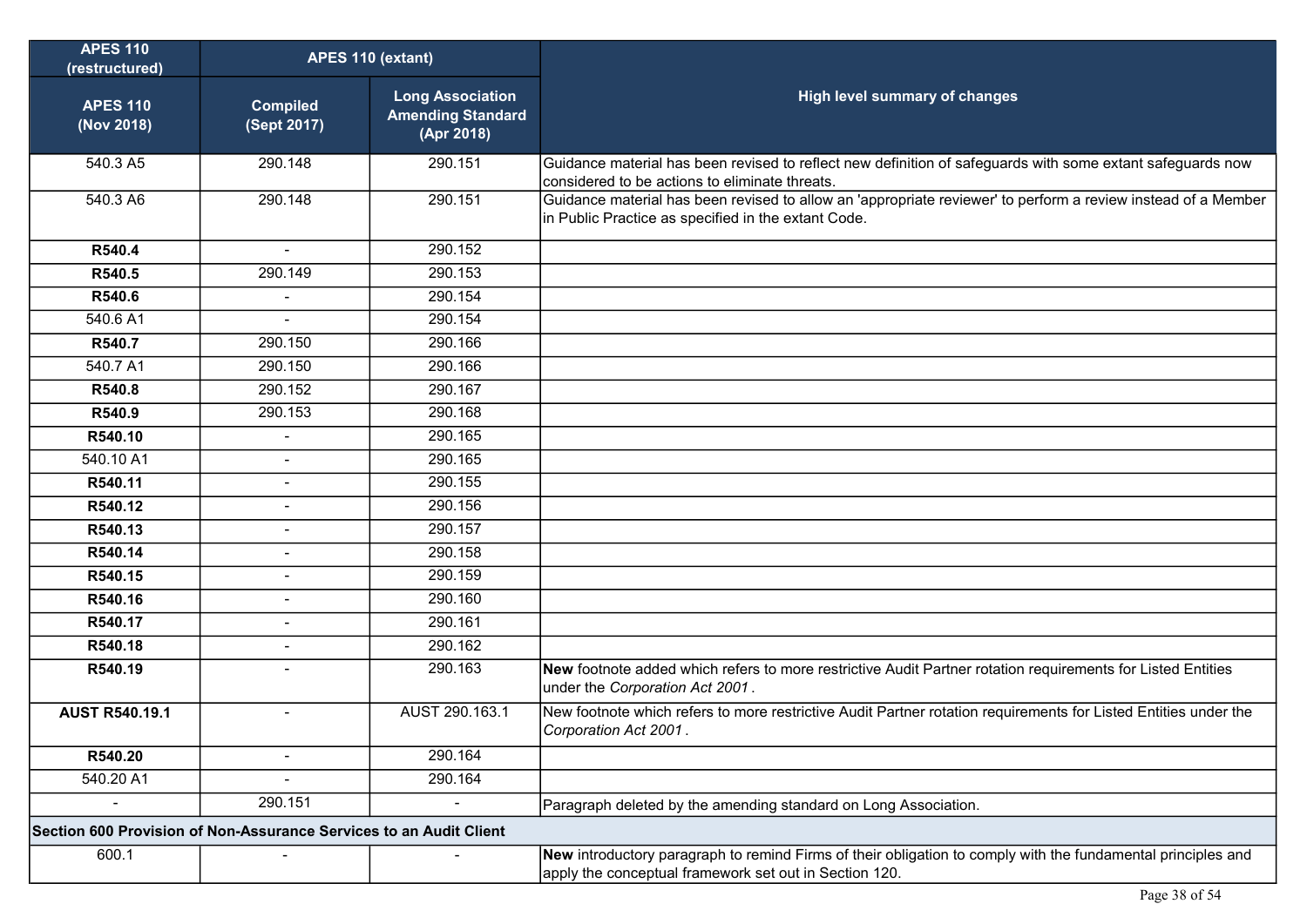| APES 110 (restructured) | APES 110 (extant) | | High level summary of changes |
|---|---|---|---|
| **APES 110 (Nov 2018)** | **Compiled (Sept 2017)** | **Long Association Amending Standard (Apr 2018)** | |
| 540.3 A5 | 290.148 | 290.151 | Guidance material has been revised to reflect new definition of safeguards with some extant safeguards now considered to be actions to eliminate threats. |
| 540.3 A6 | 290.148 | 290.151 | Guidance material has been revised to allow an 'appropriate reviewer' to perform a review instead of a Member in Public Practice as specified in the extant Code. |
| **R540.4** | - | 290.152 | |
| **R540.5** | 290.149 | 290.153 | |
| **R540.6** | - | 290.154 | |
| 540.6 A1 | - | 290.154 | |
| **R540.7** | 290.150 | 290.166 | |
| 540.7 A1 | 290.150 | 290.166 | |
| **R540.8** | 290.152 | 290.167 | |
| **R540.9** | 290.153 | 290.168 | |
| **R540.10** | - | 290.165 | |
| 540.10 A1 | - | 290.165 | |
| **R540.11** | - | 290.155 | |
| **R540.12** | - | 290.156 | |
| **R540.13** | - | 290.157 | |
| **R540.14** | - | 290.158 | |
| **R540.15** | - | 290.159 | |
| **R540.16** | - | 290.160 | |
| **R540.17** | - | 290.161 | |
| **R540.18** | - | 290.162 | |
| **R540.19** | - | 290.163 | **New** footnote added which refers to more restrictive Audit Partner rotation requirements for Listed Entities under the *Corporation Act 2001*. |
| **AUST R540.19.1** | - | AUST 290.163.1 | New footnote which refers to more restrictive Audit Partner rotation requirements for Listed Entities under the *Corporation Act 2001*. |
| **R540.20** | - | 290.164 | |
| 540.20 A1 | - | 290.164 | |
| - | 290.151 | - | Paragraph deleted by the amending standard on Long Association. |
| **Section 600 Provision of Non-Assurance Services to an Audit Client** | | | |
| 600.1 | - | - | **New** introductory paragraph to remind Firms of their obligation to comply with the fundamental principles and apply the conceptual framework set out in Section 120. |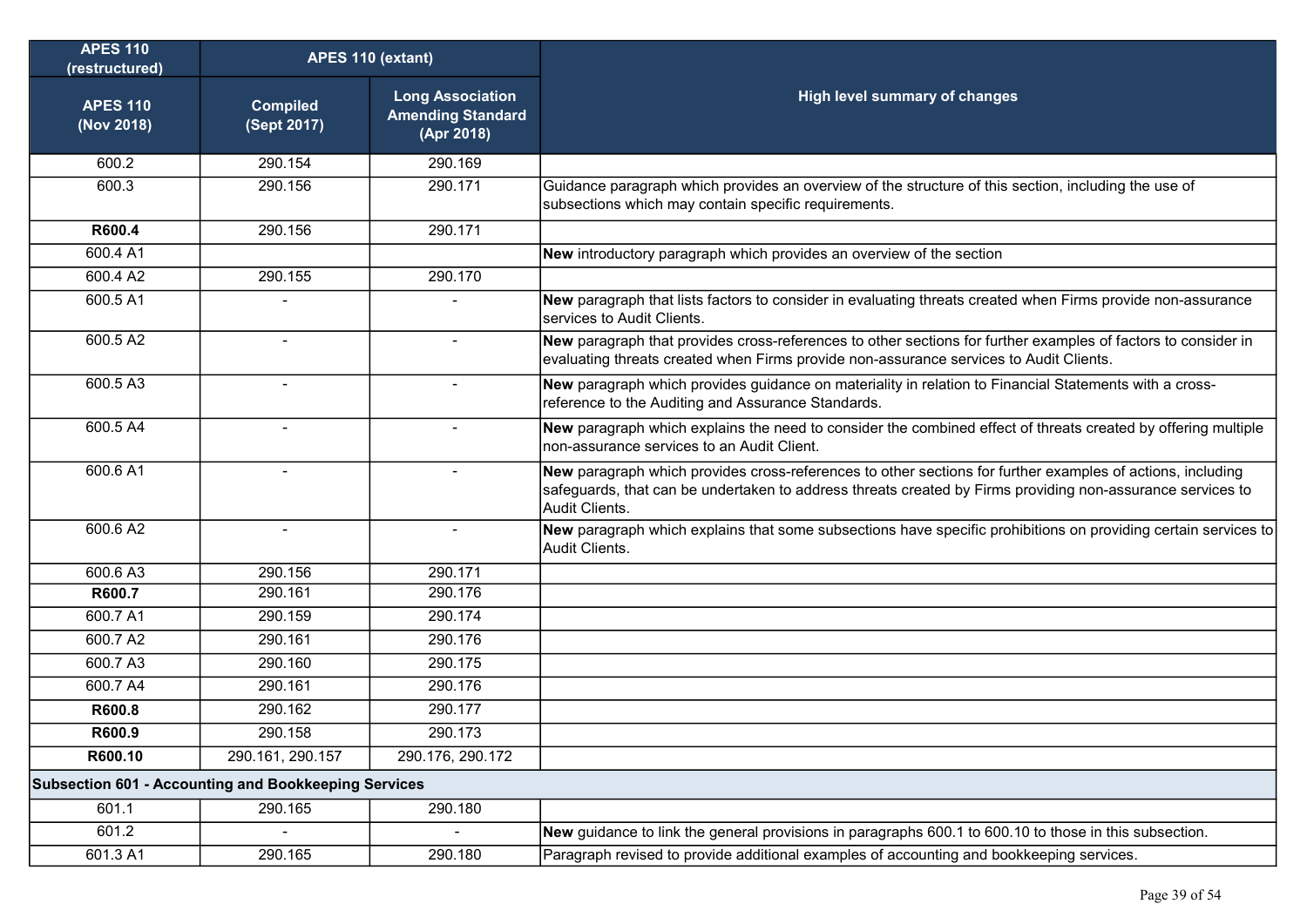| APES 110 (restructured) | APES 110 (extant) | | High level summary of changes |
|---|---|---|---|
| **APES 110 (Nov 2018)** | **Compiled (Sept 2017)** | **Long Association Amending Standard (Apr 2018)** | |
| 600.2 | 290.154 | 290.169 | |
| 600.3 | 290.156 | 290.171 | Guidance paragraph which provides an overview of the structure of this section, including the use of subsections which may contain specific requirements. |
| **R600.4** | 290.156 | 290.171 | |
| 600.4 A1 | | | **New** introductory paragraph which provides an overview of the section |
| 600.4 A2 | 290.155 | 290.170 | |
| 600.5 A1 | - | - | **New** paragraph that lists factors to consider in evaluating threats created when Firms provide non-assurance services to Audit Clients. |
| 600.5 A2 | - | - | **New** paragraph that provides cross-references to other sections for further examples of factors to consider in evaluating threats created when Firms provide non-assurance services to Audit Clients. |
| 600.5 A3 | - | - | **New** paragraph which provides guidance on materiality in relation to Financial Statements with a cross-reference to the Auditing and Assurance Standards. |
| 600.5 A4 | - | - | **New** paragraph which explains the need to consider the combined effect of threats created by offering multiple non-assurance services to an Audit Client. |
| 600.6 A1 | - | - | **New** paragraph which provides cross-references to other sections for further examples of actions, including safeguards, that can be undertaken to address threats created by Firms providing non-assurance services to Audit Clients. |
| 600.6 A2 | - | - | **New** paragraph which explains that some subsections have specific prohibitions on providing certain services to Audit Clients. |
| 600.6 A3 | 290.156 | 290.171 | |
| **R600.7** | 290.161 | 290.176 | |
| 600.7 A1 | 290.159 | 290.174 | |
| 600.7 A2 | 290.161 | 290.176 | |
| 600.7 A3 | 290.160 | 290.175 | |
| 600.7 A4 | 290.161 | 290.176 | |
| **R600.8** | 290.162 | 290.177 | |
| **R600.9** | 290.158 | 290.173 | |
| **R600.10** | 290.161, 290.157 | 290.176, 290.172 | |
| **Subsection 601 - Accounting and Bookkeeping Services** | | | |
| 601.1 | 290.165 | 290.180 | |
| 601.2 | - | - | **New** guidance to link the general provisions in paragraphs 600.1 to 600.10 to those in this subsection. |
| 601.3 A1 | 290.165 | 290.180 | Paragraph revised to provide additional examples of accounting and bookkeeping services. |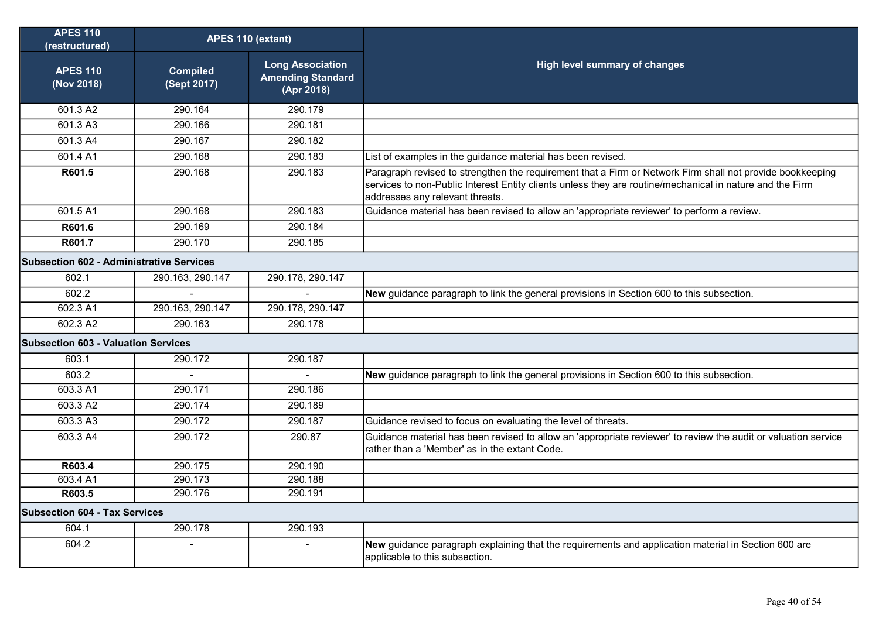| APES 110 (restructured) | APES 110 (extant) | | High level summary of changes |
|---|---|---|---|
| APES 110 (Nov 2018) | Compiled (Sept 2017) | Long Association Amending Standard (Apr 2018) | |
| 601.3 A2 | 290.164 | 290.179 | |
| 601.3 A3 | 290.166 | 290.181 | |
| 601.3 A4 | 290.167 | 290.182 | |
| 601.4 A1 | 290.168 | 290.183 | List of examples in the guidance material has been revised. |
| **R601.5** | 290.168 | 290.183 | Paragraph revised to strengthen the requirement that a Firm or Network Firm shall not provide bookkeeping services to non-Public Interest Entity clients unless they are routine/mechanical in nature and the Firm addresses any relevant threats. |
| 601.5 A1 | 290.168 | 290.183 | Guidance material has been revised to allow an 'appropriate reviewer' to perform a review. |
| **R601.6** | 290.169 | 290.184 | |
| **R601.7** | 290.170 | 290.185 | |
| **Subsection 602 - Administrative Services** | | | |
| 602.1 | 290.163, 290.147 | 290.178, 290.147 | |
| 602.2 | - | - | **New** guidance paragraph to link the general provisions in Section 600 to this subsection. |
| 602.3 A1 | 290.163, 290.147 | 290.178, 290.147 | |
| 602.3 A2 | 290.163 | 290.178 | |
| **Subsection 603 - Valuation Services** | | | |
| 603.1 | 290.172 | 290.187 | |
| 603.2 | - | - | **New** guidance paragraph to link the general provisions in Section 600 to this subsection. |
| 603.3 A1 | 290.171 | 290.186 | |
| 603.3 A2 | 290.174 | 290.189 | |
| 603.3 A3 | 290.172 | 290.187 | Guidance revised to focus on evaluating the level of threats. |
| 603.3 A4 | 290.172 | 290.87 | Guidance material has been revised to allow an 'appropriate reviewer' to review the audit or valuation service rather than a 'Member' as in the extant Code. |
| **R603.4** | 290.175 | 290.190 | |
| 603.4 A1 | 290.173 | 290.188 | |
| **R603.5** | 290.176 | 290.191 | |
| **Subsection 604 - Tax Services** | | | |
| 604.1 | 290.178 | 290.193 | |
| 604.2 | - | - | **New** guidance paragraph explaining that the requirements and application material in Section 600 are applicable to this subsection. |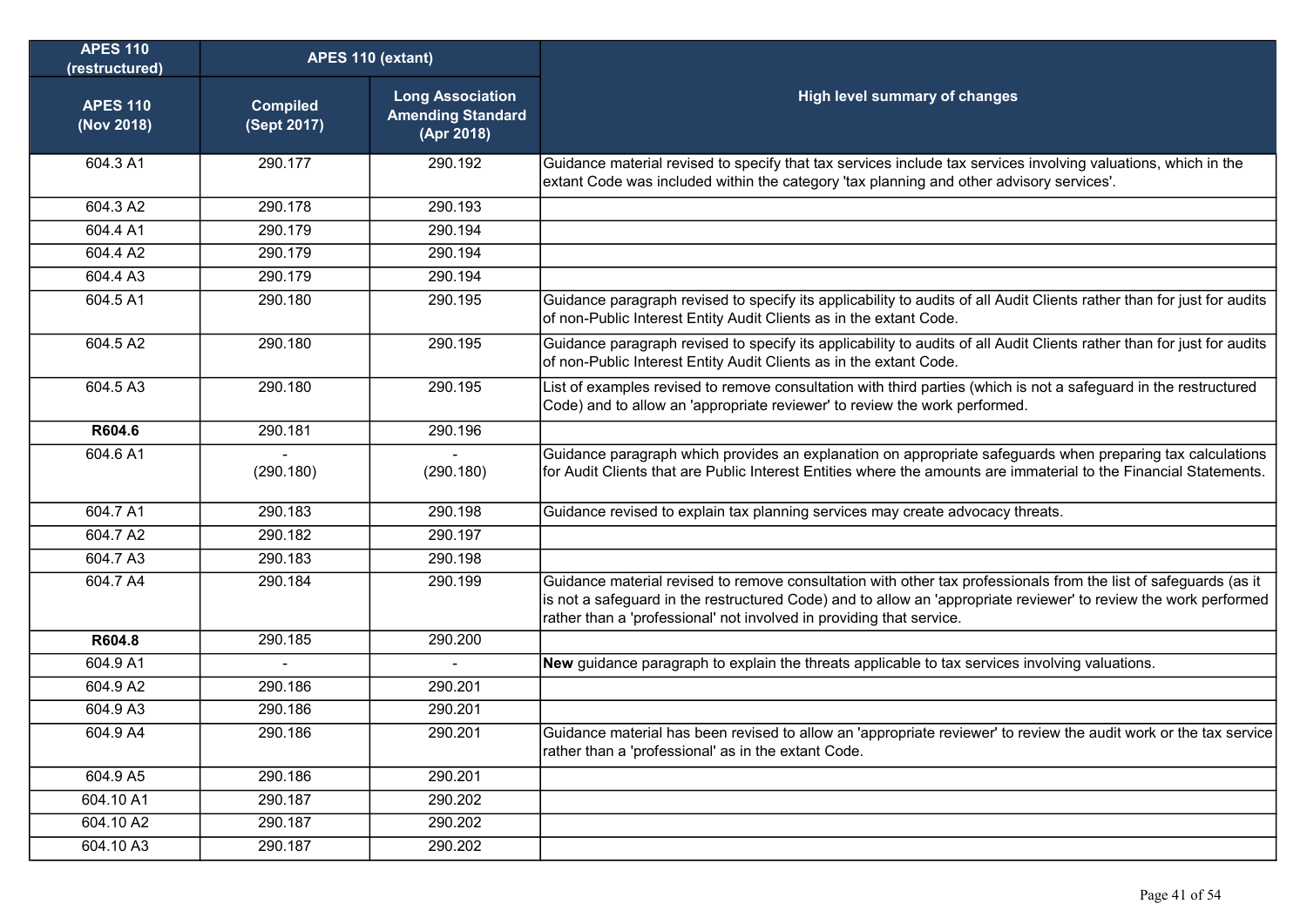| APES 110 (restructured) | APES 110 (extant) | | High level summary of changes |
|---|---|---|---|
| APES 110 (Nov 2018) | Compiled (Sept 2017) | Long Association Amending Standard (Apr 2018) | |
| 604.3 A1 | 290.177 | 290.192 | Guidance material revised to specify that tax services include tax services involving valuations, which in the extant Code was included within the category 'tax planning and other advisory services'. |
| 604.3 A2 | 290.178 | 290.193 | |
| 604.4 A1 | 290.179 | 290.194 | |
| 604.4 A2 | 290.179 | 290.194 | |
| 604.4 A3 | 290.179 | 290.194 | |
| 604.5 A1 | 290.180 | 290.195 | Guidance paragraph revised to specify its applicability to audits of all Audit Clients rather than for just for audits of non-Public Interest Entity Audit Clients as in the extant Code. |
| 604.5 A2 | 290.180 | 290.195 | Guidance paragraph revised to specify its applicability to audits of all Audit Clients rather than for just for audits of non-Public Interest Entity Audit Clients as in the extant Code. |
| 604.5 A3 | 290.180 | 290.195 | List of examples revised to remove consultation with third parties (which is not a safeguard in the restructured Code) and to allow an 'appropriate reviewer' to review the work performed. |
| **R604.6** | 290.181 | 290.196 | |
| 604.6 A1 | - (290.180) | - (290.180) | Guidance paragraph which provides an explanation on appropriate safeguards when preparing tax calculations for Audit Clients that are Public Interest Entities where the amounts are immaterial to the Financial Statements. |
| 604.7 A1 | 290.183 | 290.198 | Guidance revised to explain tax planning services may create advocacy threats. |
| 604.7 A2 | 290.182 | 290.197 | |
| 604.7 A3 | 290.183 | 290.198 | |
| 604.7 A4 | 290.184 | 290.199 | Guidance material revised to remove consultation with other tax professionals from the list of safeguards (as it is not a safeguard in the restructured Code) and to allow an 'appropriate reviewer' to review the work performed rather than a 'professional' not involved in providing that service. |
| **R604.8** | 290.185 | 290.200 | |
| 604.9 A1 | - | - | **New** guidance paragraph to explain the threats applicable to tax services involving valuations. |
| 604.9 A2 | 290.186 | 290.201 | |
| 604.9 A3 | 290.186 | 290.201 | |
| 604.9 A4 | 290.186 | 290.201 | Guidance material has been revised to allow an 'appropriate reviewer' to review the audit work or the tax service rather than a 'professional' as in the extant Code. |
| 604.9 A5 | 290.186 | 290.201 | |
| 604.10 A1 | 290.187 | 290.202 | |
| 604.10 A2 | 290.187 | 290.202 | |
| 604.10 A3 | 290.187 | 290.202 | |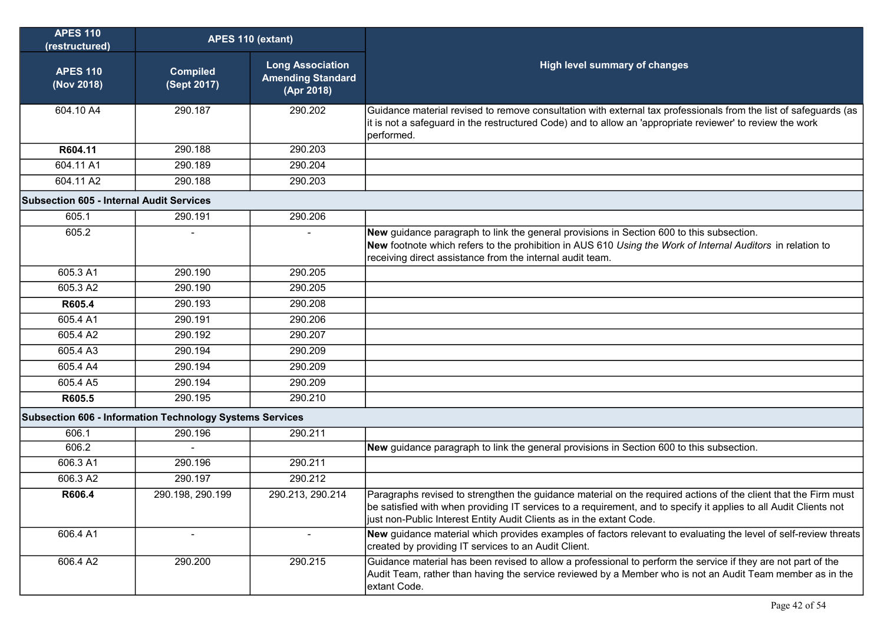| APES 110 (restructured) | APES 110 (extant) | | High level summary of changes |
|---|---|---|---|
| APES 110 (Nov 2018) | Compiled (Sept 2017) | Long Association Amending Standard (Apr 2018) | |
| 604.10 A4 | 290.187 | 290.202 | Guidance material revised to remove consultation with external tax professionals from the list of safeguards (as it is not a safeguard in the restructured Code) and to allow an 'appropriate reviewer' to review the work performed. |
| **R604.11** | 290.188 | 290.203 | |
| 604.11 A1 | 290.189 | 290.204 | |
| 604.11 A2 | 290.188 | 290.203 | |
| **Subsection 605 - Internal Audit Services** | | | |
| 605.1 | 290.191 | 290.206 | |
| 605.2 | - | - | **New** guidance paragraph to link the general provisions in Section 600 to this subsection. **New** footnote which refers to the prohibition in AUS 610 *Using the Work of Internal Auditors* in relation to receiving direct assistance from the internal audit team. |
| 605.3 A1 | 290.190 | 290.205 | |
| 605.3 A2 | 290.190 | 290.205 | |
| **R605.4** | 290.193 | 290.208 | |
| 605.4 A1 | 290.191 | 290.206 | |
| 605.4 A2 | 290.192 | 290.207 | |
| 605.4 A3 | 290.194 | 290.209 | |
| 605.4 A4 | 290.194 | 290.209 | |
| 605.4 A5 | 290.194 | 290.209 | |
| **R605.5** | 290.195 | 290.210 | |
| **Subsection 606 - Information Technology Systems Services** | | | |
| 606.1 | 290.196 | 290.211 | |
| 606.2 | - | | **New** guidance paragraph to link the general provisions in Section 600 to this subsection. |
| 606.3 A1 | 290.196 | 290.211 | |
| 606.3 A2 | 290.197 | 290.212 | |
| **R606.4** | 290.198, 290.199 | 290.213, 290.214 | Paragraphs revised to strengthen the guidance material on the required actions of the client that the Firm must be satisfied with when providing IT services to a requirement, and to specify it applies to all Audit Clients not just non-Public Interest Entity Audit Clients as in the extant Code. |
| 606.4 A1 | - | - | **New** guidance material which provides examples of factors relevant to evaluating the level of self-review threats created by providing IT services to an Audit Client. |
| 606.4 A2 | 290.200 | 290.215 | Guidance material has been revised to allow a professional to perform the service if they are not part of the Audit Team, rather than having the service reviewed by a Member who is not an Audit Team member as in the extant Code. |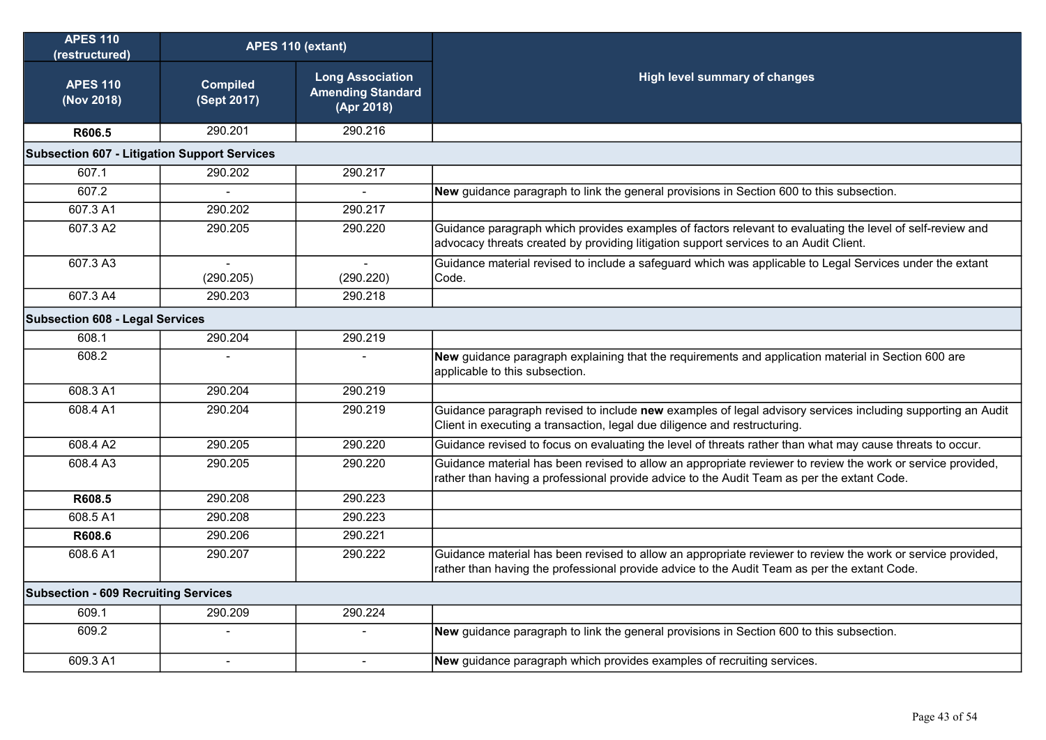| APES 110 (restructured) | APES 110 (extant) | | High level summary of changes |
|---|---|---|---|
| APES 110 (Nov 2018) | Compiled (Sept 2017) | Long Association Amending Standard (Apr 2018) | |
| **R606.5** | 290.201 | 290.216 | |
| **Subsection 607 - Litigation Support Services** | | | |
| 607.1 | 290.202 | 290.217 | |
| 607.2 | - | - | **New** guidance paragraph to link the general provisions in Section 600 to this subsection. |
| 607.3 A1 | 290.202 | 290.217 | |
| 607.3 A2 | 290.205 | 290.220 | Guidance paragraph which provides examples of factors relevant to evaluating the level of self-review and advocacy threats created by providing litigation support services to an Audit Client. |
| 607.3 A3 | - (290.205) | - (290.220) | Guidance material revised to include a safeguard which was applicable to Legal Services under the extant Code. |
| 607.3 A4 | 290.203 | 290.218 | |
| **Subsection 608 - Legal Services** | | | |
| 608.1 | 290.204 | 290.219 | |
| 608.2 | - | - | **New** guidance paragraph explaining that the requirements and application material in Section 600 are applicable to this subsection. |
| 608.3 A1 | 290.204 | 290.219 | |
| 608.4 A1 | 290.204 | 290.219 | Guidance paragraph revised to include **new** examples of legal advisory services including supporting an Audit Client in executing a transaction, legal due diligence and restructuring. |
| 608.4 A2 | 290.205 | 290.220 | Guidance revised to focus on evaluating the level of threats rather than what may cause threats to occur. |
| 608.4 A3 | 290.205 | 290.220 | Guidance material has been revised to allow an appropriate reviewer to review the work or service provided, rather than having a professional provide advice to the Audit Team as per the extant Code. |
| **R608.5** | 290.208 | 290.223 | |
| 608.5 A1 | 290.208 | 290.223 | |
| **R608.6** | 290.206 | 290.221 | |
| 608.6 A1 | 290.207 | 290.222 | Guidance material has been revised to allow an appropriate reviewer to review the work or service provided, rather than having the professional provide advice to the Audit Team as per the extant Code. |
| **Subsection - 609 Recruiting Services** | | | |
| 609.1 | 290.209 | 290.224 | |
| 609.2 | - | - | **New** guidance paragraph to link the general provisions in Section 600 to this subsection. |
| 609.3 A1 | - | - | **New** guidance paragraph which provides examples of recruiting services. |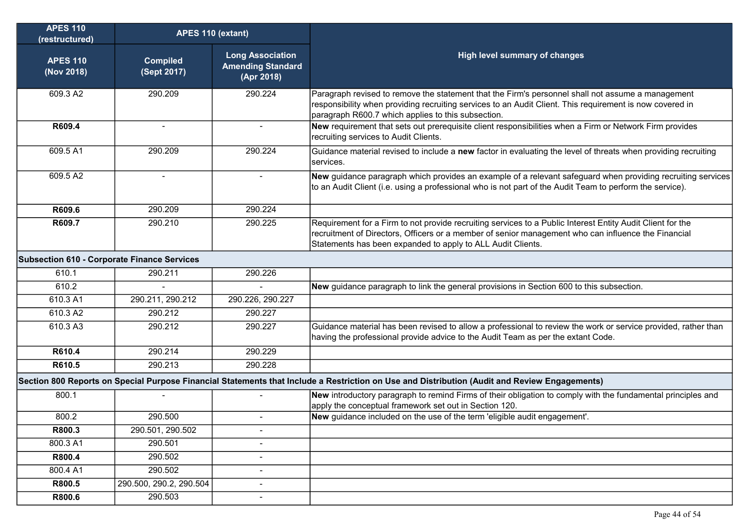| APES 110 (restructured) | APES 110 (extant) | | High level summary of changes |
|---|---|---|---|
| APES 110 (Nov 2018) | Compiled (Sept 2017) | Long Association Amending Standard (Apr 2018) | |
| 609.3 A2 | 290.209 | 290.224 | Paragraph revised to remove the statement that the Firm's personnel shall not assume a management responsibility when providing recruiting services to an Audit Client. This requirement is now covered in paragraph R600.7 which applies to this subsection. |
| **R609.4** | - | - | **New** requirement that sets out prerequisite client responsibilities when a Firm or Network Firm provides recruiting services to Audit Clients. |
| 609.5 A1 | 290.209 | 290.224 | Guidance material revised to include a **new** factor in evaluating the level of threats when providing recruiting services. |
| 609.5 A2 | - | - | **New** guidance paragraph which provides an example of a relevant safeguard when providing recruiting services to an Audit Client (i.e. using a professional who is not part of the Audit Team to perform the service). |
| **R609.6** | 290.209 | 290.224 | |
| **R609.7** | 290.210 | 290.225 | Requirement for a Firm to not provide recruiting services to a Public Interest Entity Audit Client for the recruitment of Directors, Officers or a member of senior management who can influence the Financial Statements has been expanded to apply to ALL Audit Clients. |
| **Subsection 610 - Corporate Finance Services** | | | |
| 610.1 | 290.211 | 290.226 | |
| 610.2 | - | - | **New** guidance paragraph to link the general provisions in Section 600 to this subsection. |
| 610.3 A1 | 290.211, 290.212 | 290.226, 290.227 | |
| 610.3 A2 | 290.212 | 290.227 | |
| 610.3 A3 | 290.212 | 290.227 | Guidance material has been revised to allow a professional to review the work or service provided, rather than having the professional provide advice to the Audit Team as per the extant Code. |
| **R610.4** | 290.214 | 290.229 | |
| **R610.5** | 290.213 | 290.228 | |
| **Section 800 Reports on Special Purpose Financial Statements that Include a Restriction on Use and Distribution (Audit and Review Engagements)** | | | |
| 800.1 | - | - | **New** introductory paragraph to remind Firms of their obligation to comply with the fundamental principles and apply the conceptual framework set out in Section 120. |
| 800.2 | 290.500 | - | **New** guidance included on the use of the term 'eligible audit engagement'. |
| **R800.3** | 290.501, 290.502 | - | |
| 800.3 A1 | 290.501 | - | |
| **R800.4** | 290.502 | - | |
| 800.4 A1 | 290.502 | - | |
| **R800.5** | 290.500, 290.2, 290.504 | - | |
| **R800.6** | 290.503 | - | |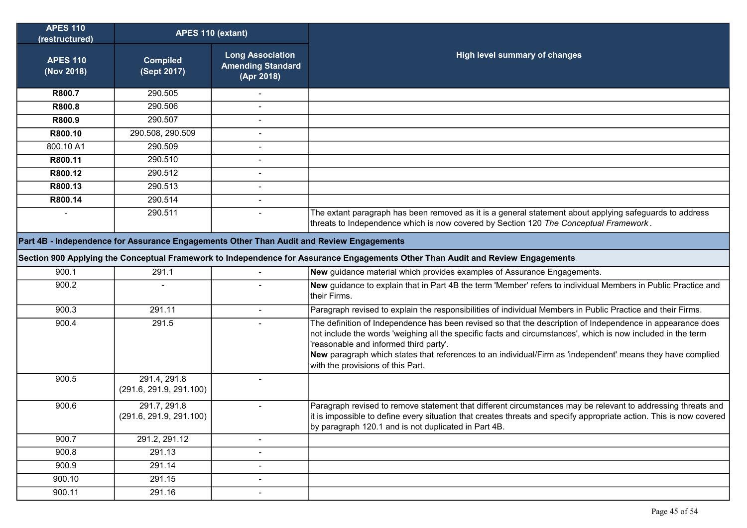| APES 110 (restructured) | APES 110 (extant) | | High level summary of changes |
|---|---|---|---|
| APES 110 (Nov 2018) | Compiled (Sept 2017) | Long Association Amending Standard (Apr 2018) | |
| **R800.7** | 290.505 | - | |
| **R800.8** | 290.506 | - | |
| **R800.9** | 290.507 | - | |
| **R800.10** | 290.508, 290.509 | - | |
| 800.10 A1 | 290.509 | - | |
| **R800.11** | 290.510 | - | |
| **R800.12** | 290.512 | - | |
| **R800.13** | 290.513 | - | |
| **R800.14** | 290.514 | - | |
| - | 290.511 | - | The extant paragraph has been removed as it is a general statement about applying safeguards to address threats to Independence which is now covered by Section 120 *The Conceptual Framework*. |
| **Part 4B - Independence for Assurance Engagements Other Than Audit and Review Engagements** | | | |
| **Section 900 Applying the Conceptual Framework to Independence for Assurance Engagements Other Than Audit and Review Engagements** | | | |
| 900.1 | 291.1 | - | **New** guidance material which provides examples of Assurance Engagements. |
| 900.2 | - | - | **New** guidance to explain that in Part 4B the term 'Member' refers to individual Members in Public Practice and their Firms. |
| 900.3 | 291.11 | - | Paragraph revised to explain the responsibilities of individual Members in Public Practice and their Firms. |
| 900.4 | 291.5 | - | The definition of Independence has been revised so that the description of Independence in appearance does not include the words 'weighing all the specific facts and circumstances', which is now included in the term 'reasonable and informed third party'.<br>**New** paragraph which states that references to an individual/Firm as 'independent' means they have complied with the provisions of this Part. |
| 900.5 | 291.4, 291.8 (291.6, 291.9, 291.100) | - | |
| 900.6 | 291.7, 291.8 (291.6, 291.9, 291.100) | - | Paragraph revised to remove statement that different circumstances may be relevant to addressing threats and it is impossible to define every situation that creates threats and specify appropriate action. This is now covered by paragraph 120.1 and is not duplicated in Part 4B. |
| 900.7 | 291.2, 291.12 | - | |
| 900.8 | 291.13 | - | |
| 900.9 | 291.14 | - | |
| 900.10 | 291.15 | - | |
| 900.11 | 291.16 | - | |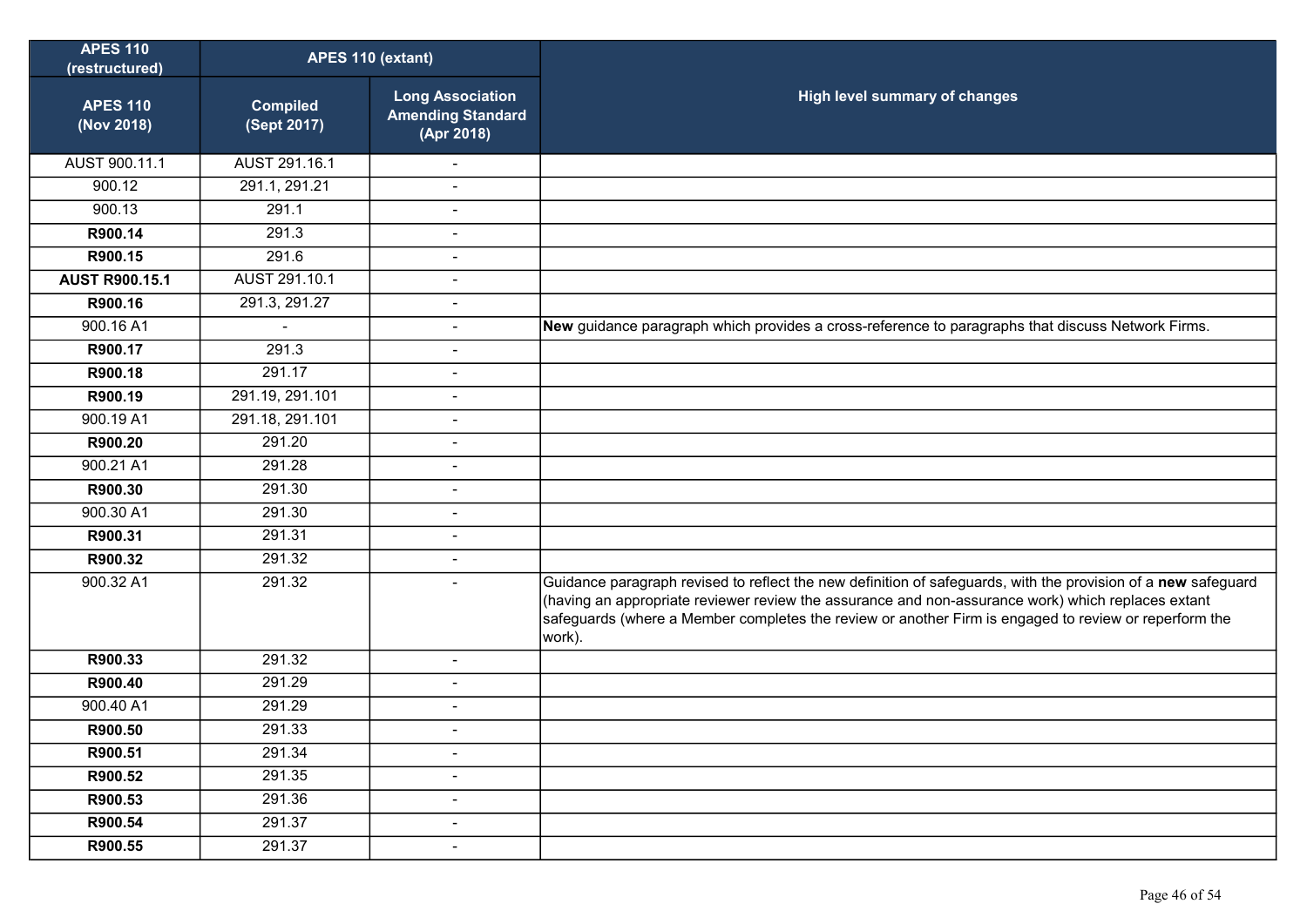| APES 110 (restructured) | APES 110 (extant) | | High level summary of changes |
|---|---|---|---|
| **APES 110 (Nov 2018)** | **Compiled (Sept 2017)** | **Long Association Amending Standard (Apr 2018)** | |
| AUST 900.11.1 | AUST 291.16.1 | - | |
| 900.12 | 291.1, 291.21 | - | |
| 900.13 | 291.1 | - | |
| **R900.14** | 291.3 | - | |
| **R900.15** | 291.6 | - | |
| **AUST R900.15.1** | AUST 291.10.1 | - | |
| **R900.16** | 291.3, 291.27 | - | |
| 900.16 A1 | - | - | **New** guidance paragraph which provides a cross-reference to paragraphs that discuss Network Firms. |
| **R900.17** | 291.3 | - | |
| **R900.18** | 291.17 | - | |
| **R900.19** | 291.19, 291.101 | - | |
| 900.19 A1 | 291.18, 291.101 | - | |
| **R900.20** | 291.20 | - | |
| 900.21 A1 | 291.28 | - | |
| **R900.30** | 291.30 | - | |
| 900.30 A1 | 291.30 | - | |
| **R900.31** | 291.31 | - | |
| **R900.32** | 291.32 | - | |
| 900.32 A1 | 291.32 | - | Guidance paragraph revised to reflect the new definition of safeguards, with the provision of a **new** safeguard (having an appropriate reviewer review the assurance and non-assurance work) which replaces extant safeguards (where a Member completes the review or another Firm is engaged to review or reperform the work). |
| **R900.33** | 291.32 | - | |
| **R900.40** | 291.29 | - | |
| 900.40 A1 | 291.29 | - | |
| **R900.50** | 291.33 | - | |
| **R900.51** | 291.34 | - | |
| **R900.52** | 291.35 | - | |
| **R900.53** | 291.36 | - | |
| **R900.54** | 291.37 | - | |
| **R900.55** | 291.37 | - | |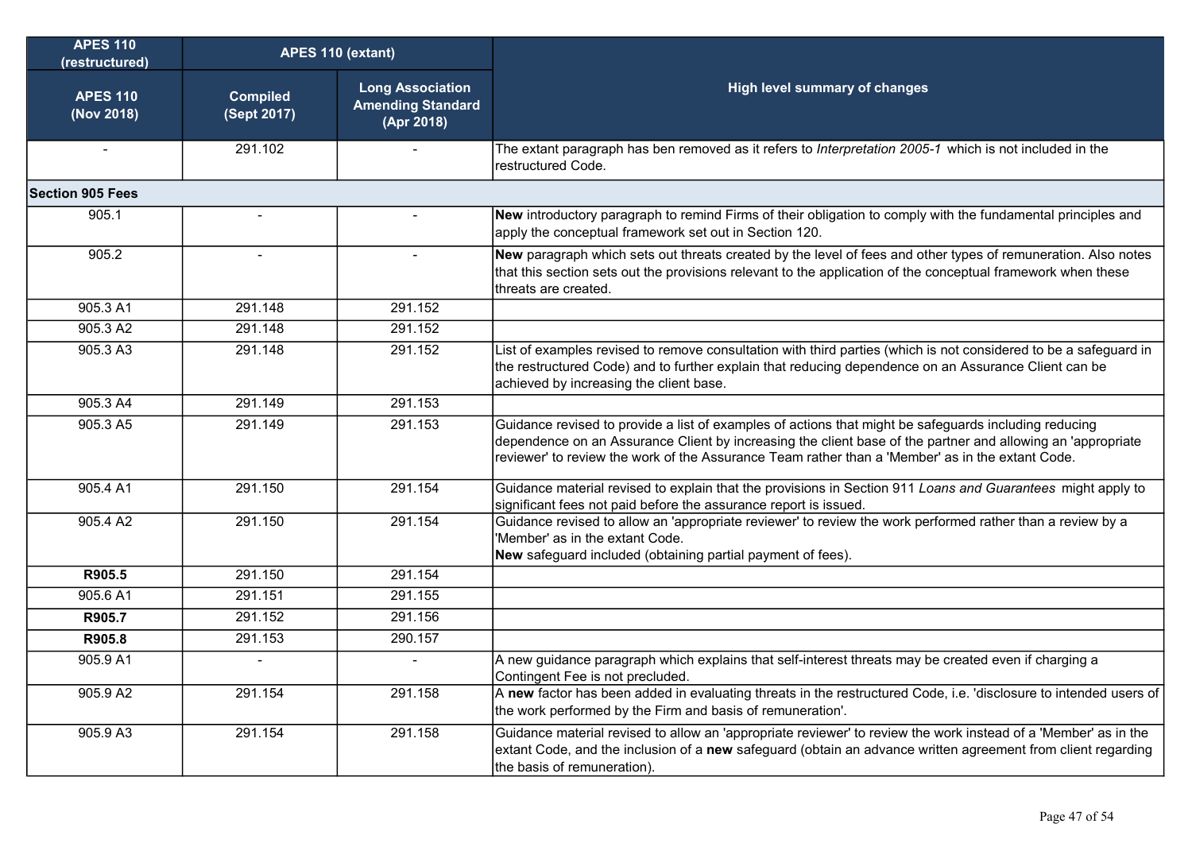| APES 110 (restructured) | APES 110 (extant) | | High level summary of changes |
|---|---|---|---|
| APES 110 (Nov 2018) | Compiled (Sept 2017) | Long Association Amending Standard (Apr 2018) | |
| - | 291.102 | - | The extant paragraph has ben removed as it refers to *Interpretation 2005-1* which is not included in the restructured Code. |
| **Section 905 Fees** | | | |
| 905.1 | - | - | **New** introductory paragraph to remind Firms of their obligation to comply with the fundamental principles and apply the conceptual framework set out in Section 120. |
| 905.2 | - | - | **New** paragraph which sets out threats created by the level of fees and other types of remuneration. Also notes that this section sets out the provisions relevant to the application of the conceptual framework when these threats are created. |
| 905.3 A1 | 291.148 | 291.152 | |
| 905.3 A2 | 291.148 | 291.152 | |
| 905.3 A3 | 291.148 | 291.152 | List of examples revised to remove consultation with third parties (which is not considered to be a safeguard in the restructured Code) and to further explain that reducing dependence on an Assurance Client can be achieved by increasing the client base. |
| 905.3 A4 | 291.149 | 291.153 | |
| 905.3 A5 | 291.149 | 291.153 | Guidance revised to provide a list of examples of actions that might be safeguards including reducing dependence on an Assurance Client by increasing the client base of the partner and allowing an 'appropriate reviewer' to review the work of the Assurance Team rather than a 'Member' as in the extant Code. |
| 905.4 A1 | 291.150 | 291.154 | Guidance material revised to explain that the provisions in Section 911 *Loans and Guarantees* might apply to significant fees not paid before the assurance report is issued. |
| 905.4 A2 | 291.150 | 291.154 | Guidance revised to allow an 'appropriate reviewer' to review the work performed rather than a review by a 'Member' as in the extant Code.<br>**New** safeguard included (obtaining partial payment of fees). |
| **R905.5** | 291.150 | 291.154 | |
| 905.6 A1 | 291.151 | 291.155 | |
| **R905.7** | 291.152 | 291.156 | |
| **R905.8** | 291.153 | 290.157 | |
| 905.9 A1 | - | - | A new guidance paragraph which explains that self-interest threats may be created even if charging a Contingent Fee is not precluded. |
| 905.9 A2 | 291.154 | 291.158 | A **new** factor has been added in evaluating threats in the restructured Code, i.e. 'disclosure to intended users of the work performed by the Firm and basis of remuneration'. |
| 905.9 A3 | 291.154 | 291.158 | Guidance material revised to allow an 'appropriate reviewer' to review the work instead of a 'Member' as in the extant Code, and the inclusion of a **new** safeguard (obtain an advance written agreement from client regarding the basis of remuneration). |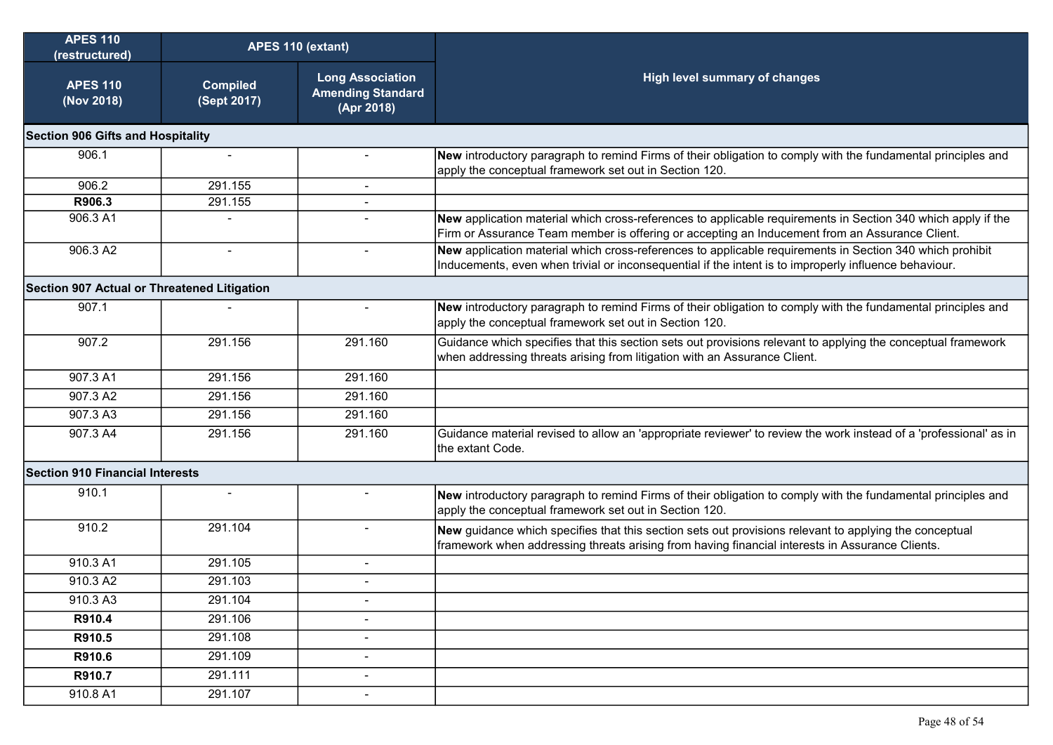| APES 110 (restructured) | APES 110 (extant) | | High level summary of changes |
|---|---|---|---|
| **APES 110 (Nov 2018)** | **Compiled (Sept 2017)** | **Long Association Amending Standard (Apr 2018)** | |
| **Section 906 Gifts and Hospitality** | | | |
| 906.1 | - | - | **New** introductory paragraph to remind Firms of their obligation to comply with the fundamental principles and apply the conceptual framework set out in Section 120. |
| 906.2 | 291.155 | - | |
| **R906.3** | 291.155 | - | |
| 906.3 A1 | - | - | **New** application material which cross-references to applicable requirements in Section 340 which apply if the Firm or Assurance Team member is offering or accepting an Inducement from an Assurance Client. |
| 906.3 A2 | - | - | **New** application material which cross-references to applicable requirements in Section 340 which prohibit Inducements, even when trivial or inconsequential if the intent is to improperly influence behaviour. |
| **Section 907 Actual or Threatened Litigation** | | | |
| 907.1 | - | - | **New** introductory paragraph to remind Firms of their obligation to comply with the fundamental principles and apply the conceptual framework set out in Section 120. |
| 907.2 | 291.156 | 291.160 | Guidance which specifies that this section sets out provisions relevant to applying the conceptual framework when addressing threats arising from litigation with an Assurance Client. |
| 907.3 A1 | 291.156 | 291.160 | |
| 907.3 A2 | 291.156 | 291.160 | |
| 907.3 A3 | 291.156 | 291.160 | |
| 907.3 A4 | 291.156 | 291.160 | Guidance material revised to allow an 'appropriate reviewer' to review the work instead of a 'professional' as in the extant Code. |
| **Section 910 Financial Interests** | | | |
| 910.1 | - | - | **New** introductory paragraph to remind Firms of their obligation to comply with the fundamental principles and apply the conceptual framework set out in Section 120. |
| 910.2 | 291.104 | - | **New** guidance which specifies that this section sets out provisions relevant to applying the conceptual framework when addressing threats arising from having financial interests in Assurance Clients. |
| 910.3 A1 | 291.105 | - | |
| 910.3 A2 | 291.103 | - | |
| 910.3 A3 | 291.104 | - | |
| **R910.4** | 291.106 | - | |
| **R910.5** | 291.108 | - | |
| **R910.6** | 291.109 | - | |
| **R910.7** | 291.111 | - | |
| 910.8 A1 | 291.107 | - | |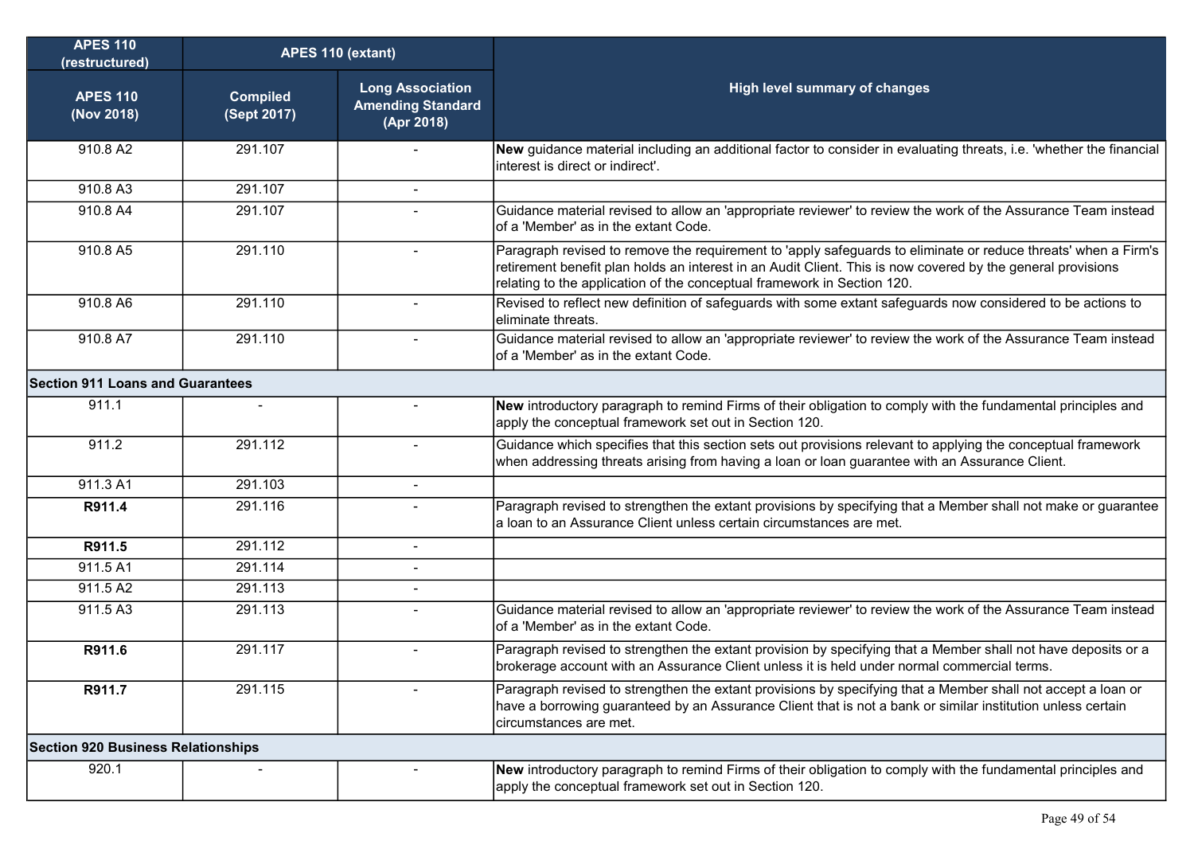| APES 110 (restructured) | APES 110 (extant) | | High level summary of changes |
|---|---|---|---|
| APES 110 (Nov 2018) | Compiled (Sept 2017) | Long Association Amending Standard (Apr 2018) | |
| 910.8 A2 | 291.107 | - | **New** guidance material including an additional factor to consider in evaluating threats, i.e. 'whether the financial interest is direct or indirect'. |
| 910.8 A3 | 291.107 | - | |
| 910.8 A4 | 291.107 | - | Guidance material revised to allow an 'appropriate reviewer' to review the work of the Assurance Team instead of a 'Member' as in the extant Code. |
| 910.8 A5 | 291.110 | - | Paragraph revised to remove the requirement to 'apply safeguards to eliminate or reduce threats' when a Firm's retirement benefit plan holds an interest in an Audit Client. This is now covered by the general provisions relating to the application of the conceptual framework in Section 120. |
| 910.8 A6 | 291.110 | - | Revised to reflect new definition of safeguards with some extant safeguards now considered to be actions to eliminate threats. |
| 910.8 A7 | 291.110 | - | Guidance material revised to allow an 'appropriate reviewer' to review the work of the Assurance Team instead of a 'Member' as in the extant Code. |
| **Section 911 Loans and Guarantees** | | | |
| 911.1 | - | - | **New** introductory paragraph to remind Firms of their obligation to comply with the fundamental principles and apply the conceptual framework set out in Section 120. |
| 911.2 | 291.112 | - | Guidance which specifies that this section sets out provisions relevant to applying the conceptual framework when addressing threats arising from having a loan or loan guarantee with an Assurance Client. |
| 911.3 A1 | 291.103 | - | |
| **R911.4** | 291.116 | - | Paragraph revised to strengthen the extant provisions by specifying that a Member shall not make or guarantee a loan to an Assurance Client unless certain circumstances are met. |
| **R911.5** | 291.112 | - | |
| 911.5 A1 | 291.114 | - | |
| 911.5 A2 | 291.113 | - | |
| 911.5 A3 | 291.113 | - | Guidance material revised to allow an 'appropriate reviewer' to review the work of the Assurance Team instead of a 'Member' as in the extant Code. |
| **R911.6** | 291.117 | - | Paragraph revised to strengthen the extant provision by specifying that a Member shall not have deposits or a brokerage account with an Assurance Client unless it is held under normal commercial terms. |
| **R911.7** | 291.115 | - | Paragraph revised to strengthen the extant provisions by specifying that a Member shall not accept a loan or have a borrowing guaranteed by an Assurance Client that is not a bank or similar institution unless certain circumstances are met. |
| **Section 920 Business Relationships** | | | |
| 920.1 | - | - | **New** introductory paragraph to remind Firms of their obligation to comply with the fundamental principles and apply the conceptual framework set out in Section 120. |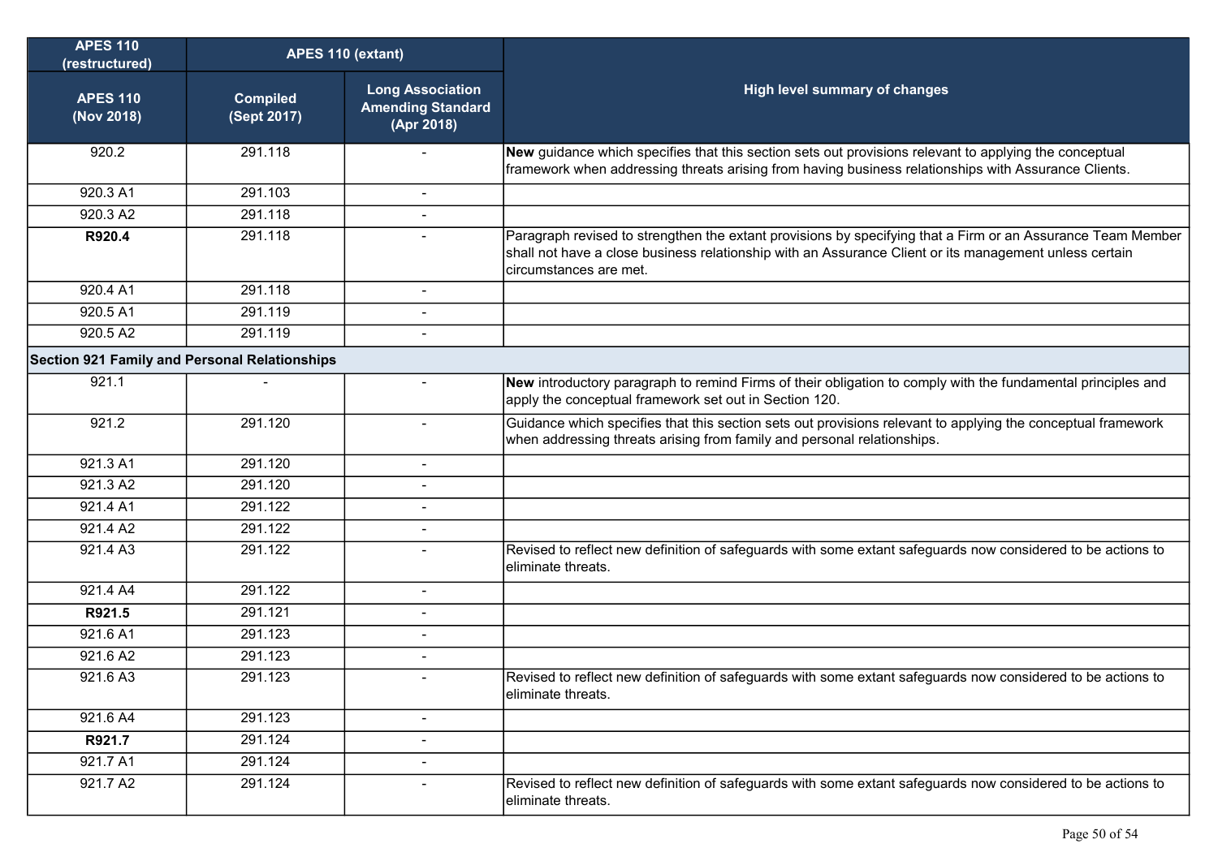| APES 110 (restructured) | APES 110 (extant) | | High level summary of changes |
|---|---|---|---|
| **APES 110 (Nov 2018)** | **Compiled (Sept 2017)** | **Long Association Amending Standard (Apr 2018)** | |
| 920.2 | 291.118 | - | **New** guidance which specifies that this section sets out provisions relevant to applying the conceptual framework when addressing threats arising from having business relationships with Assurance Clients. |
| 920.3 A1 | 291.103 | - | |
| 920.3 A2 | 291.118 | - | |
| **R920.4** | 291.118 | - | Paragraph revised to strengthen the extant provisions by specifying that a Firm or an Assurance Team Member shall not have a close business relationship with an Assurance Client or its management unless certain circumstances are met. |
| 920.4 A1 | 291.118 | - | |
| 920.5 A1 | 291.119 | - | |
| 920.5 A2 | 291.119 | - | |
| **Section 921 Family and Personal Relationships** | | | |
| 921.1 | - | - | **New** introductory paragraph to remind Firms of their obligation to comply with the fundamental principles and apply the conceptual framework set out in Section 120. |
| 921.2 | 291.120 | - | Guidance which specifies that this section sets out provisions relevant to applying the conceptual framework when addressing threats arising from family and personal relationships. |
| 921.3 A1 | 291.120 | - | |
| 921.3 A2 | 291.120 | - | |
| 921.4 A1 | 291.122 | - | |
| 921.4 A2 | 291.122 | - | |
| 921.4 A3 | 291.122 | - | Revised to reflect new definition of safeguards with some extant safeguards now considered to be actions to eliminate threats. |
| 921.4 A4 | 291.122 | - | |
| **R921.5** | 291.121 | - | |
| 921.6 A1 | 291.123 | - | |
| 921.6 A2 | 291.123 | - | |
| 921.6 A3 | 291.123 | - | Revised to reflect new definition of safeguards with some extant safeguards now considered to be actions to eliminate threats. |
| 921.6 A4 | 291.123 | - | |
| **R921.7** | 291.124 | - | |
| 921.7 A1 | 291.124 | - | |
| 921.7 A2 | 291.124 | - | Revised to reflect new definition of safeguards with some extant safeguards now considered to be actions to eliminate threats. |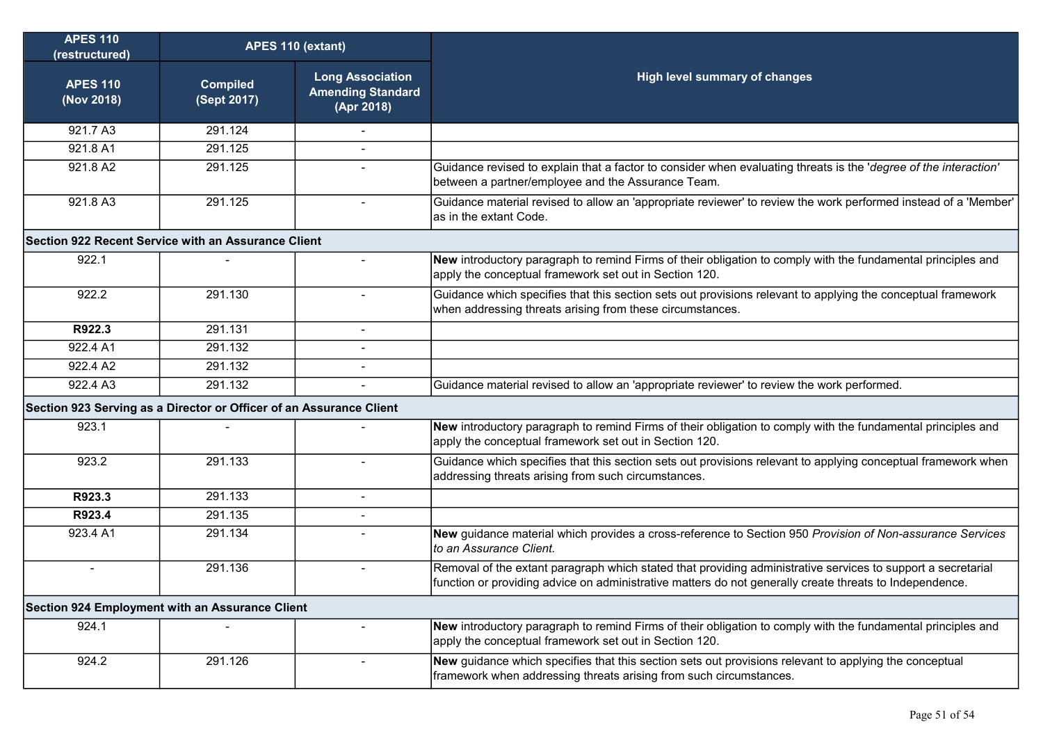| APES 110 (restructured) | APES 110 (extant) | | High level summary of changes |
|---|---|---|---|
| APES 110 (Nov 2018) | Compiled (Sept 2017) | Long Association Amending Standard (Apr 2018) | |
| 921.7 A3 | 291.124 | - | |
| 921.8 A1 | 291.125 | - | |
| 921.8 A2 | 291.125 | - | Guidance revised to explain that a factor to consider when evaluating threats is the '*degree of the interaction'* between a partner/employee and the Assurance Team. |
| 921.8 A3 | 291.125 | - | Guidance material revised to allow an 'appropriate reviewer' to review the work performed instead of a 'Member' as in the extant Code. |
| **Section 922 Recent Service with an Assurance Client** | | | |
| 922.1 | - | - | **New** introductory paragraph to remind Firms of their obligation to comply with the fundamental principles and apply the conceptual framework set out in Section 120. |
| 922.2 | 291.130 | - | Guidance which specifies that this section sets out provisions relevant to applying the conceptual framework when addressing threats arising from these circumstances. |
| **R922.3** | 291.131 | - | |
| 922.4 A1 | 291.132 | - | |
| 922.4 A2 | 291.132 | - | |
| 922.4 A3 | 291.132 | - | Guidance material revised to allow an 'appropriate reviewer' to review the work performed. |
| **Section 923 Serving as a Director or Officer of an Assurance Client** | | | |
| 923.1 | - | - | **New** introductory paragraph to remind Firms of their obligation to comply with the fundamental principles and apply the conceptual framework set out in Section 120. |
| 923.2 | 291.133 | - | Guidance which specifies that this section sets out provisions relevant to applying conceptual framework when addressing threats arising from such circumstances. |
| **R923.3** | 291.133 | - | |
| **R923.4** | 291.135 | - | |
| 923.4 A1 | 291.134 | - | **New** guidance material which provides a cross-reference to Section 950 *Provision of Non-assurance Services to an Assurance Client.* |
| - | 291.136 | - | Removal of the extant paragraph which stated that providing administrative services to support a secretarial function or providing advice on administrative matters do not generally create threats to Independence. |
| **Section 924 Employment with an Assurance Client** | | | |
| 924.1 | - | - | **New** introductory paragraph to remind Firms of their obligation to comply with the fundamental principles and apply the conceptual framework set out in Section 120. |
| 924.2 | 291.126 | - | **New** guidance which specifies that this section sets out provisions relevant to applying the conceptual framework when addressing threats arising from such circumstances. |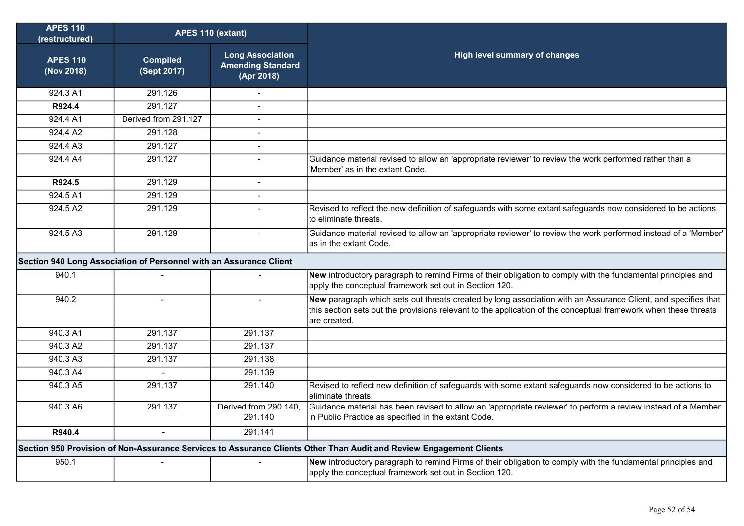| APES 110 (restructured) | APES 110 (extant) | | High level summary of changes |
|---|---|---|---|
| **APES 110 (Nov 2018)** | **Compiled (Sept 2017)** | **Long Association Amending Standard (Apr 2018)** | |
| 924.3 A1 | 291.126 | - | |
| **R924.4** | 291.127 | - | |
| 924.4 A1 | Derived from 291.127 | - | |
| 924.4 A2 | 291.128 | - | |
| 924.4 A3 | 291.127 | - | |
| 924.4 A4 | 291.127 | - | Guidance material revised to allow an 'appropriate reviewer' to review the work performed rather than a 'Member' as in the extant Code. |
| **R924.5** | 291.129 | - | |
| 924.5 A1 | 291.129 | - | |
| 924.5 A2 | 291.129 | - | Revised to reflect the new definition of safeguards with some extant safeguards now considered to be actions to eliminate threats. |
| 924.5 A3 | 291.129 | - | Guidance material revised to allow an 'appropriate reviewer' to review the work performed instead of a 'Member' as in the extant Code. |
| **Section 940 Long Association of Personnel with an Assurance Client** | | | |
| 940.1 | - | - | **New** introductory paragraph to remind Firms of their obligation to comply with the fundamental principles and apply the conceptual framework set out in Section 120. |
| 940.2 | - | - | **New** paragraph which sets out threats created by long association with an Assurance Client, and specifies that this section sets out the provisions relevant to the application of the conceptual framework when these threats are created. |
| 940.3 A1 | 291.137 | 291.137 | |
| 940.3 A2 | 291.137 | 291.137 | |
| 940.3 A3 | 291.137 | 291.138 | |
| 940.3 A4 | - | 291.139 | |
| 940.3 A5 | 291.137 | 291.140 | Revised to reflect new definition of safeguards with some extant safeguards now considered to be actions to eliminate threats. |
| 940.3 A6 | 291.137 | Derived from 290.140, 291.140 | Guidance material has been revised to allow an 'appropriate reviewer' to perform a review instead of a Member in Public Practice as specified in the extant Code. |
| **R940.4** | - | 291.141 | |
| **Section 950 Provision of Non-Assurance Services to Assurance Clients Other Than Audit and Review Engagement Clients** | | | |
| 950.1 | - | - | **New** introductory paragraph to remind Firms of their obligation to comply with the fundamental principles and apply the conceptual framework set out in Section 120. |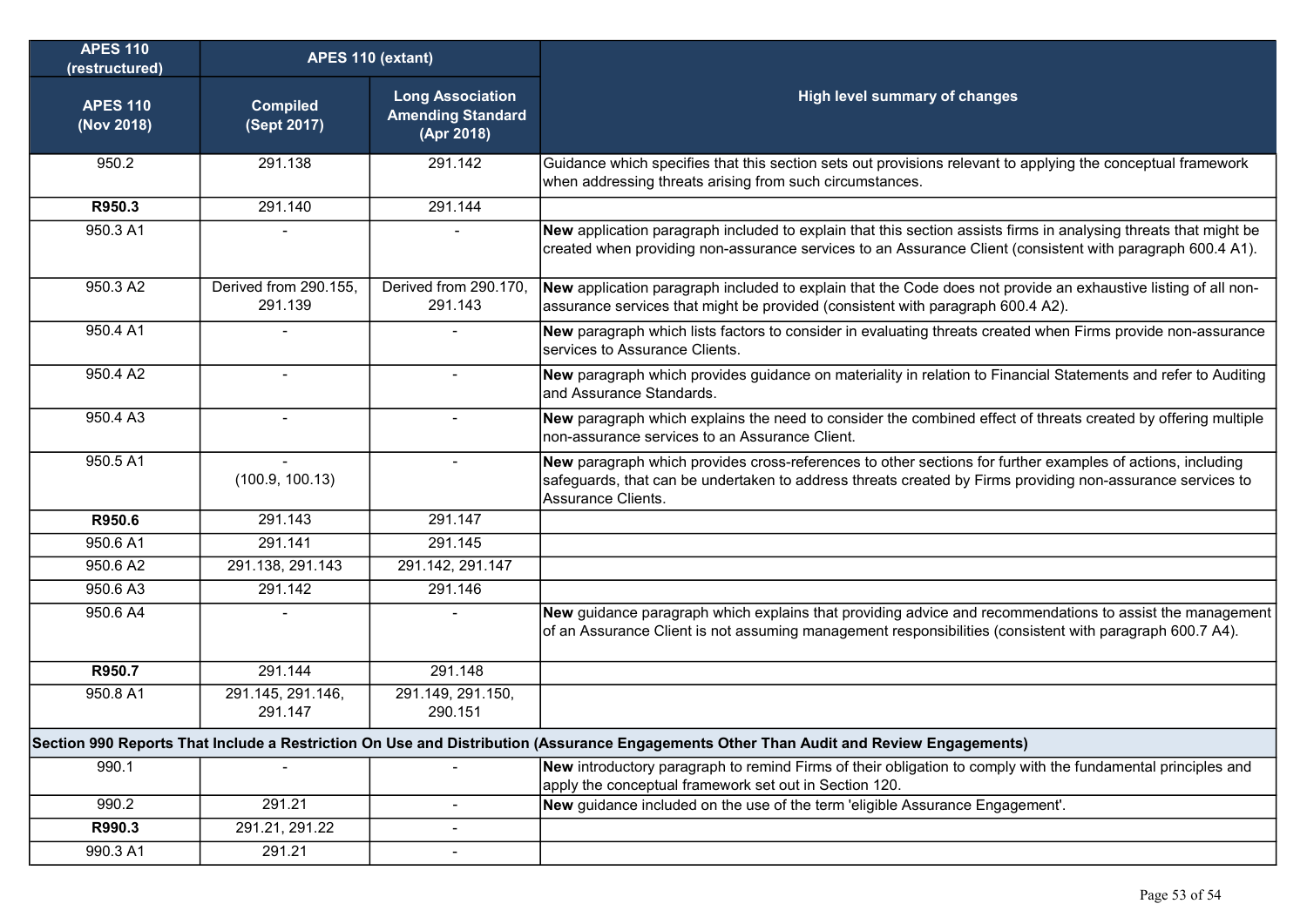| APES 110 (restructured) | APES 110 (extant) | | High level summary of changes |
|---|---|---|---|
| **APES 110 (Nov 2018)** | **Compiled (Sept 2017)** | **Long Association Amending Standard (Apr 2018)** | |
| 950.2 | 291.138 | 291.142 | Guidance which specifies that this section sets out provisions relevant to applying the conceptual framework when addressing threats arising from such circumstances. |
| **R950.3** | 291.140 | 291.144 | |
| 950.3 A1 | - | - | **New** application paragraph included to explain that this section assists firms in analysing threats that might be created when providing non-assurance services to an Assurance Client (consistent with paragraph 600.4 A1). |
| 950.3 A2 | Derived from 290.155, 291.139 | Derived from 290.170, 291.143 | **New** application paragraph included to explain that the Code does not provide an exhaustive listing of all non-assurance services that might be provided (consistent with paragraph 600.4 A2). |
| 950.4 A1 | - | - | **New** paragraph which lists factors to consider in evaluating threats created when Firms provide non-assurance services to Assurance Clients. |
| 950.4 A2 | - | - | **New** paragraph which provides guidance on materiality in relation to Financial Statements and refer to Auditing and Assurance Standards. |
| 950.4 A3 | - | - | **New** paragraph which explains the need to consider the combined effect of threats created by offering multiple non-assurance services to an Assurance Client. |
| 950.5 A1 | - (100.9, 100.13) | - | **New** paragraph which provides cross-references to other sections for further examples of actions, including safeguards, that can be undertaken to address threats created by Firms providing non-assurance services to Assurance Clients. |
| **R950.6** | 291.143 | 291.147 | |
| 950.6 A1 | 291.141 | 291.145 | |
| 950.6 A2 | 291.138, 291.143 | 291.142, 291.147 | |
| 950.6 A3 | 291.142 | 291.146 | |
| 950.6 A4 | - | - | **New** guidance paragraph which explains that providing advice and recommendations to assist the management of an Assurance Client is not assuming management responsibilities (consistent with paragraph 600.7 A4). |
| **R950.7** | 291.144 | 291.148 | |
| 950.8 A1 | 291.145, 291.146, 291.147 | 291.149, 291.150, 290.151 | |
| **Section 990 Reports That Include a Restriction On Use and Distribution (Assurance Engagements Other Than Audit and Review Engagements)** | | | |
| 990.1 | - | - | **New** introductory paragraph to remind Firms of their obligation to comply with the fundamental principles and apply the conceptual framework set out in Section 120. |
| 990.2 | 291.21 | - | **New** guidance included on the use of the term 'eligible Assurance Engagement'. |
| **R990.3** | 291.21, 291.22 | - | |
| 990.3 A1 | 291.21 | - | |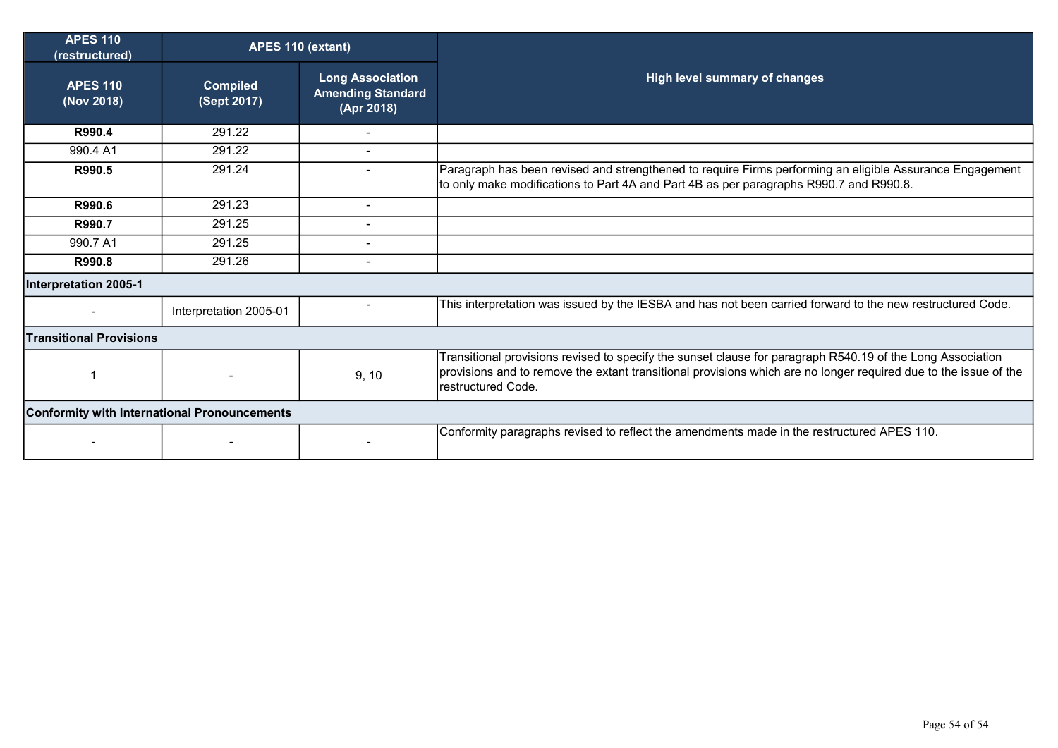| APES 110 (restructured) | APES 110 (extant) | | High level summary of changes |
|---|---|---|---|
| **APES 110 (Nov 2018)** | **Compiled (Sept 2017)** | **Long Association Amending Standard (Apr 2018)** | |
| **R990.4** | 291.22 | - | |
| 990.4 A1 | 291.22 | - | |
| **R990.5** | 291.24 | - | Paragraph has been revised and strengthened to require Firms performing an eligible Assurance Engagement to only make modifications to Part 4A and Part 4B as per paragraphs R990.7 and R990.8. |
| **R990.6** | 291.23 | - | |
| **R990.7** | 291.25 | - | |
| 990.7 A1 | 291.25 | - | |
| **R990.8** | 291.26 | - | |
| **Interpretation 2005-1** | | | |
| - | Interpretation 2005-01 | - | This interpretation was issued by the IESBA and has not been carried forward to the new restructured Code. |
| **Transitional Provisions** | | | |
| 1 | - | 9, 10 | Transitional provisions revised to specify the sunset clause for paragraph R540.19 of the Long Association provisions and to remove the extant transitional provisions which are no longer required due to the issue of the restructured Code. |
| **Conformity with International Pronouncements** | | | |
| - | - | - | Conformity paragraphs revised to reflect the amendments made in the restructured APES 110. |